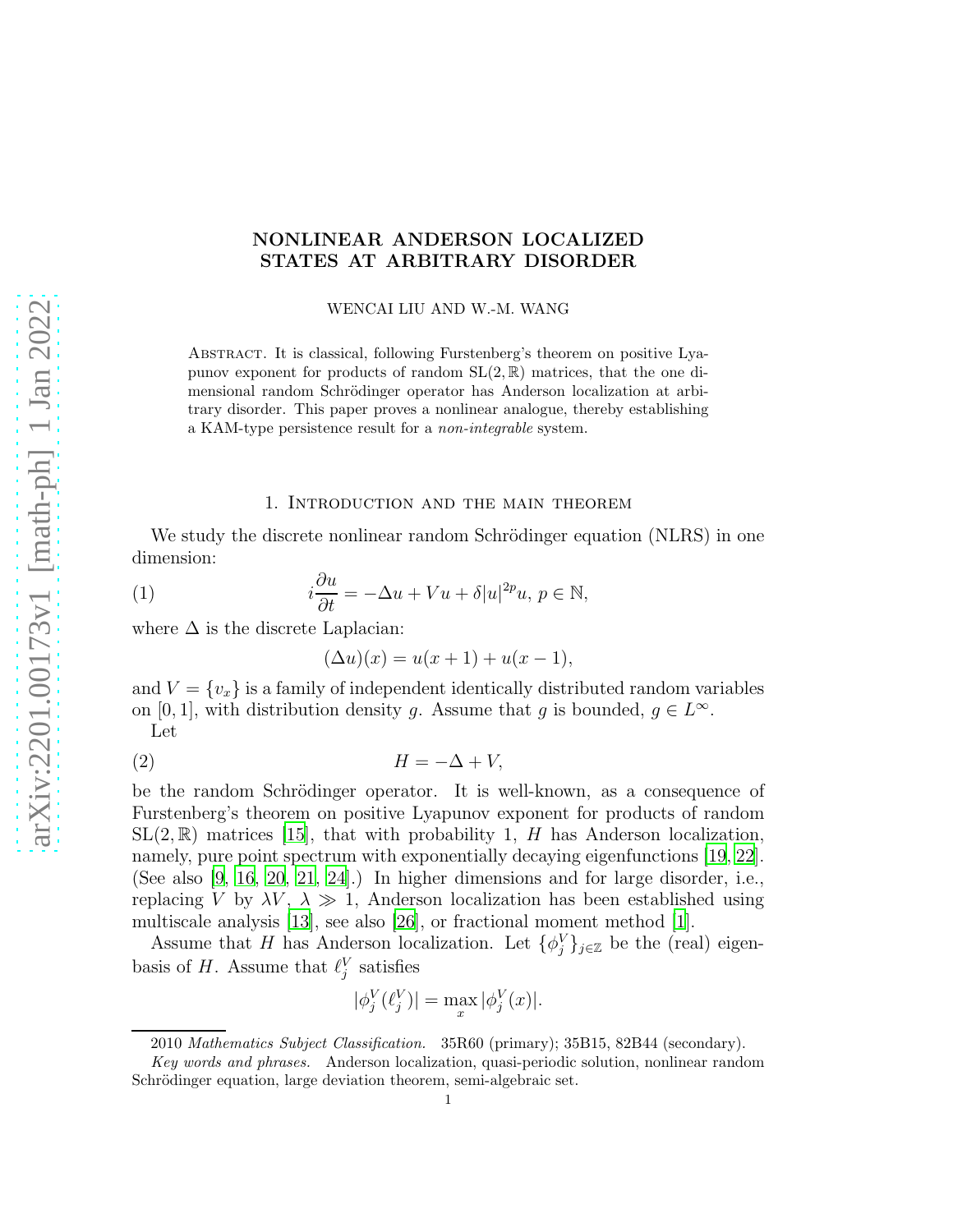# NONLINEAR ANDERSON LOCALIZED STATES AT ARBITRARY DISORDER

WENCAI LIU AND W.-M. WANG

Abstract. It is classical, following Furstenberg's theorem on positive Lyapunov exponent for products of random $\mathrm{SL}(2,\mathbb{R})$ matrices, that the one dimensional random Schrödinger operator has Anderson localization at arbitrary disorder. This paper proves a nonlinear analogue, thereby establishing a KAM-type persistence result for a *non-integrable* system.

## 1. Introduction and the main theorem

We study the discrete nonlinear random Schrödinger equation (NLRS) in one dimension:

$$
i\frac{\partial u}{\partial t} = -\Delta u + Vu + \delta |u|^{2p} u,\ p \in \mathbb{N}, \tag{1}
$$

where $\Delta$ is the discrete Laplacian:

$$
(\Delta u)(x) = u(x+1) + u(x-1),
$$

and $V = \{v_x\}$ is a family of independent identically distributed random variables on $[0,1]$, with distribution density $g$. Assume that $g$ is bounded, $g \in L^\infty$.

Let

$$
H = -\Delta + V, \tag{2}
$$

be the random Schrödinger operator. It is well-known, as a consequence of Furstenberg's theorem on positive Lyapunov exponent for products of random $\mathrm{SL}(2,\mathbb{R})$ matrices [15], that with probability 1, $H$ has Anderson localization, namely, pure point spectrum with exponentially decaying eigenfunctions [19, 22]. (See also [9, 16, 20, 21, 24].) In higher dimensions and for large disorder, i.e., replacing $V$ by $\lambda V$, $\lambda \gg 1$, Anderson localization has been established using multiscale analysis [13], see also [26], or fractional moment method [1].

Assume that $H$ has Anderson localization. Let $\{\phi_j^V\}_{j\in\mathbb{Z}}$ be the (real) eigenbasis of $H$. Assume that $\ell_j^V$ satisfies

$$
|\phi_j^V(\ell_j^V)| = \max_x |\phi_j^V(x)|.
$$

2010 *Mathematics Subject Classification.* 35R60 (primary); 35B15, 82B44 (secondary).

*Key words and phrases.* Anderson localization, quasi-periodic solution, nonlinear random Schrödinger equation, large deviation theorem, semi-algebraic set.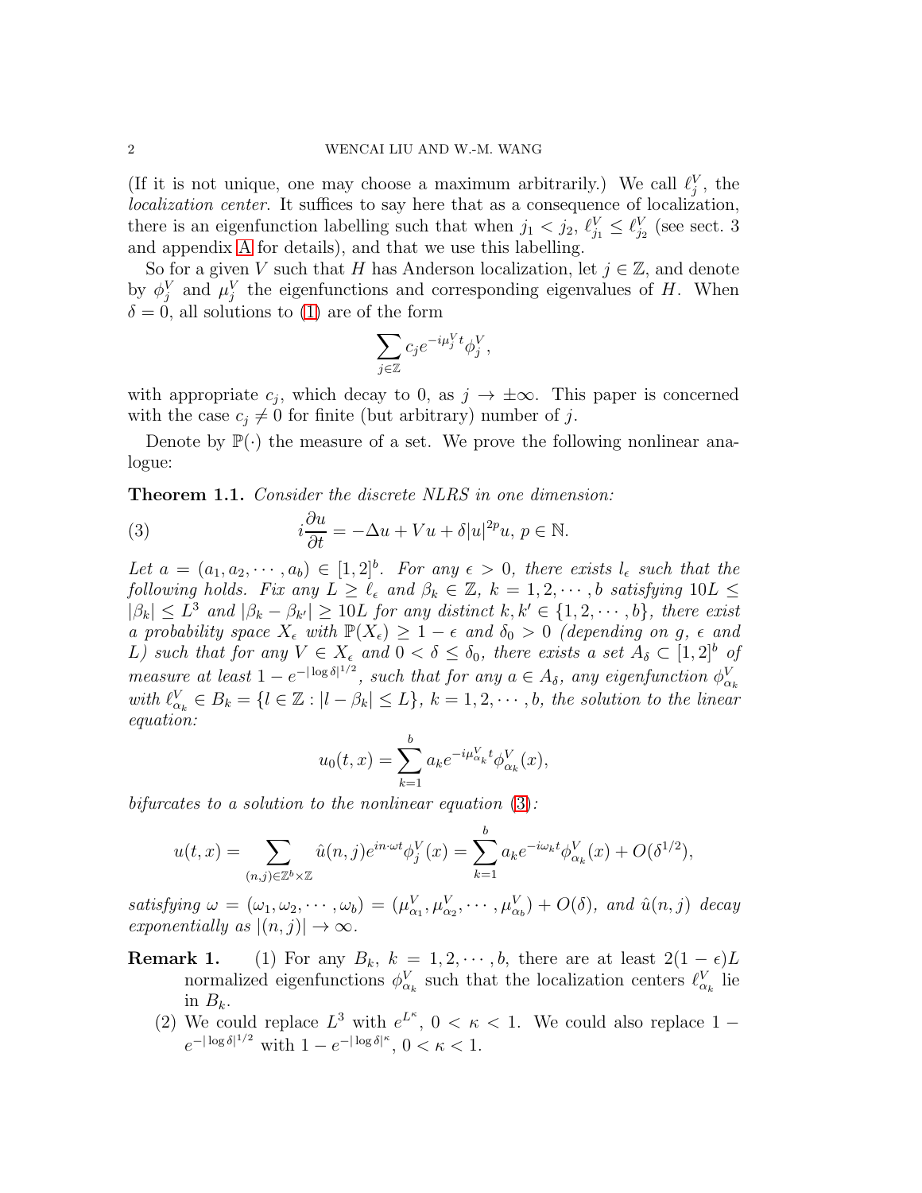(If it is not unique, one may choose a maximum arbitrarily.) We call $\ell_j^V$, the *localization center*. It suffices to say here that as a consequence of localization, there is an eigenfunction labelling such that when $j_1 < j_2$, $\ell_{j_1}^V \leq \ell_{j_2}^V$ (see sect. 3 and appendix A for details), and that we use this labelling.

So for a given $V$ such that $H$ has Anderson localization, let $j \in \mathbb{Z}$, and denote by $\phi_j^V$ and $\mu_j^V$ the eigenfunctions and corresponding eigenvalues of $H$. When $\delta = 0$, all solutions to (1) are of the form

$$\sum_{j\in\mathbb{Z}} c_j e^{-i\mu_j^V t}\phi_j^V,$$

with appropriate $c_j$, which decay to 0, as $j \to \pm\infty$. This paper is concerned with the case $c_j \neq 0$ for finite (but arbitrary) number of $j$.

Denote by $\mathbb{P}(\cdot)$ the measure of a set. We prove the following nonlinear analogue:

**Theorem 1.1.** *Consider the discrete NLRS in one dimension:*

$$i\frac{\partial u}{\partial t} = -\Delta u + Vu + \delta|u|^{2p}u,\ p \in \mathbb{N}. \tag{3}$$

*Let $a = (a_1, a_2, \cdots, a_b) \in [1,2]^b$. For any $\epsilon > 0$, there exists $l_\epsilon$ such that the following holds. Fix any $L \geq \ell_\epsilon$ and $\beta_k \in \mathbb{Z}$, $k = 1, 2, \cdots, b$ satisfying $10L \leq |\beta_k| \leq L^3$ and $|\beta_k - \beta_{k'}| \geq 10L$ for any distinct $k, k' \in \{1, 2, \cdots, b\}$, there exist a probability space $X_\epsilon$ with $\mathbb{P}(X_\epsilon) \geq 1 - \epsilon$ and $\delta_0 > 0$ (depending on $g$, $\epsilon$ and $L$) such that for any $V \in X_\epsilon$ and $0 < \delta \leq \delta_0$, there exists a set $A_\delta \subset [1,2]^b$ of measure at least $1 - e^{-|\log\delta|^{1/2}}$, such that for any $a \in A_\delta$, any eigenfunction $\phi_{\alpha_k}^V$ with $\ell_{\alpha_k}^V \in B_k = \{l \in \mathbb{Z} : |l - \beta_k| \leq L\}$, $k = 1, 2, \cdots, b$, the solution to the linear equation:*

$$u_0(t,x) = \sum_{k=1}^{b} a_k e^{-i\mu_{\alpha_k}^V t}\phi_{\alpha_k}^V(x),$$

*bifurcates to a solution to the nonlinear equation (3):*

$$u(t,x) = \sum_{(n,j)\in\mathbb{Z}^b\times\mathbb{Z}} \hat{u}(n,j)e^{in\cdot\omega t}\phi_j^V(x) = \sum_{k=1}^{b} a_k e^{-i\omega_k t}\phi_{\alpha_k}^V(x) + O(\delta^{1/2}),$$

*satisfying $\omega = (\omega_1, \omega_2, \cdots, \omega_b) = (\mu_{\alpha_1}^V, \mu_{\alpha_2}^V, \cdots, \mu_{\alpha_b}^V) + O(\delta)$, and $\hat{u}(n,j)$ decay exponentially as $|(n,j)| \to \infty$.*

**Remark 1.**

1. For any $B_k$, $k = 1, 2, \cdots, b$, there are at least $2(1-\epsilon)L$ normalized eigenfunctions $\phi_{\alpha_k}^V$ such that the localization centers $\ell_{\alpha_k}^V$ lie in $B_k$.
2. We could replace $L^3$ with $e^{L^\kappa}$, $0 < \kappa < 1$. We could also replace $1 - e^{-|\log\delta|^{1/2}}$ with $1 - e^{-|\log\delta|^\kappa}$, $0 < \kappa < 1$.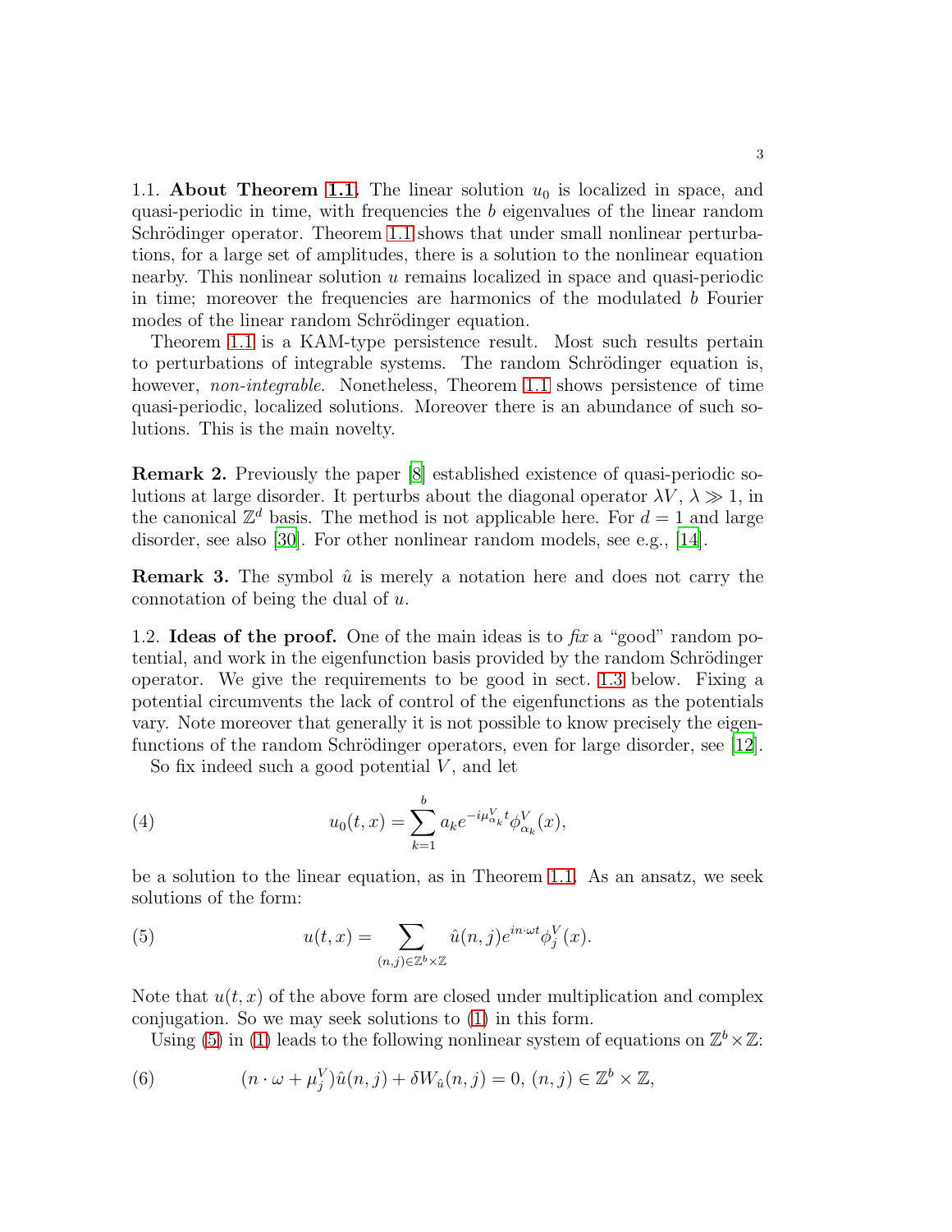1.1. **About Theorem 1.1.** The linear solution $u_0$ is localized in space, and quasi-periodic in time, with frequencies the $b$ eigenvalues of the linear random Schrödinger operator. Theorem 1.1 shows that under small nonlinear perturbations, for a large set of amplitudes, there is a solution to the nonlinear equation nearby. This nonlinear solution $u$ remains localized in space and quasi-periodic in time; moreover the frequencies are harmonics of the modulated $b$ Fourier modes of the linear random Schrödinger equation.

Theorem 1.1 is a KAM-type persistence result. Most such results pertain to perturbations of integrable systems. The random Schrödinger equation is, however, *non-integrable*. Nonetheless, Theorem 1.1 shows persistence of time quasi-periodic, localized solutions. Moreover there is an abundance of such solutions. This is the main novelty.

**Remark 2.** Previously the paper [8] established existence of quasi-periodic solutions at large disorder. It perturbs about the diagonal operator $\lambda V$, $\lambda \gg 1$, in the canonical $\mathbb{Z}^d$ basis. The method is not applicable here. For $d = 1$ and large disorder, see also [30]. For other nonlinear random models, see e.g., [14].

**Remark 3.** The symbol $\hat{u}$ is merely a notation here and does not carry the connotation of being the dual of $u$.

1.2. **Ideas of the proof.** One of the main ideas is to *fix* a "good" random potential, and work in the eigenfunction basis provided by the random Schrödinger operator. We give the requirements to be good in sect. 1.3 below. Fixing a potential circumvents the lack of control of the eigenfunctions as the potentials vary. Note moreover that generally it is not possible to know precisely the eigenfunctions of the random Schrödinger operators, even for large disorder, see [12].

So fix indeed such a good potential $V$, and let

$$u_0(t,x) = \sum_{k=1}^{b} a_k e^{-i\mu^V_{\alpha_k} t} \phi^V_{\alpha_k}(x), \tag{4}$$

be a solution to the linear equation, as in Theorem 1.1. As an ansatz, we seek solutions of the form:

$$u(t,x) = \sum_{(n,j)\in\mathbb{Z}^b\times\mathbb{Z}} \hat{u}(n,j) e^{in\cdot\omega t} \phi^V_j(x). \tag{5}$$

Note that $u(t,x)$ of the above form are closed under multiplication and complex conjugation. So we may seek solutions to (1) in this form.

Using (5) in (1) leads to the following nonlinear system of equations on $\mathbb{Z}^b \times \mathbb{Z}$:

$$(n\cdot\omega + \mu^V_j)\hat{u}(n,j) + \delta W_{\hat{u}}(n,j) = 0,\ (n,j) \in \mathbb{Z}^b \times \mathbb{Z}, \tag{6}$$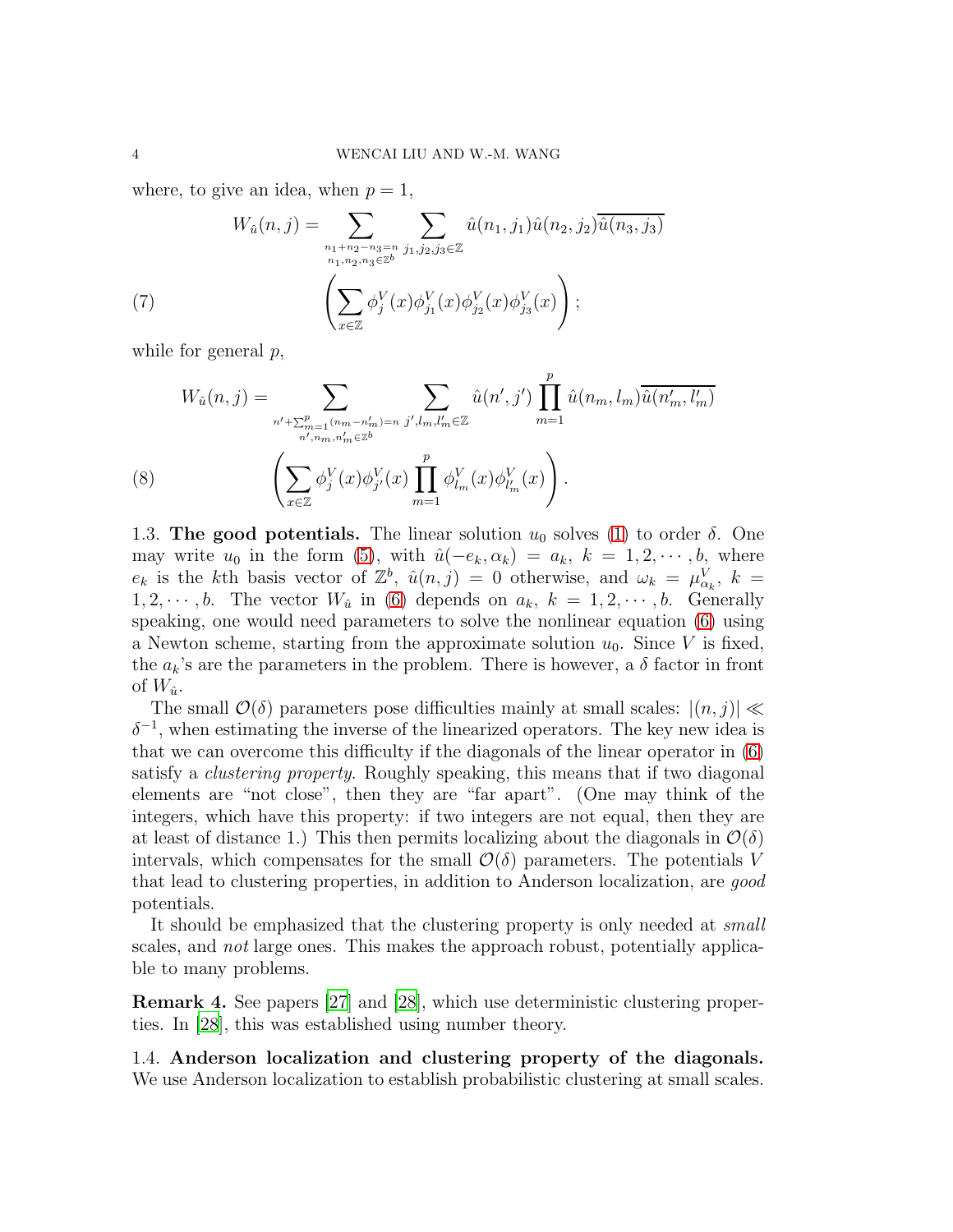where, to give an idea, when $p = 1$,

$$
W_{\hat{u}}(n,j) = \sum_{\substack{n_1+n_2-n_3=n \\ n_1,n_2,n_3\in\mathbb{Z}^b}} \sum_{j_1,j_2,j_3\in\mathbb{Z}} \hat{u}(n_1,j_1)\hat{u}(n_2,j_2)\overline{\hat{u}(n_3,j_3)} \left(\sum_{x\in\mathbb{Z}} \phi_j^V(x)\phi_{j_1}^V(x)\phi_{j_2}^V(x)\phi_{j_3}^V(x)\right); \tag{7}
$$

while for general $p$,

$$
W_{\hat{u}}(n,j) = \sum_{\substack{n'+\sum_{m=1}^p(n_m-n'_m)=n \\ n',n_m,n'_m\in\mathbb{Z}^b}} \sum_{j',l_m,l'_m\in\mathbb{Z}} \hat{u}(n',j')\prod_{m=1}^p \hat{u}(n_m,l_m)\overline{\hat{u}(n'_m,l'_m)} \left(\sum_{x\in\mathbb{Z}} \phi_j^V(x)\phi_{j'}^V(x)\prod_{m=1}^p \phi_{l_m}^V(x)\phi_{l'_m}^V(x)\right). \tag{8}
$$

1.3. **The good potentials.** The linear solution $u_0$ solves (1) to order $\delta$. One may write $u_0$ in the form (5), with $\hat{u}(-e_k,\alpha_k) = a_k$, $k = 1,2,\cdots,b$, where $e_k$ is the $k$th basis vector of $\mathbb{Z}^b$, $\hat{u}(n,j) = 0$ otherwise, and $\omega_k = \mu_{\alpha_k}^V$, $k = 1,2,\cdots,b$. The vector $W_{\hat{u}}$ in (6) depends on $a_k$, $k = 1,2,\cdots,b$. Generally speaking, one would need parameters to solve the nonlinear equation (6) using a Newton scheme, starting from the approximate solution $u_0$. Since $V$ is fixed, the $a_k$'s are the parameters in the problem. There is however, a $\delta$ factor in front of $W_{\hat{u}}$.

The small $\mathcal{O}(\delta)$ parameters pose difficulties mainly at small scales: $|(n,j)| \ll \delta^{-1}$, when estimating the inverse of the linearized operators. The key new idea is that we can overcome this difficulty if the diagonals of the linear operator in (6) satisfy a *clustering property*. Roughly speaking, this means that if two diagonal elements are "not close", then they are "far apart". (One may think of the integers, which have this property: if two integers are not equal, then they are at least of distance 1.) This then permits localizing about the diagonals in $\mathcal{O}(\delta)$ intervals, which compensates for the small $\mathcal{O}(\delta)$ parameters. The potentials $V$ that lead to clustering properties, in addition to Anderson localization, are *good* potentials.

It should be emphasized that the clustering property is only needed at *small* scales, and *not* large ones. This makes the approach robust, potentially applicable to many problems.

**Remark 4.** See papers [27] and [28], which use deterministic clustering properties. In [28], this was established using number theory.

1.4. **Anderson localization and clustering property of the diagonals.** We use Anderson localization to establish probabilistic clustering at small scales.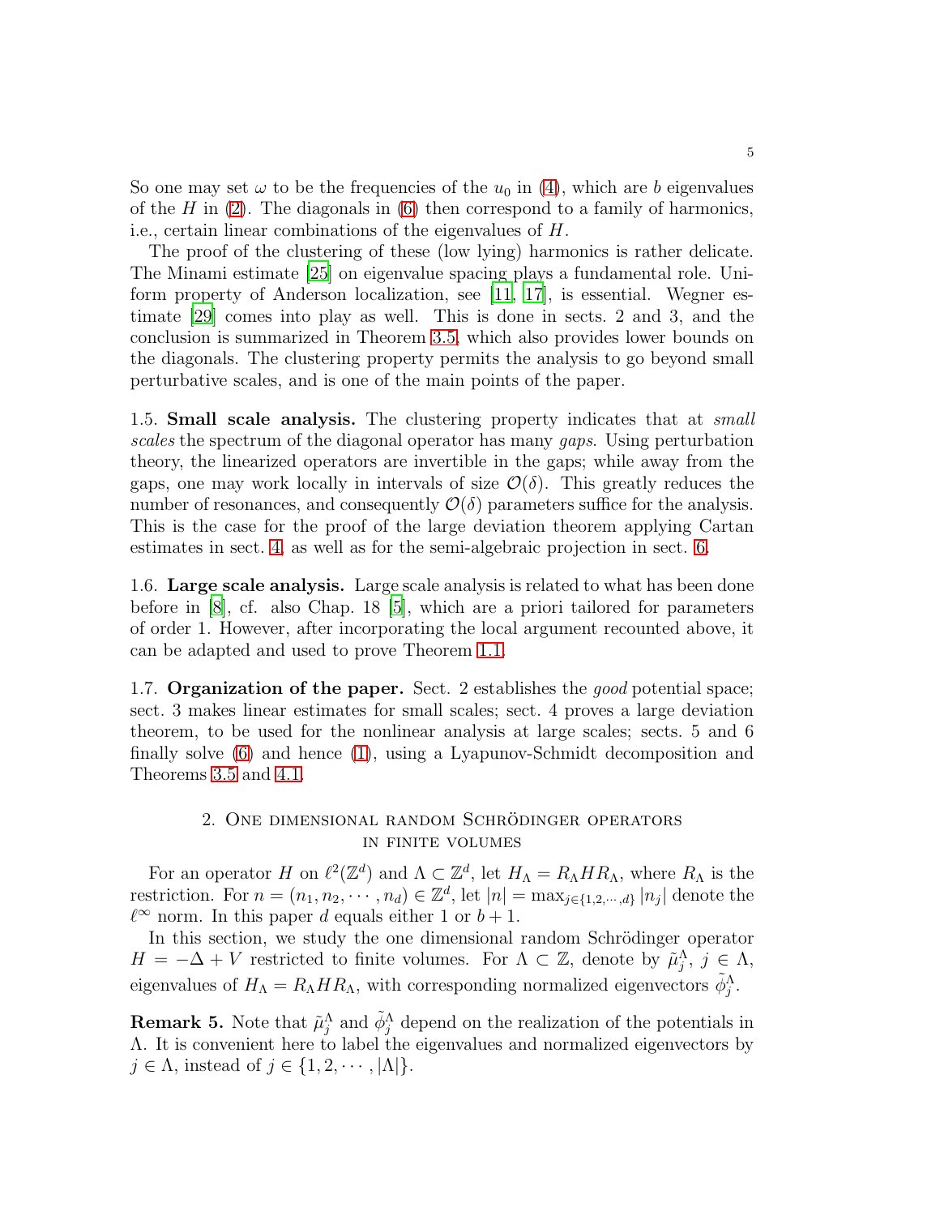So one may set $\omega$ to be the frequencies of the $u_0$ in (4), which are $b$ eigenvalues of the $H$ in (2). The diagonals in (6) then correspond to a family of harmonics, i.e., certain linear combinations of the eigenvalues of $H$.

The proof of the clustering of these (low lying) harmonics is rather delicate. The Minami estimate [25] on eigenvalue spacing plays a fundamental role. Uniform property of Anderson localization, see [11, 17], is essential. Wegner estimate [29] comes into play as well. This is done in sects. 2 and 3, and the conclusion is summarized in Theorem 3.5, which also provides lower bounds on the diagonals. The clustering property permits the analysis to go beyond small perturbative scales, and is one of the main points of the paper.

1.5. **Small scale analysis.** The clustering property indicates that at *small scales* the spectrum of the diagonal operator has many *gaps*. Using perturbation theory, the linearized operators are invertible in the gaps; while away from the gaps, one may work locally in intervals of size $\mathcal{O}(\delta)$. This greatly reduces the number of resonances, and consequently $\mathcal{O}(\delta)$ parameters suffice for the analysis. This is the case for the proof of the large deviation theorem applying Cartan estimates in sect. 4, as well as for the semi-algebraic projection in sect. 6.

1.6. **Large scale analysis.** Large scale analysis is related to what has been done before in [8], cf. also Chap. 18 [5], which are a priori tailored for parameters of order 1. However, after incorporating the local argument recounted above, it can be adapted and used to prove Theorem 1.1.

1.7. **Organization of the paper.** Sect. 2 establishes the *good* potential space; sect. 3 makes linear estimates for small scales; sect. 4 proves a large deviation theorem, to be used for the nonlinear analysis at large scales; sects. 5 and 6 finally solve (6) and hence (1), using a Lyapunov-Schmidt decomposition and Theorems 3.5 and 4.1.

## 2. One dimensional random Schrödinger operators in finite volumes

For an operator $H$ on $\ell^2(\mathbb{Z}^d)$ and $\Lambda \subset \mathbb{Z}^d$, let $H_\Lambda = R_\Lambda H R_\Lambda$, where $R_\Lambda$ is the restriction. For $n = (n_1, n_2, \cdots, n_d) \in \mathbb{Z}^d$, let $|n| = \max_{j \in \{1,2,\cdots,d\}} |n_j|$ denote the $\ell^\infty$ norm. In this paper $d$ equals either 1 or $b+1$.

In this section, we study the one dimensional random Schrödinger operator $H = -\Delta + V$ restricted to finite volumes. For $\Lambda \subset \mathbb{Z}$, denote by $\tilde{\mu}_j^\Lambda$, $j \in \Lambda$, eigenvalues of $H_\Lambda = R_\Lambda H R_\Lambda$, with corresponding normalized eigenvectors $\tilde{\phi}_j^\Lambda$.

**Remark 5.** Note that $\tilde{\mu}_j^\Lambda$ and $\tilde{\phi}_j^\Lambda$ depend on the realization of the potentials in $\Lambda$. It is convenient here to label the eigenvalues and normalized eigenvectors by $j \in \Lambda$, instead of $j \in \{1, 2, \cdots, |\Lambda|\}$.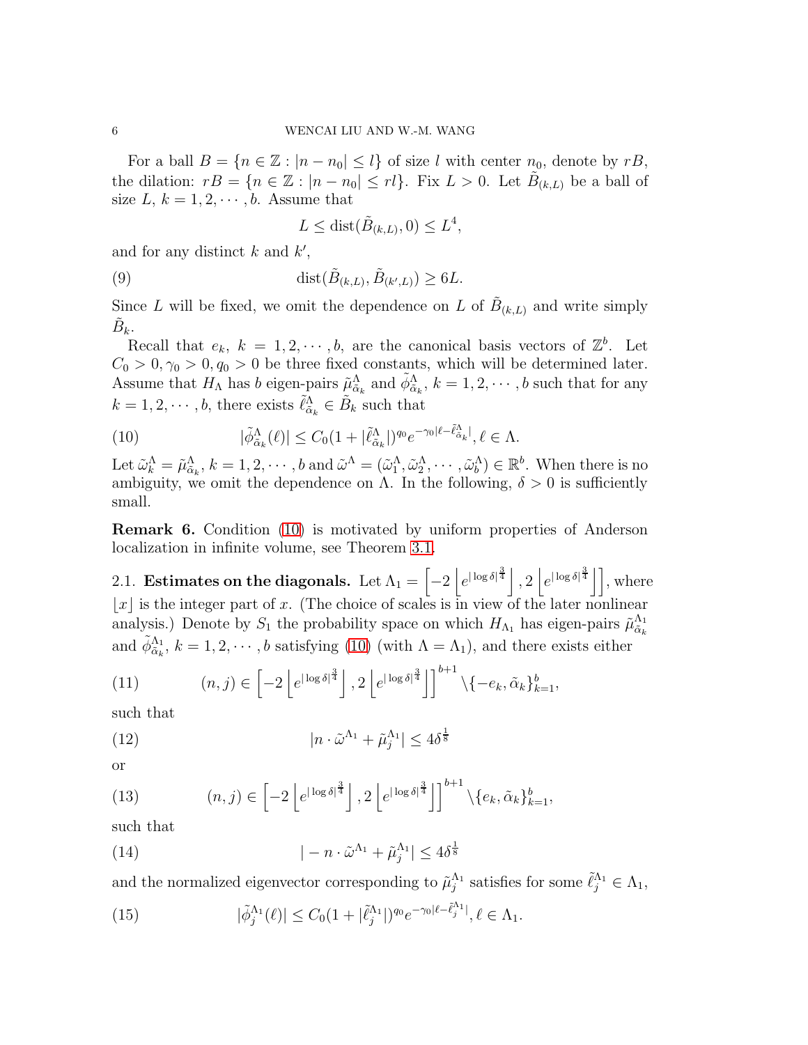For a ball $B = \{n \in \mathbb{Z} : |n - n_0| \leq l\}$ of size $l$ with center $n_0$, denote by $rB$, the dilation: $rB = \{n \in \mathbb{Z} : |n - n_0| \leq rl\}$. Fix $L > 0$. Let $\tilde{B}_{(k,L)}$ be a ball of size $L$, $k = 1, 2, \cdots, b$. Assume that

$$L \leq \operatorname{dist}(\tilde{B}_{(k,L)}, 0) \leq L^4,$$

and for any distinct $k$ and $k'$,

$$\operatorname{dist}(\tilde{B}_{(k,L)}, \tilde{B}_{(k',L)}) \geq 6L. \tag{9}$$

Since $L$ will be fixed, we omit the dependence on $L$ of $\tilde{B}_{(k,L)}$ and write simply $\tilde{B}_k$.

Recall that $e_k$, $k = 1, 2, \cdots, b$, are the canonical basis vectors of $\mathbb{Z}^b$. Let $C_0 > 0, \gamma_0 > 0, q_0 > 0$ be three fixed constants, which will be determined later. Assume that $H_\Lambda$ has $b$ eigen-pairs $\tilde{\mu}^\Lambda_{\tilde{\alpha}_k}$ and $\tilde{\phi}^\Lambda_{\tilde{\alpha}_k}$, $k = 1, 2, \cdots, b$ such that for any $k = 1, 2, \cdots, b$, there exists $\tilde{\ell}^\Lambda_{\tilde{\alpha}_k} \in \tilde{B}_k$ such that

$$|\tilde{\phi}^\Lambda_{\tilde{\alpha}_k}(\ell)| \leq C_0(1 + |\tilde{\ell}^\Lambda_{\tilde{\alpha}_k}|)^{q_0} e^{-\gamma_0|\ell - \tilde{\ell}^\Lambda_{\tilde{\alpha}_k}|}, \ell \in \Lambda. \tag{10}$$

Let $\tilde{\omega}^\Lambda_k = \tilde{\mu}^\Lambda_{\tilde{\alpha}_k}$, $k = 1, 2, \cdots, b$ and $\tilde{\omega}^\Lambda = (\tilde{\omega}^\Lambda_1, \tilde{\omega}^\Lambda_2, \cdots, \tilde{\omega}^\Lambda_b) \in \mathbb{R}^b$. When there is no ambiguity, we omit the dependence on $\Lambda$. In the following, $\delta > 0$ is sufficiently small.

**Remark 6.** Condition (10) is motivated by uniform properties of Anderson localization in infinite volume, see Theorem 3.1.

## 2.1. Estimates on the diagonals.

Let $\Lambda_1 = \left[-2\left\lfloor e^{|\log\delta|^{\frac{3}{4}}}\right\rfloor, 2\left\lfloor e^{|\log\delta|^{\frac{3}{4}}}\right\rfloor\right]$, where $\lfloor x \rfloor$ is the integer part of $x$. (The choice of scales is in view of the later nonlinear analysis.) Denote by $S_1$ the probability space on which $H_{\Lambda_1}$ has eigen-pairs $\tilde{\mu}^{\Lambda_1}_{\tilde{\alpha}_k}$ and $\tilde{\phi}^{\Lambda_1}_{\tilde{\alpha}_k}$, $k = 1, 2, \cdots, b$ satisfying (10) (with $\Lambda = \Lambda_1$), and there exists either

$$(n, j) \in \left[-2\left\lfloor e^{|\log\delta|^{\frac{3}{4}}}\right\rfloor, 2\left\lfloor e^{|\log\delta|^{\frac{3}{4}}}\right\rfloor\right]^{b+1} \backslash \{-e_k, \tilde{\alpha}_k\}_{k=1}^b, \tag{11}$$

such that

$$|n \cdot \tilde{\omega}^{\Lambda_1} + \tilde{\mu}^{\Lambda_1}_j| \leq 4\delta^{\frac{1}{8}} \tag{12}$$

or

$$(n, j) \in \left[-2\left\lfloor e^{|\log\delta|^{\frac{3}{4}}}\right\rfloor, 2\left\lfloor e^{|\log\delta|^{\frac{3}{4}}}\right\rfloor\right]^{b+1} \backslash \{e_k, \tilde{\alpha}_k\}_{k=1}^b, \tag{13}$$

such that

$$|-n \cdot \tilde{\omega}^{\Lambda_1} + \tilde{\mu}^{\Lambda_1}_j| \leq 4\delta^{\frac{1}{8}} \tag{14}$$

and the normalized eigenvector corresponding to $\tilde{\mu}^{\Lambda_1}_j$ satisfies for some $\tilde{\ell}^{\Lambda_1}_j \in \Lambda_1$,

$$|\tilde{\phi}^{\Lambda_1}_j(\ell)| \leq C_0(1 + |\tilde{\ell}^{\Lambda_1}_j|)^{q_0} e^{-\gamma_0|\ell - \tilde{\ell}^{\Lambda_1}_j|}, \ell \in \Lambda_1. \tag{15}$$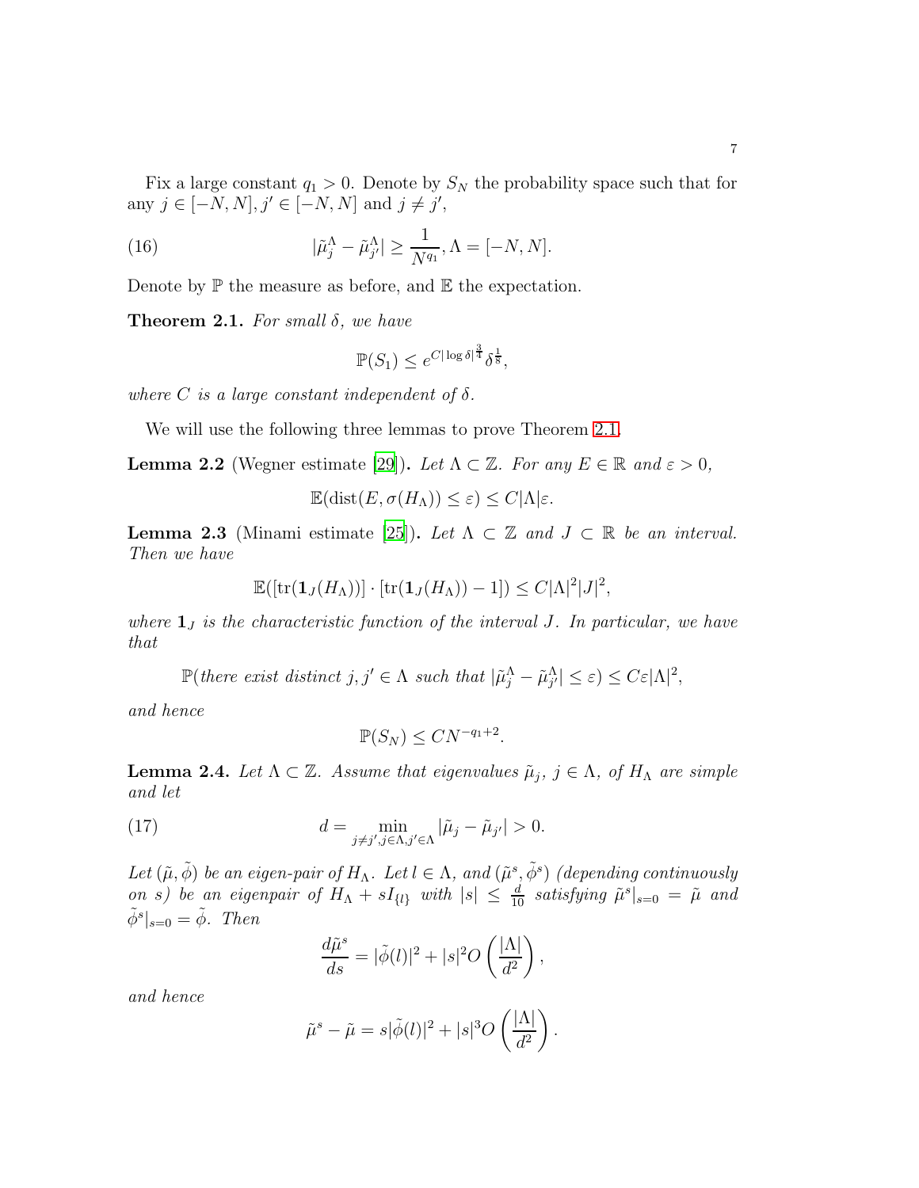Fix a large constant $q_1 > 0$. Denote by $S_N$ the probability space such that for any $j \in [-N, N], j' \in [-N, N]$ and $j \neq j'$,

$$|\tilde{\mu}_j^\Lambda - \tilde{\mu}_{j'}^\Lambda| \geq \frac{1}{N^{q_1}}, \Lambda = [-N, N]. \tag{16}$$

Denote by $\mathbb{P}$ the measure as before, and $\mathbb{E}$ the expectation.

**Theorem 2.1.** *For small $\delta$, we have*

$$\mathbb{P}(S_1) \leq e^{C|\log \delta|^{\frac{3}{4}}} \delta^{\frac{1}{8}},$$

*where $C$ is a large constant independent of $\delta$.*

We will use the following three lemmas to prove Theorem 2.1.

**Lemma 2.2** (Wegner estimate [29])**.** *Let $\Lambda \subset \mathbb{Z}$. For any $E \in \mathbb{R}$ and $\varepsilon > 0$,*

$$\mathbb{E}(\text{dist}(E, \sigma(H_\Lambda)) \leq \varepsilon) \leq C|\Lambda|\varepsilon.$$

**Lemma 2.3** (Minami estimate [25])**.** *Let $\Lambda \subset \mathbb{Z}$ and $J \subset \mathbb{R}$ be an interval. Then we have*

$$\mathbb{E}([\text{tr}(\mathbf{1}_J(H_\Lambda))] \cdot [\text{tr}(\mathbf{1}_J(H_\Lambda)) - 1]) \leq C|\Lambda|^2|J|^2,$$

*where $\mathbf{1}_J$ is the characteristic function of the interval $J$. In particular, we have that*

$$\mathbb{P}(\textit{there exist distinct } j, j' \in \Lambda \textit{ such that } |\tilde{\mu}_j^\Lambda - \tilde{\mu}_{j'}^\Lambda| \leq \varepsilon) \leq C\varepsilon|\Lambda|^2,$$

*and hence*

$$\mathbb{P}(S_N) \leq CN^{-q_1+2}.$$

**Lemma 2.4.** *Let $\Lambda \subset \mathbb{Z}$. Assume that eigenvalues $\tilde{\mu}_j$, $j \in \Lambda$, of $H_\Lambda$ are simple and let*

$$d = \min_{j \neq j', j \in \Lambda, j' \in \Lambda} |\tilde{\mu}_j - \tilde{\mu}_{j'}| > 0. \tag{17}$$

*Let $(\tilde{\mu}, \tilde{\phi})$ be an eigen-pair of $H_\Lambda$. Let $l \in \Lambda$, and $(\tilde{\mu}^s, \tilde{\phi}^s)$ (depending continuously on $s$) be an eigenpair of $H_\Lambda + sI_{\{l\}}$ with $|s| \leq \frac{d}{10}$ satisfying $\tilde{\mu}^s|_{s=0} = \tilde{\mu}$ and $\tilde{\phi}^s|_{s=0} = \tilde{\phi}$. Then*

$$\frac{d\tilde{\mu}^s}{ds} = |\tilde{\phi}(l)|^2 + |s|^2 O\left(\frac{|\Lambda|}{d^2}\right),$$

*and hence*

$$\tilde{\mu}^s - \tilde{\mu} = s|\tilde{\phi}(l)|^2 + |s|^3 O\left(\frac{|\Lambda|}{d^2}\right).$$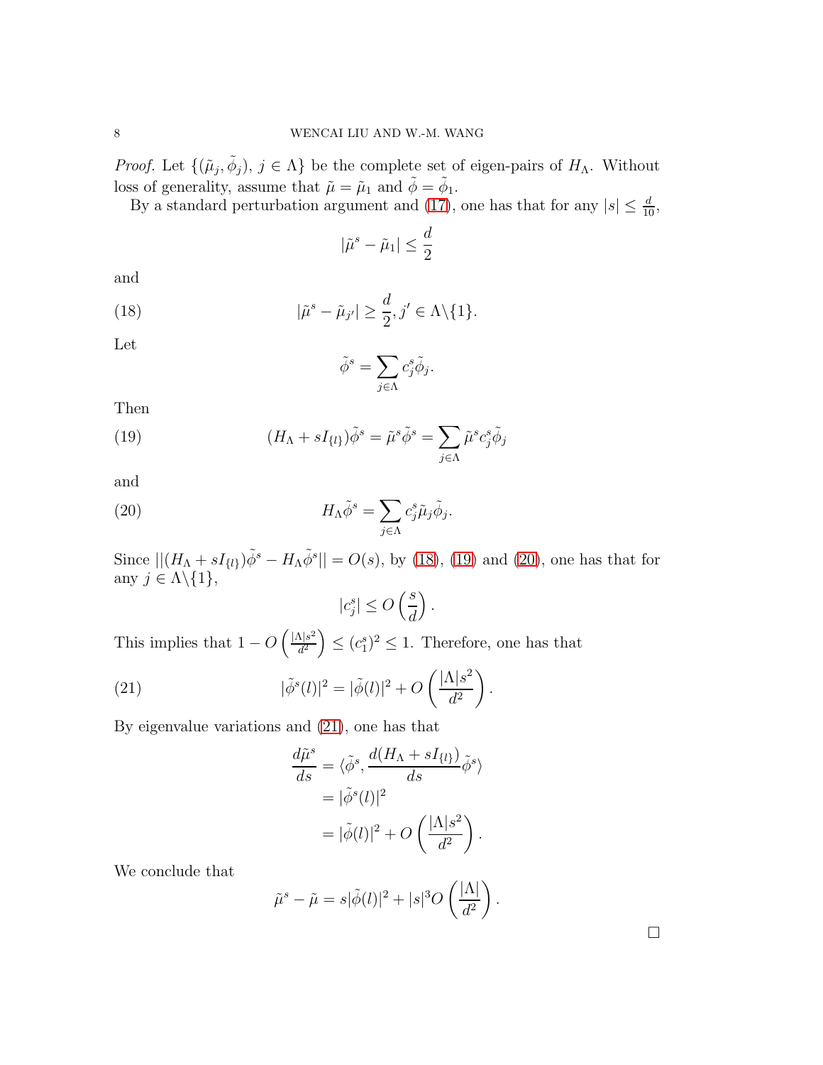*Proof.* Let $\{(\tilde{\mu}_j, \tilde{\phi}_j),\ j \in \Lambda\}$ be the complete set of eigen-pairs of $H_\Lambda$. Without loss of generality, assume that $\tilde{\mu} = \tilde{\mu}_1$ and $\tilde{\phi} = \tilde{\phi}_1$.

By a standard perturbation argument and (17), one has that for any $|s| \leq \frac{d}{10}$,

$$|\tilde{\mu}^s - \tilde{\mu}_1| \leq \frac{d}{2}$$

and

$$|\tilde{\mu}^s - \tilde{\mu}_{j'}| \geq \frac{d}{2}, j' \in \Lambda \backslash \{1\}. \tag{18}$$

Let

$$\tilde{\phi}^s = \sum_{j \in \Lambda} c_j^s \tilde{\phi}_j.$$

Then

$$(H_\Lambda + sI_{\{l\}})\tilde{\phi}^s = \tilde{\mu}^s \tilde{\phi}^s = \sum_{j \in \Lambda} \tilde{\mu}^s c_j^s \tilde{\phi}_j \tag{19}$$

and

$$H_\Lambda \tilde{\phi}^s = \sum_{j \in \Lambda} c_j^s \tilde{\mu}_j \tilde{\phi}_j. \tag{20}$$

Since $||(H_\Lambda + sI_{\{l\}})\tilde{\phi}^s - H_\Lambda \tilde{\phi}^s|| = O(s)$, by (18), (19) and (20), one has that for any $j \in \Lambda \backslash \{1\}$,

$$|c_j^s| \leq O\left(\frac{s}{d}\right).$$

This implies that $1 - O\left(\frac{|\Lambda| s^2}{d^2}\right) \leq (c_1^s)^2 \leq 1$. Therefore, one has that

$$|\tilde{\phi}^s(l)|^2 = |\tilde{\phi}(l)|^2 + O\left(\frac{|\Lambda| s^2}{d^2}\right). \tag{21}$$

By eigenvalue variations and (21), one has that

$$\begin{aligned}
\frac{d\tilde{\mu}^s}{ds} &= \langle \tilde{\phi}^s, \frac{d(H_\Lambda + sI_{\{l\}})}{ds} \tilde{\phi}^s \rangle \\
&= |\tilde{\phi}^s(l)|^2 \\
&= |\tilde{\phi}(l)|^2 + O\left(\frac{|\Lambda| s^2}{d^2}\right).
\end{aligned}$$

We conclude that

$$\tilde{\mu}^s - \tilde{\mu} = s|\tilde{\phi}(l)|^2 + |s|^3 O\left(\frac{|\Lambda|}{d^2}\right).$$

□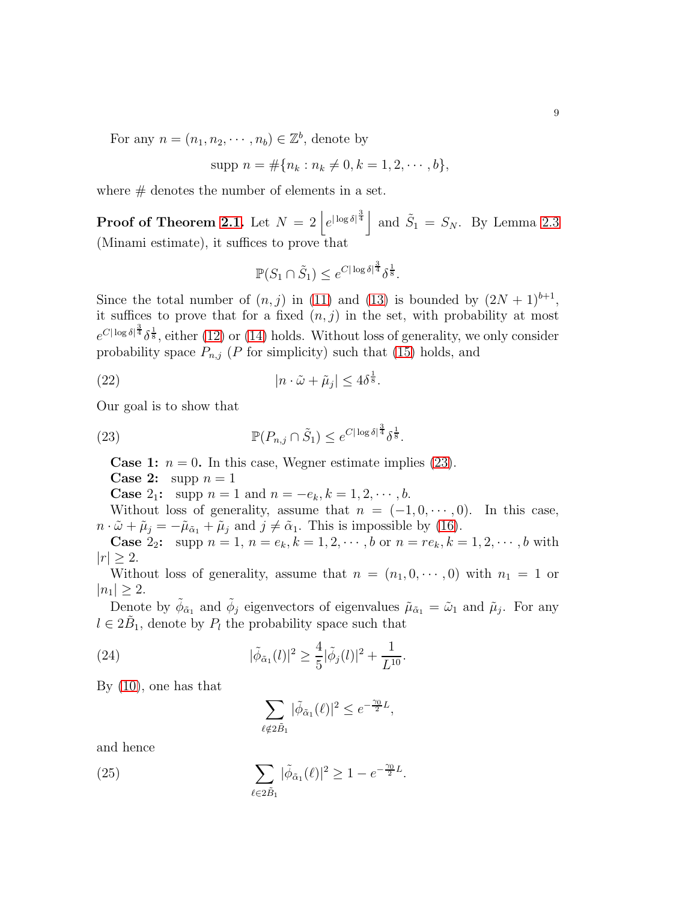For any $n = (n_1, n_2, \cdots, n_b) \in \mathbb{Z}^b$, denote by

$$\text{supp } n = \#\{n_k : n_k \neq 0, k = 1, 2, \cdots, b\},$$

where $\#$ denotes the number of elements in a set.

**Proof of Theorem 2.1.** Let $N = 2\left\lfloor e^{|\log\delta|^{\frac{3}{4}}}\right\rfloor$ and $\tilde{S}_1 = S_N$. By Lemma 2.3 (Minami estimate), it suffices to prove that

$$\mathbb{P}(S_1 \cap \tilde{S}_1) \leq e^{C|\log\delta|^{\frac{3}{4}}}\delta^{\frac{1}{8}}.$$

Since the total number of $(n, j)$ in (11) and (13) is bounded by $(2N+1)^{b+1}$, it suffices to prove that for a fixed $(n, j)$ in the set, with probability at most $e^{C|\log\delta|^{\frac{3}{4}}}\delta^{\frac{1}{8}}$, either (12) or (14) holds. Without loss of generality, we only consider probability space $P_{n,j}$ ($P$ for simplicity) such that (15) holds, and

$$|n \cdot \tilde{\omega} + \tilde{\mu}_j| \leq 4\delta^{\frac{1}{8}}. \tag{22}$$

Our goal is to show that

$$\mathbb{P}(P_{n,j} \cap \tilde{S}_1) \leq e^{C|\log\delta|^{\frac{3}{4}}}\delta^{\frac{1}{8}}. \tag{23}$$

**Case 1:** $n = 0$**.** In this case, Wegner estimate implies (23).

**Case 2:** supp $n = 1$

**Case $2_1$:** supp $n = 1$ and $n = -e_k, k = 1, 2, \cdots, b$.

Without loss of generality, assume that $n = (-1, 0, \cdots, 0)$. In this case, $n \cdot \tilde{\omega} + \tilde{\mu}_j = -\tilde{\mu}_{\tilde{\alpha}_1} + \tilde{\mu}_j$ and $j \neq \tilde{\alpha}_1$. This is impossible by (16).

**Case $2_2$:** supp $n = 1$, $n = e_k, k = 1, 2, \cdots, b$ or $n = re_k, k = 1, 2, \cdots, b$ with $|r| \geq 2$.

Without loss of generality, assume that $n = (n_1, 0, \cdots, 0)$ with $n_1 = 1$ or $|n_1| \geq 2$.

Denote by $\tilde{\phi}_{\tilde{\alpha}_1}$ and $\tilde{\phi}_j$ eigenvectors of eigenvalues $\tilde{\mu}_{\tilde{\alpha}_1} = \tilde{\omega}_1$ and $\tilde{\mu}_j$. For any $l \in 2\tilde{B}_1$, denote by $P_l$ the probability space such that

$$|\tilde{\phi}_{\tilde{\alpha}_1}(l)|^2 \geq \frac{4}{5}|\tilde{\phi}_j(l)|^2 + \frac{1}{L^{10}}. \tag{24}$$

By (10), one has that

$$\sum_{\ell \notin 2\tilde{B}_1} |\tilde{\phi}_{\tilde{\alpha}_1}(\ell)|^2 \leq e^{-\frac{\gamma_0}{2}L},$$

and hence

$$\sum_{\ell \in 2\tilde{B}_1} |\tilde{\phi}_{\tilde{\alpha}_1}(\ell)|^2 \geq 1 - e^{-\frac{\gamma_0}{2}L}. \tag{25}$$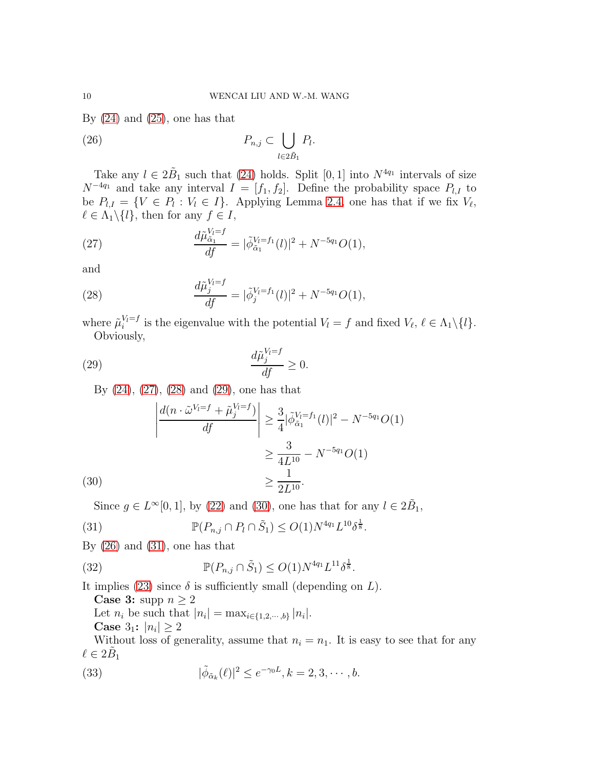By (24) and (25), one has that

$$P_{n,j} \subset \bigcup_{l \in 2\tilde{B}_1} P_l. \tag{26}$$

Take any $l \in 2\tilde{B}_1$ such that (24) holds. Split $[0,1]$ into $N^{4q_1}$ intervals of size $N^{-4q_1}$ and take any interval $I = [f_1, f_2]$. Define the probability space $P_{l,I}$ to be $P_{l,I} = \{V \in P_l : V_l \in I\}$. Applying Lemma 2.4, one has that if we fix $V_\ell$, $\ell \in \Lambda_1 \backslash \{l\}$, then for any $f \in I$,

$$\frac{d\tilde{\mu}_{\tilde{\alpha}_1}^{V_l=f}}{df} = |\tilde{\phi}_{\tilde{\alpha}_1}^{V_l=f_1}(l)|^2 + N^{-5q_1}O(1), \tag{27}$$

and

$$\frac{d\tilde{\mu}_{j}^{V_l=f}}{df} = |\tilde{\phi}_{j}^{V_l=f_1}(l)|^2 + N^{-5q_1}O(1), \tag{28}$$

where $\tilde{\mu}_i^{V_l=f}$ is the eigenvalue with the potential $V_l = f$ and fixed $V_\ell$, $\ell \in \Lambda_1 \backslash \{l\}$.

Obviously,

$$\frac{d\tilde{\mu}_{j}^{V_l=f}}{df} \geq 0. \tag{29}$$

By (24), (27), (28) and (29), one has that

$$\begin{aligned}\left| \frac{d(n \cdot \tilde{\omega}^{V_l=f} + \tilde{\mu}_j^{V_l=f})}{df} \right| &\geq \frac{3}{4} |\tilde{\phi}_{\tilde{\alpha}_1}^{V_l=f_1}(l)|^2 - N^{-5q_1}O(1) \\ &\geq \frac{3}{4L^{10}} - N^{-5q_1}O(1) \\ &\geq \frac{1}{2L^{10}}. \end{aligned} \tag{30}$$

Since $g \in L^\infty[0,1]$, by (22) and (30), one has that for any $l \in 2\tilde{B}_1$,

$$\mathbb{P}(P_{n,j} \cap P_l \cap \tilde{S}_1) \leq O(1) N^{4q_1} L^{10} \delta^{\frac{1}{8}}. \tag{31}$$

By (26) and (31), one has that

$$\mathbb{P}(P_{n,j} \cap \tilde{S}_1) \leq O(1) N^{4q_1} L^{11} \delta^{\frac{1}{8}}. \tag{32}$$

It implies (23) since $\delta$ is sufficiently small (depending on $L$).

**Case 3:** supp $n \geq 2$

Let $n_i$ be such that $|n_i| = \max_{i \in \{1,2,\cdots,b\}} |n_i|$.

**Case $3_1$:** $|n_i| \geq 2$

Without loss of generality, assume that $n_i = n_1$. It is easy to see that for any $\ell \in 2\tilde{B}_1$

$$|\tilde{\phi}_{\tilde{\alpha}_k}(\ell)|^2 \leq e^{-\gamma_0 L}, k = 2, 3, \cdots, b. \tag{33}$$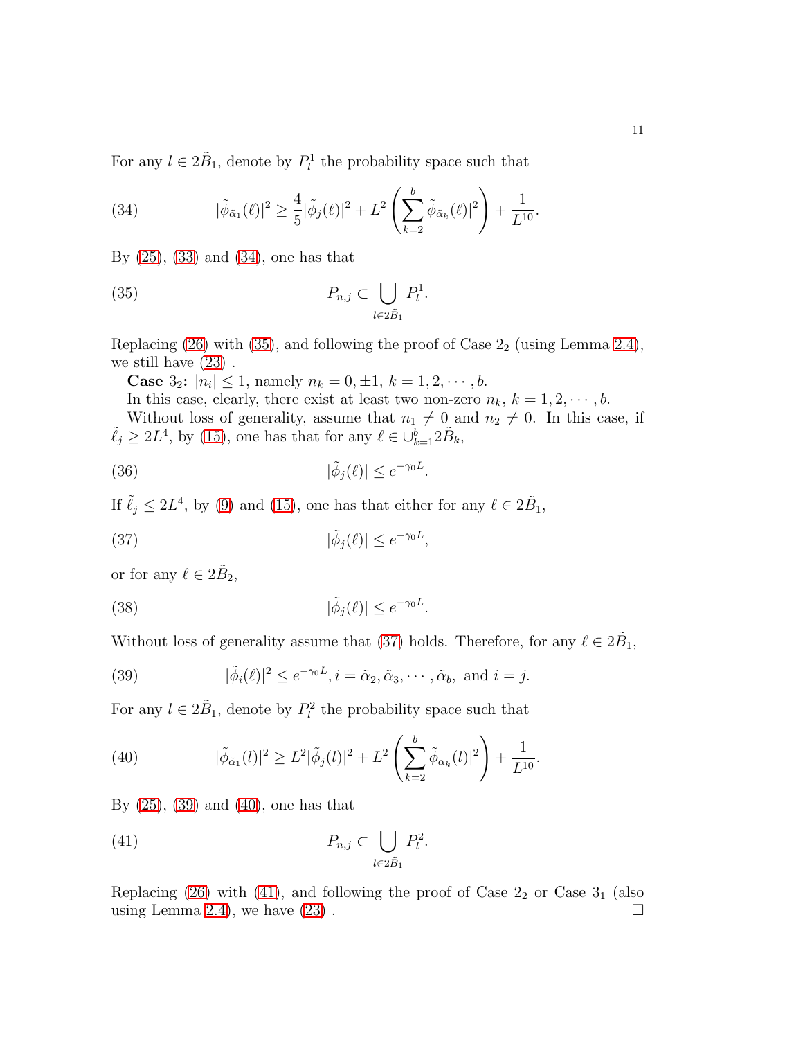For any $l \in 2\tilde{B}_1$, denote by $P_l^1$ the probability space such that

$$|\tilde{\phi}_{\tilde{\alpha}_1}(\ell)|^2 \geq \frac{4}{5}|\tilde{\phi}_j(\ell)|^2 + L^2\left(\sum_{k=2}^{b}\tilde{\phi}_{\tilde{\alpha}_k}(\ell)|^2\right) + \frac{1}{L^{10}}. \tag{34}$$

By (25), (33) and (34), one has that

$$P_{n,j} \subset \bigcup_{l\in 2\tilde{B}_1} P_l^1. \tag{35}$$

Replacing (26) with (35), and following the proof of Case $2_2$ (using Lemma 2.4), we still have (23) .

**Case $3_2$:** $|n_i| \leq 1$, namely $n_k = 0, \pm 1$, $k = 1, 2, \cdots, b$.

In this case, clearly, there exist at least two non-zero $n_k$, $k = 1, 2, \cdots, b$.

Without loss of generality, assume that $n_1 \neq 0$ and $n_2 \neq 0$. In this case, if $\tilde{\ell}_j \geq 2L^4$, by (15), one has that for any $\ell \in \cup_{k=1}^{b} 2\tilde{B}_k$,

$$|\tilde{\phi}_j(\ell)| \leq e^{-\gamma_0 L}. \tag{36}$$

If $\tilde{\ell}_j \leq 2L^4$, by (9) and (15), one has that either for any $\ell \in 2\tilde{B}_1$,

$$|\tilde{\phi}_j(\ell)| \leq e^{-\gamma_0 L}, \tag{37}$$

or for any $\ell \in 2\tilde{B}_2$,

$$|\tilde{\phi}_j(\ell)| \leq e^{-\gamma_0 L}. \tag{38}$$

Without loss of generality assume that (37) holds. Therefore, for any $\ell \in 2\tilde{B}_1$,

$$|\tilde{\phi}_i(\ell)|^2 \leq e^{-\gamma_0 L}, i = \tilde{\alpha}_2, \tilde{\alpha}_3, \cdots, \tilde{\alpha}_b, \text{ and } i = j. \tag{39}$$

For any $l \in 2\tilde{B}_1$, denote by $P_l^2$ the probability space such that

$$|\tilde{\phi}_{\tilde{\alpha}_1}(l)|^2 \geq L^2|\tilde{\phi}_j(l)|^2 + L^2\left(\sum_{k=2}^{b}\tilde{\phi}_{\alpha_k}(l)|^2\right) + \frac{1}{L^{10}}. \tag{40}$$

By (25), (39) and (40), one has that

$$P_{n,j} \subset \bigcup_{l\in 2\tilde{B}_1} P_l^2. \tag{41}$$

Replacing (26) with (41), and following the proof of Case $2_2$ or Case $3_1$ (also using Lemma 2.4), we have (23) . □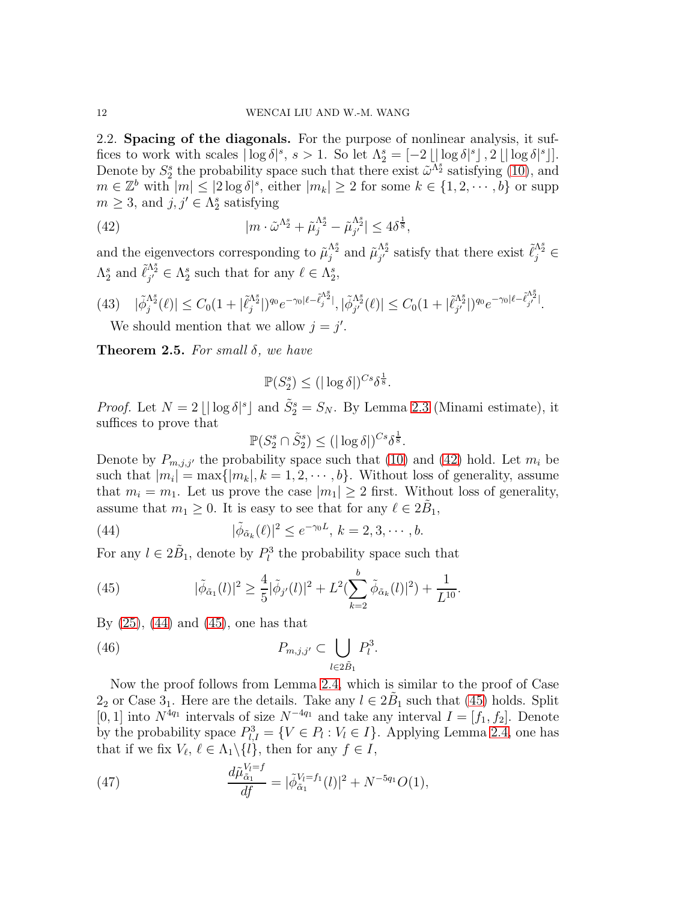2.2. **Spacing of the diagonals.** For the purpose of nonlinear analysis, it suffices to work with scales $|\log\delta|^s$, $s>1$. So let $\Lambda_2^s=[-2\lfloor|\log\delta|^s\rfloor, 2\lfloor|\log\delta|^s\rfloor]$. Denote by $S_2^s$ the probability space such that there exist $\tilde{\omega}^{\Lambda_2^s}$ satisfying (10), and $m\in\mathbb{Z}^b$ with $|m|\leq|2\log\delta|^s$, either $|m_k|\geq 2$ for some $k\in\{1,2,\cdots,b\}$ or supp $m\geq 3$, and $j,j'\in\Lambda_2^s$ satisfying

$$
|m\cdot\tilde{\omega}^{\Lambda_2^s}+\tilde{\mu}_j^{\Lambda_2^s}-\tilde{\mu}_{j'}^{\Lambda_2^s}|\leq 4\delta^{\frac{1}{8}}, \tag{42}
$$

and the eigenvectors corresponding to $\tilde{\mu}_j^{\Lambda_2^s}$ and $\tilde{\mu}_{j'}^{\Lambda_2^s}$ satisfy that there exist $\tilde{\ell}_j^{\Lambda_2^s}\in\Lambda_2^s$ and $\tilde{\ell}_{j'}^{\Lambda_2^s}\in\Lambda_2^s$ such that for any $\ell\in\Lambda_2^s$,

$$
|\tilde{\phi}_j^{\Lambda_2^s}(\ell)|\leq C_0(1+|\tilde{\ell}_j^{\Lambda_2^s}|)^{q_0}e^{-\gamma_0|\ell-\tilde{\ell}_j^{\Lambda_2^s}|}, |\tilde{\phi}_{j'}^{\Lambda_2^s}(\ell)|\leq C_0(1+|\tilde{\ell}_{j'}^{\Lambda_2^s}|)^{q_0}e^{-\gamma_0|\ell-\tilde{\ell}_{j'}^{\Lambda_2^s}|}. \tag{43}
$$

We should mention that we allow $j=j'$.

**Theorem 2.5.** *For small $\delta$, we have*

$$
\mathbb{P}(S_2^s)\leq(|\log\delta|)^{Cs}\delta^{\frac{1}{8}}.
$$

*Proof.* Let $N=2\lfloor|\log\delta|^s\rfloor$ and $\tilde{S}_2^s=S_N$. By Lemma 2.3 (Minami estimate), it suffices to prove that

$$
\mathbb{P}(S_2^s\cap\tilde{S}_2^s)\leq(|\log\delta|)^{Cs}\delta^{\frac{1}{8}}.
$$

Denote by $P_{m,j,j'}$ the probability space such that (10) and (42) hold. Let $m_i$ be such that $|m_i|=\max\{|m_k|,k=1,2,\cdots,b\}$. Without loss of generality, assume that $m_i=m_1$. Let us prove the case $|m_1|\geq 2$ first. Without loss of generality, assume that $m_1\geq 0$. It is easy to see that for any $\ell\in 2\tilde{B}_1$,

$$
|\tilde{\phi}_{\tilde{\alpha}_k}(\ell)|^2\leq e^{-\gamma_0 L},\ k=2,3,\cdots,b. \tag{44}
$$

For any $l\in 2\tilde{B}_1$, denote by $P_l^3$ the probability space such that

$$
|\tilde{\phi}_{\tilde{\alpha}_1}(l)|^2\geq\frac{4}{5}|\tilde{\phi}_{j'}(l)|^2+L^2(\sum_{k=2}^b\tilde{\phi}_{\tilde{\alpha}_k}(l)|^2)+\frac{1}{L^{10}}. \tag{45}
$$

By (25), (44) and (45), one has that

$$
P_{m,j,j'}\subset\bigcup_{l\in 2\tilde{B}_1}P_l^3. \tag{46}
$$

Now the proof follows from Lemma 2.4, which is similar to the proof of Case $2_2$ or Case $3_1$. Here are the details. Take any $l\in 2\tilde{B}_1$ such that (45) holds. Split $[0,1]$ into $N^{4q_1}$ intervals of size $N^{-4q_1}$ and take any interval $I=[f_1,f_2]$. Denote by the probability space $P_{l,I}^3=\{V\in P_l: V_l\in I\}$. Applying Lemma 2.4, one has that if we fix $V_\ell$, $\ell\in\Lambda_1\backslash\{l\}$, then for any $f\in I$,

$$
\frac{d\tilde{\mu}_{\tilde{\alpha}_1}^{V_l=f}}{df}=|\tilde{\phi}_{\tilde{\alpha}_1}^{V_l=f_1}(l)|^2+N^{-5q_1}O(1), \tag{47}
$$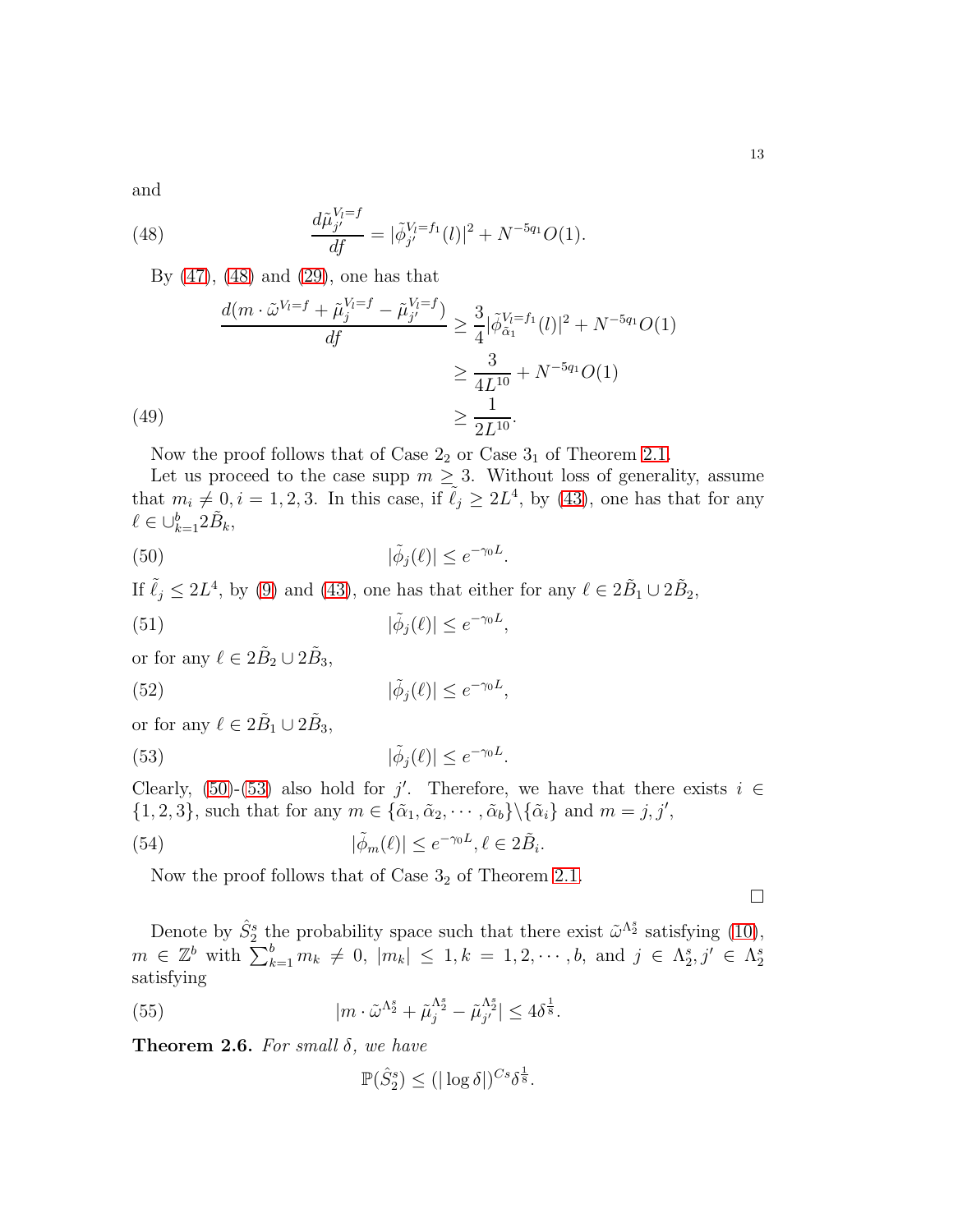and

$$\frac{d\tilde{\mu}_{j'}^{V_l=f}}{df} = |\tilde{\phi}_{j'}^{V_l=f_1}(l)|^2 + N^{-5q_1}O(1). \tag{48}$$

By (47), (48) and (29), one has that

$$\begin{aligned} \frac{d(m\cdot\tilde{\omega}^{V_l=f} + \tilde{\mu}_j^{V_l=f} - \tilde{\mu}_{j'}^{V_l=f})}{df} &\geq \frac{3}{4}|\tilde{\phi}_{\tilde{\alpha}_1}^{V_l=f_1}(l)|^2 + N^{-5q_1}O(1) \\ &\geq \frac{3}{4L^{10}} + N^{-5q_1}O(1) \\ &\geq \frac{1}{2L^{10}}. \end{aligned} \tag{49}$$

Now the proof follows that of Case $2_2$ or Case $3_1$ of Theorem 2.1.

Let us proceed to the case supp $m \geq 3$. Without loss of generality, assume that $m_i \neq 0, i = 1,2,3$. In this case, if $\tilde{\ell}_j \geq 2L^4$, by (43), one has that for any $\ell \in \cup_{k=1}^b 2\tilde{B}_k$,

$$|\tilde{\phi}_j(\ell)| \leq e^{-\gamma_0 L}. \tag{50}$$

If $\tilde{\ell}_j \leq 2L^4$, by (9) and (43), one has that either for any $\ell \in 2\tilde{B}_1 \cup 2\tilde{B}_2$,

$$|\tilde{\phi}_j(\ell)| \leq e^{-\gamma_0 L}, \tag{51}$$

or for any $\ell \in 2\tilde{B}_2 \cup 2\tilde{B}_3$,

$$|\tilde{\phi}_j(\ell)| \leq e^{-\gamma_0 L}, \tag{52}$$

or for any $\ell \in 2\tilde{B}_1 \cup 2\tilde{B}_3$,

$$|\tilde{\phi}_j(\ell)| \leq e^{-\gamma_0 L}. \tag{53}$$

Clearly, (50)-(53) also hold for $j'$. Therefore, we have that there exists $i \in \{1,2,3\}$, such that for any $m \in \{\tilde{\alpha}_1, \tilde{\alpha}_2, \cdots, \tilde{\alpha}_b\}\backslash\{\tilde{\alpha}_i\}$ and $m = j, j'$,

$$|\tilde{\phi}_m(\ell)| \leq e^{-\gamma_0 L}, \ell \in 2\tilde{B}_i. \tag{54}$$

Now the proof follows that of Case $3_2$ of Theorem 2.1.

□

Denote by $\hat{S}_2^s$ the probability space such that there exist $\tilde{\omega}^{\Lambda_2^s}$ satisfying (10), $m \in \mathbb{Z}^b$ with $\sum_{k=1}^b m_k \neq 0$, $|m_k| \leq 1, k = 1,2,\cdots,b$, and $j \in \Lambda_2^s, j' \in \Lambda_2^s$ satisfying

$$|m \cdot \tilde{\omega}^{\Lambda_2^s} + \tilde{\mu}_j^{\Lambda_2^s} - \tilde{\mu}_{j'}^{\Lambda_2^s}| \leq 4\delta^{\frac{1}{8}}. \tag{55}$$

**Theorem 2.6.** *For small $\delta$, we have*

$$\mathbb{P}(\hat{S}_2^s) \leq (|\log\delta|)^{Cs}\delta^{\frac{1}{8}}.$$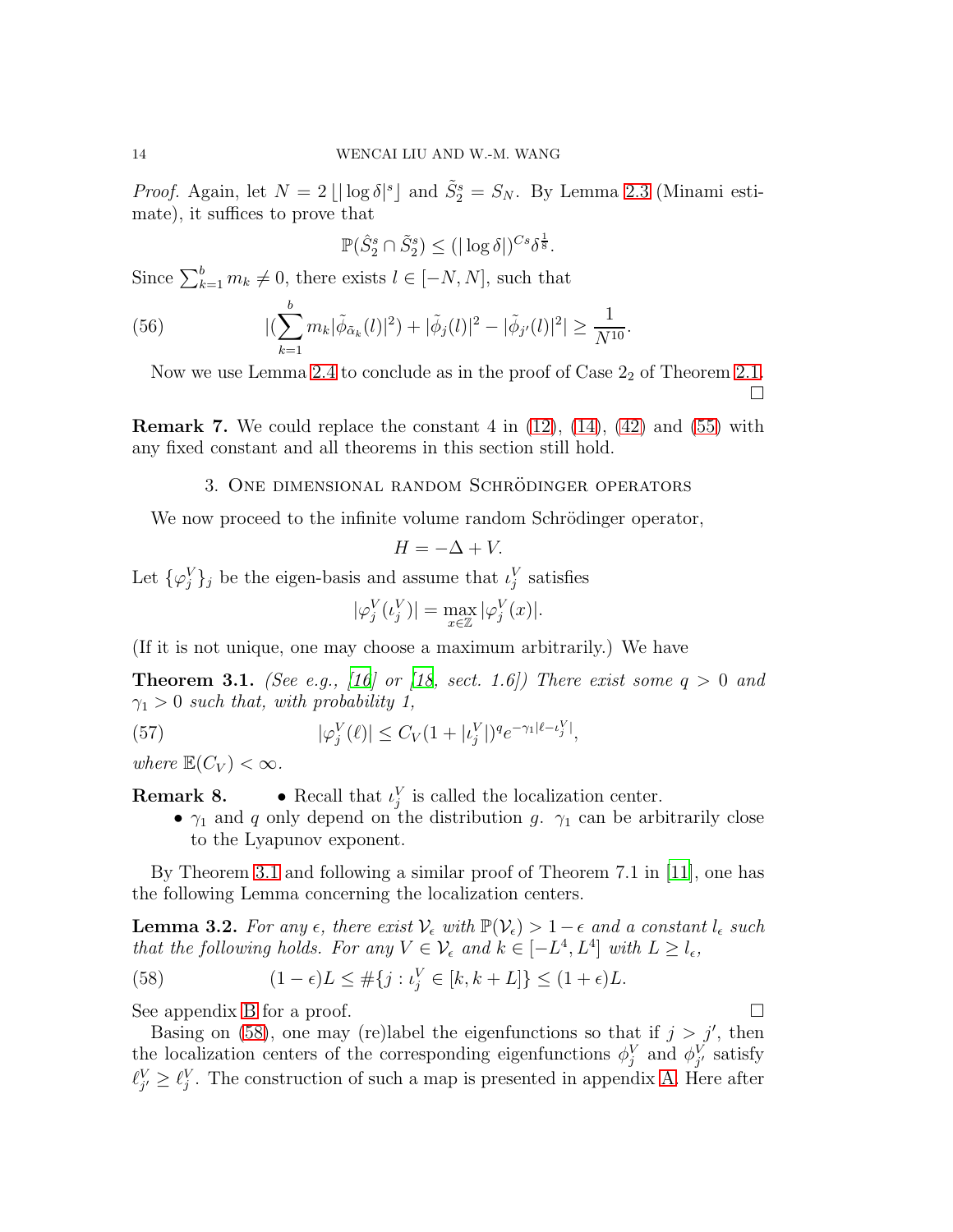*Proof.* Again, let $N = 2\lfloor |\log\delta|^s \rfloor$ and $\tilde{S}_2^s = S_N$. By Lemma 2.3 (Minami estimate), it suffices to prove that

$$\mathbb{P}(\hat{S}_2^s \cap \tilde{S}_2^s) \leq (|\log\delta|)^{Cs}\delta^{\frac{1}{8}}.$$

Since $\sum_{k=1}^{b} m_k \neq 0$, there exists $l \in [-N, N]$, such that

$$|(\sum_{k=1}^{b} m_k |\tilde{\phi}_{\tilde{\alpha}_k}(l)|^2) + |\tilde{\phi}_j(l)|^2 - |\tilde{\phi}_{j'}(l)|^2| \geq \frac{1}{N^{10}}. \tag{56}$$

Now we use Lemma 2.4 to conclude as in the proof of Case $2_2$ of Theorem 2.1. □

**Remark 7.** We could replace the constant 4 in (12), (14), (42) and (55) with any fixed constant and all theorems in this section still hold.

## 3. One dimensional random Schrödinger operators

We now proceed to the infinite volume random Schrödinger operator,

$$H = -\Delta + V.$$

Let $\{\varphi_j^V\}_j$ be the eigen-basis and assume that $\iota_j^V$ satisfies

$$|\varphi_j^V(\iota_j^V)| = \max_{x\in\mathbb{Z}} |\varphi_j^V(x)|.$$

(If it is not unique, one may choose a maximum arbitrarily.) We have

**Theorem 3.1.** *(See e.g., [16] or [18, sect. 1.6]) There exist some $q > 0$ and $\gamma_1 > 0$ such that, with probability 1,*

$$|\varphi_j^V(\ell)| \leq C_V(1 + |\iota_j^V|)^q e^{-\gamma_1|\ell - \iota_j^V|}, \tag{57}$$

*where $\mathbb{E}(C_V) < \infty$.*

**Remark 8.**
- Recall that $\iota_j^V$ is called the localization center.
- $\gamma_1$ and $q$ only depend on the distribution $g$. $\gamma_1$ can be arbitrarily close to the Lyapunov exponent.

By Theorem 3.1 and following a similar proof of Theorem 7.1 in [11], one has the following Lemma concerning the localization centers.

**Lemma 3.2.** *For any $\epsilon$, there exist $\mathcal{V}_\epsilon$ with $\mathbb{P}(\mathcal{V}_\epsilon) > 1 - \epsilon$ and a constant $l_\epsilon$ such that the following holds. For any $V \in \mathcal{V}_\epsilon$ and $k \in [-L^4, L^4]$ with $L \geq l_\epsilon$,*

$$(1 - \epsilon)L \leq \#\{j : \iota_j^V \in [k, k + L]\} \leq (1 + \epsilon)L. \tag{58}$$

See appendix B for a proof. □

Basing on (58), one may (re)label the eigenfunctions so that if $j > j'$, then the localization centers of the corresponding eigenfunctions $\phi_j^V$ and $\phi_{j'}^V$ satisfy $\ell_{j'}^V \geq \ell_j^V$. The construction of such a map is presented in appendix A. Here after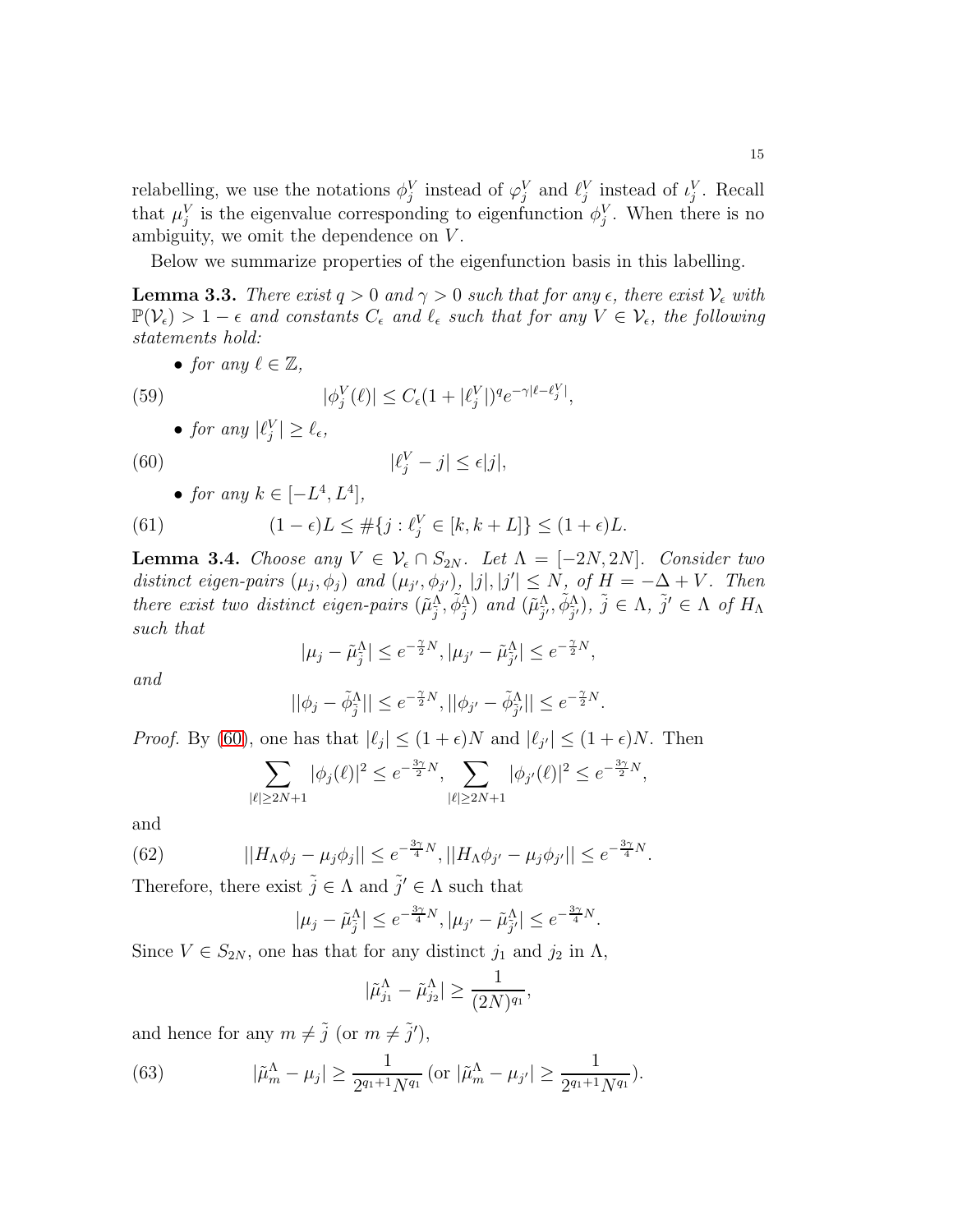relabelling, we use the notations $\phi_j^V$ instead of $\varphi_j^V$ and $\ell_j^V$ instead of $\iota_j^V$. Recall that $\mu_j^V$ is the eigenvalue corresponding to eigenfunction $\phi_j^V$. When there is no ambiguity, we omit the dependence on $V$.

Below we summarize properties of the eigenfunction basis in this labelling.

**Lemma 3.3.** *There exist $q > 0$ and $\gamma > 0$ such that for any $\epsilon$, there exist $\mathcal{V}_\epsilon$ with $\mathbb{P}(\mathcal{V}_\epsilon) > 1 - \epsilon$ and constants $C_\epsilon$ and $\ell_\epsilon$ such that for any $V \in \mathcal{V}_\epsilon$, the following statements hold:*

- *for any $\ell \in \mathbb{Z}$,*

$$|\phi_j^V(\ell)| \leq C_\epsilon (1 + |\ell_j^V|)^q e^{-\gamma|\ell - \ell_j^V|}, \tag{59}$$

- *for any $|\ell_j^V| \geq \ell_\epsilon$,*

$$|\ell_j^V - j| \leq \epsilon |j|, \tag{60}$$

- *for any $k \in [-L^4, L^4]$,*

$$(1 - \epsilon)L \leq \#\{j : \ell_j^V \in [k, k + L]\} \leq (1 + \epsilon)L. \tag{61}$$

**Lemma 3.4.** *Choose any $V \in \mathcal{V}_\epsilon \cap S_{2N}$. Let $\Lambda = [-2N, 2N]$. Consider two distinct eigen-pairs $(\mu_j, \phi_j)$ and $(\mu_{j'}, \phi_{j'})$, $|j|, |j'| \leq N$, of $H = -\Delta + V$. Then there exist two distinct eigen-pairs $(\tilde{\mu}_{\tilde{j}}^\Lambda, \tilde{\phi}_{\tilde{j}}^\Lambda)$ and $(\tilde{\mu}_{\tilde{j}'}^\Lambda, \tilde{\phi}_{\tilde{j}'}^\Lambda)$, $\tilde{j} \in \Lambda$, $\tilde{j}' \in \Lambda$ of $H_\Lambda$ such that*

$$|\mu_j - \tilde{\mu}_{\tilde{j}}^\Lambda| \leq e^{-\frac{\gamma}{2}N}, |\mu_{j'} - \tilde{\mu}_{\tilde{j}'}^\Lambda| \leq e^{-\frac{\gamma}{2}N},$$

*and*

$$||\phi_j - \tilde{\phi}_{\tilde{j}}^\Lambda|| \leq e^{-\frac{\gamma}{2}N}, ||\phi_{j'} - \tilde{\phi}_{\tilde{j}'}^\Lambda|| \leq e^{-\frac{\gamma}{2}N}.$$

*Proof.* By (60), one has that $|\ell_j| \leq (1+\epsilon)N$ and $|\ell_{j'}| \leq (1+\epsilon)N$. Then

$$\sum_{|\ell| \geq 2N+1} |\phi_j(\ell)|^2 \leq e^{-\frac{3\gamma}{2}N}, \sum_{|\ell| \geq 2N+1} |\phi_{j'}(\ell)|^2 \leq e^{-\frac{3\gamma}{2}N},$$

and

$$||H_\Lambda \phi_j - \mu_j \phi_j|| \leq e^{-\frac{3\gamma}{4}N}, ||H_\Lambda \phi_{j'} - \mu_j \phi_{j'}|| \leq e^{-\frac{3\gamma}{4}N}. \tag{62}$$

Therefore, there exist $\tilde{j} \in \Lambda$ and $\tilde{j}' \in \Lambda$ such that

$$|\mu_j - \tilde{\mu}_{\tilde{j}}^\Lambda| \leq e^{-\frac{3\gamma}{4}N}, |\mu_{j'} - \tilde{\mu}_{\tilde{j}'}^\Lambda| \leq e^{-\frac{3\gamma}{4}N}.$$

Since $V \in S_{2N}$, one has that for any distinct $j_1$ and $j_2$ in $\Lambda$,

$$|\tilde{\mu}_{j_1}^\Lambda - \tilde{\mu}_{j_2}^\Lambda| \geq \frac{1}{(2N)^{q_1}},$$

and hence for any $m \neq \tilde{j}$ (or $m \neq \tilde{j}'$),

$$|\tilde{\mu}_m^\Lambda - \mu_j| \geq \frac{1}{2^{q_1+1}N^{q_1}} \text{ (or } |\tilde{\mu}_m^\Lambda - \mu_{j'}| \geq \frac{1}{2^{q_1+1}N^{q_1}}). \tag{63}$$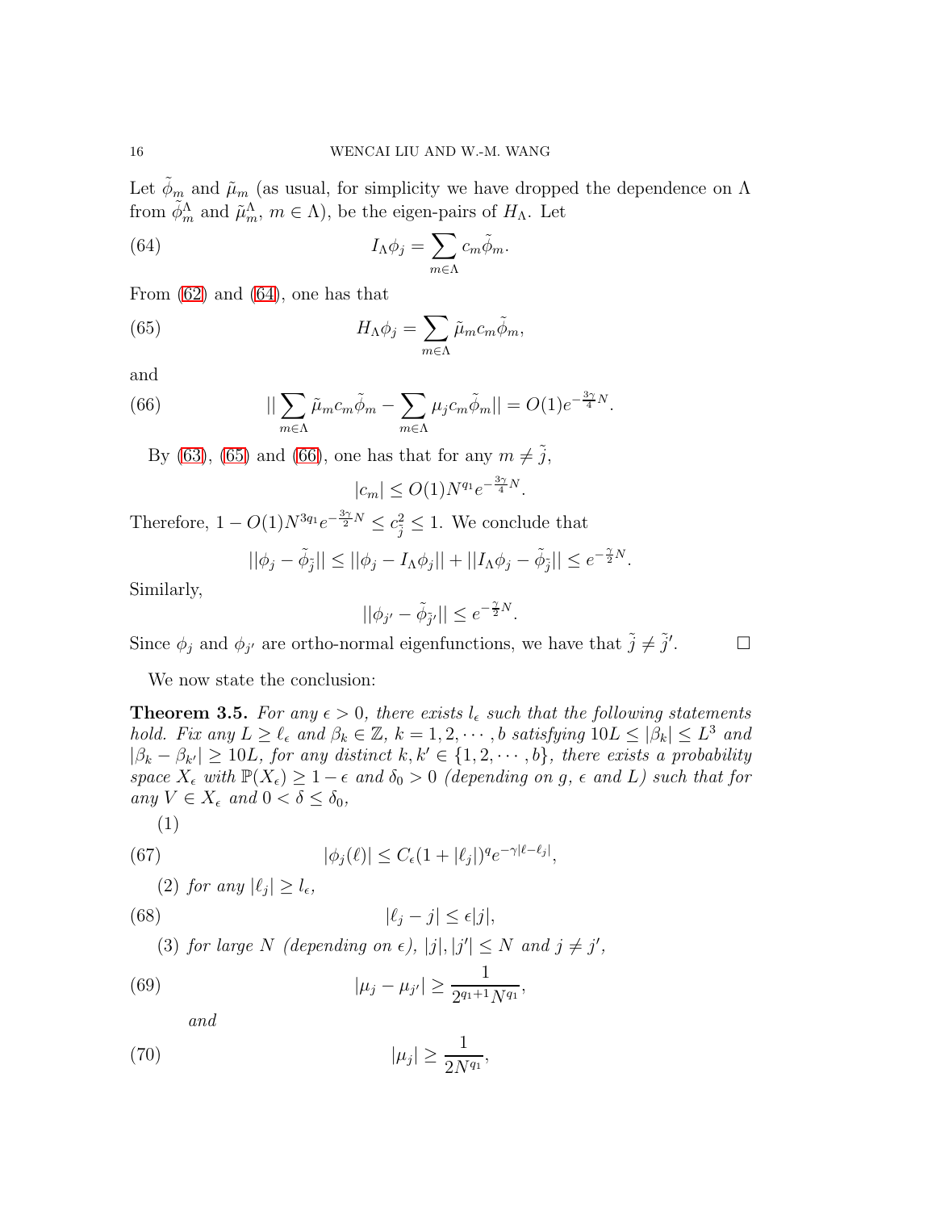Let $\tilde{\phi}_m$ and $\tilde{\mu}_m$ (as usual, for simplicity we have dropped the dependence on $\Lambda$ from $\tilde{\phi}_m^\Lambda$ and $\tilde{\mu}_m^\Lambda$, $m \in \Lambda$), be the eigen-pairs of $H_\Lambda$. Let

$$I_\Lambda \phi_j = \sum_{m\in\Lambda} c_m \tilde{\phi}_m. \tag{64}$$

From (62) and (64), one has that

$$H_\Lambda \phi_j = \sum_{m\in\Lambda} \tilde{\mu}_m c_m \tilde{\phi}_m, \tag{65}$$

and

$$\Big|\Big|\sum_{m\in\Lambda} \tilde{\mu}_m c_m \tilde{\phi}_m - \sum_{m\in\Lambda} \mu_j c_m \tilde{\phi}_m\Big|\Big| = O(1)e^{-\frac{3\gamma}{4}N}. \tag{66}$$

By (63), (65) and (66), one has that for any $m \neq \tilde{j}$,

$$|c_m| \leq O(1)N^{q_1} e^{-\frac{3\gamma}{4}N}.$$

Therefore, $1 - O(1)N^{3q_1}e^{-\frac{3\gamma}{2}N} \leq c_{\tilde{j}}^2 \leq 1$. We conclude that

$$||\phi_j - \tilde{\phi}_{\tilde{j}}|| \leq ||\phi_j - I_\Lambda \phi_j|| + ||I_\Lambda \phi_j - \tilde{\phi}_{\tilde{j}}|| \leq e^{-\frac{\gamma}{2}N}.$$

Similarly,

$$||\phi_{j'} - \tilde{\phi}_{\tilde{j}'}|| \leq e^{-\frac{\gamma}{2}N}.$$

Since $\phi_j$ and $\phi_{j'}$ are ortho-normal eigenfunctions, we have that $\tilde{j} \neq \tilde{j}'$. □

We now state the conclusion:

**Theorem 3.5.** *For any $\epsilon > 0$, there exists $l_\epsilon$ such that the following statements hold. Fix any $L \geq \ell_\epsilon$ and $\beta_k \in \mathbb{Z}$, $k = 1, 2, \cdots, b$ satisfying $10L \leq |\beta_k| \leq L^3$ and $|\beta_k - \beta_{k'}| \geq 10L$, for any distinct $k, k' \in \{1, 2, \cdots, b\}$, there exists a probability space $X_\epsilon$ with $\mathbb{P}(X_\epsilon) \geq 1 - \epsilon$ and $\delta_0 > 0$ (depending on $g$, $\epsilon$ and $L$) such that for any $V \in X_\epsilon$ and $0 < \delta \leq \delta_0$,*

(1)

$$|\phi_j(\ell)| \leq C_\epsilon (1 + |\ell_j|)^q e^{-\gamma|\ell - \ell_j|}, \tag{67}$$

(2) *for any $|\ell_j| \geq l_\epsilon$,*

$$|\ell_j - j| \leq \epsilon |j|, \tag{68}$$

(3) *for large $N$ (depending on $\epsilon$), $|j|, |j'| \leq N$ and $j \neq j'$,*

$$|\mu_j - \mu_{j'}| \geq \frac{1}{2^{q_1+1}N^{q_1}}, \tag{69}$$

*and*

$$|\mu_j| \geq \frac{1}{2N^{q_1}}, \tag{70}$$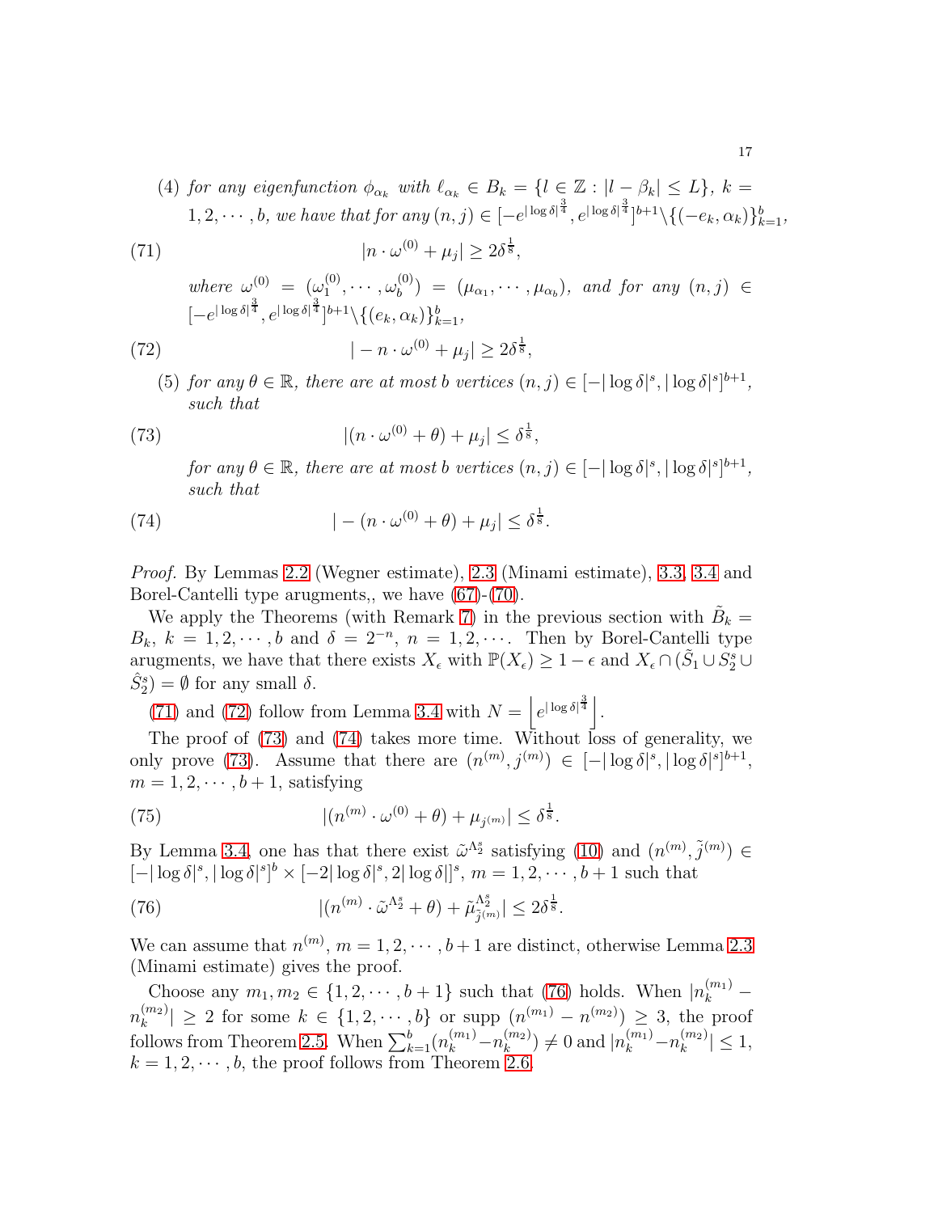(4) *for any eigenfunction* $\phi_{\alpha_k}$ *with* $\ell_{\alpha_k} \in B_k = \{l \in \mathbb{Z} : |l - \beta_k| \leq L\}$, $k = 1, 2, \cdots, b$, *we have that for any* $(n, j) \in [-e^{|\log\delta|^{\frac{3}{4}}}, e^{|\log\delta|^{\frac{3}{4}}}]^{b+1} \backslash \{(-e_k, \alpha_k)\}_{k=1}^{b}$,

$$|n \cdot \omega^{(0)} + \mu_j| \geq 2\delta^{\frac{1}{8}}, \tag{71}$$

*where* $\omega^{(0)} = (\omega_1^{(0)}, \cdots, \omega_b^{(0)}) = (\mu_{\alpha_1}, \cdots, \mu_{\alpha_b})$, *and for any* $(n, j) \in [-e^{|\log\delta|^{\frac{3}{4}}}, e^{|\log\delta|^{\frac{3}{4}}}]^{b+1} \backslash \{(e_k, \alpha_k)\}_{k=1}^{b}$,

$$|-n \cdot \omega^{(0)} + \mu_j| \geq 2\delta^{\frac{1}{8}}, \tag{72}$$

(5) *for any* $\theta \in \mathbb{R}$, *there are at most* $b$ *vertices* $(n, j) \in [-|\log\delta|^s, |\log\delta|^s]^{b+1}$, *such that*

$$|(n \cdot \omega^{(0)} + \theta) + \mu_j| \leq \delta^{\frac{1}{8}}, \tag{73}$$

*for any* $\theta \in \mathbb{R}$, *there are at most* $b$ *vertices* $(n, j) \in [-|\log\delta|^s, |\log\delta|^s]^{b+1}$, *such that*

$$|-(n \cdot \omega^{(0)} + \theta) + \mu_j| \leq \delta^{\frac{1}{8}}. \tag{74}$$

*Proof.* By Lemmas 2.2 (Wegner estimate), 2.3 (Minami estimate), 3.3, 3.4 and Borel-Cantelli type arugments,, we have (67)-(70).

We apply the Theorems (with Remark 7) in the previous section with $\tilde{B}_k = B_k$, $k = 1, 2, \cdots, b$ and $\delta = 2^{-n}$, $n = 1, 2, \cdots$. Then by Borel-Cantelli type arugments, we have that there exists $X_\epsilon$ with $\mathbb{P}(X_\epsilon) \geq 1 - \epsilon$ and $X_\epsilon \cap (\tilde{S}_1 \cup S_2^s \cup \hat{S}_2^s) = \emptyset$ for any small $\delta$.

(71) and (72) follow from Lemma 3.4 with $N = \left\lfloor e^{|\log\delta|^{\frac{3}{4}}} \right\rfloor$.

The proof of (73) and (74) takes more time. Without loss of generality, we only prove (73). Assume that there are $(n^{(m)}, j^{(m)}) \in [-|\log\delta|^s, |\log\delta|^s]^{b+1}$, $m = 1, 2, \cdots, b+1$, satisfying

$$|(n^{(m)} \cdot \omega^{(0)} + \theta) + \mu_{j^{(m)}}| \leq \delta^{\frac{1}{8}}. \tag{75}$$

By Lemma 3.4, one has that there exist $\tilde{\omega}^{\Lambda_2^s}$ satisfying (10) and $(n^{(m)}, \tilde{j}^{(m)}) \in [-|\log\delta|^s, |\log\delta|^s]^b \times [-2|\log\delta|^s, 2|\log\delta|]^s$, $m = 1, 2, \cdots, b+1$ such that

$$|(n^{(m)} \cdot \tilde{\omega}^{\Lambda_2^s} + \theta) + \tilde{\mu}_{\tilde{j}^{(m)}}^{\Lambda_2^s}| \leq 2\delta^{\frac{1}{8}}. \tag{76}$$

We can assume that $n^{(m)}$, $m = 1, 2, \cdots, b+1$ are distinct, otherwise Lemma 2.3 (Minami estimate) gives the proof.

Choose any $m_1, m_2 \in \{1, 2, \cdots, b+1\}$ such that (76) holds. When $|n_k^{(m_1)} - n_k^{(m_2)}| \geq 2$ for some $k \in \{1, 2, \cdots, b\}$ or supp $(n^{(m_1)} - n^{(m_2)}) \geq 3$, the proof follows from Theorem 2.5. When $\sum_{k=1}^{b}(n_k^{(m_1)} - n_k^{(m_2)}) \neq 0$ and $|n_k^{(m_1)} - n_k^{(m_2)}| \leq 1$, $k = 1, 2, \cdots, b$, the proof follows from Theorem 2.6.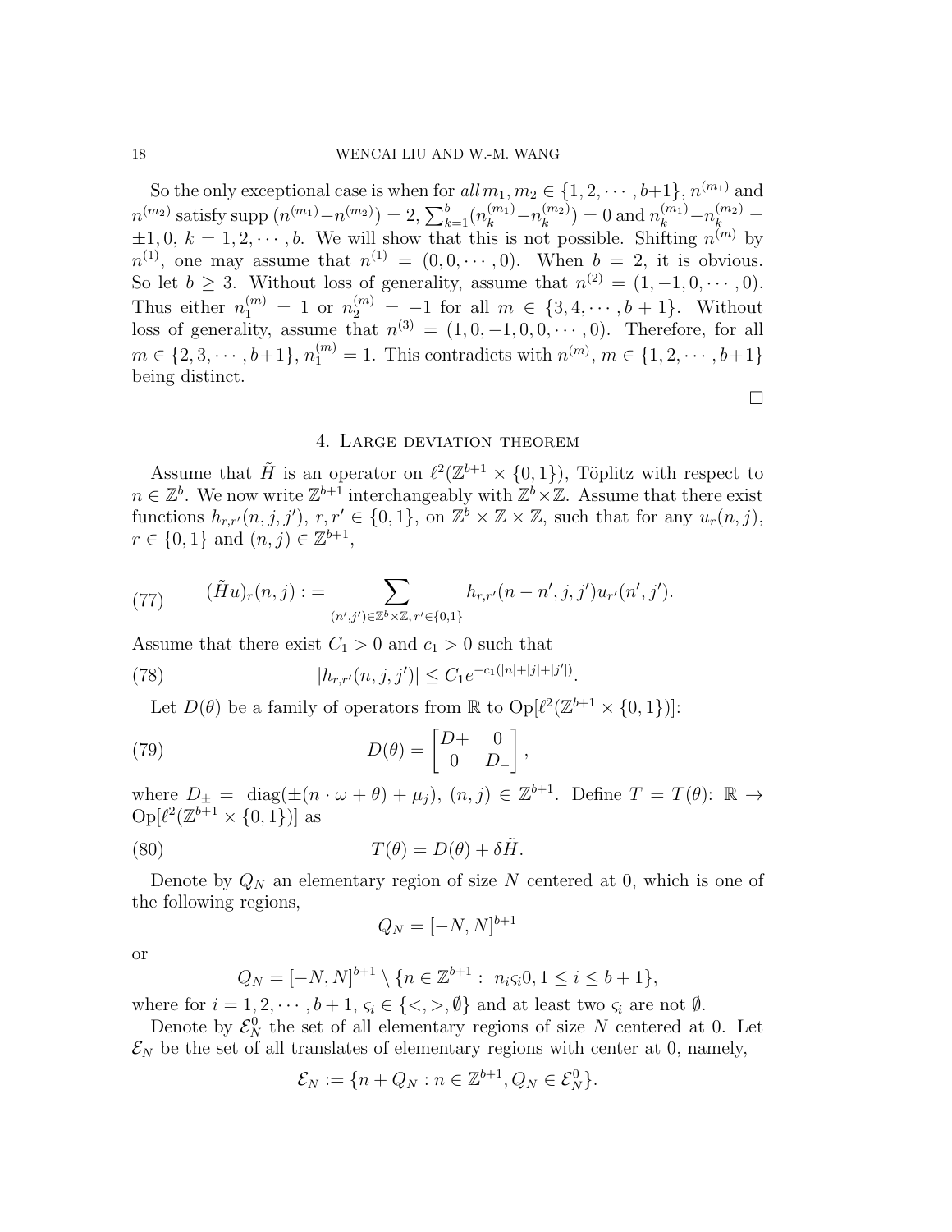So the only exceptional case is when for *all* $m_1, m_2 \in \{1, 2, \cdots, b+1\}$, $n^{(m_1)}$ and $n^{(m_2)}$ satisfy supp $(n^{(m_1)} - n^{(m_2)}) = 2$, $\sum_{k=1}^{b}(n_k^{(m_1)} - n_k^{(m_2)}) = 0$ and $n_k^{(m_1)} - n_k^{(m_2)} = \pm 1, 0$, $k = 1, 2, \cdots, b$. We will show that this is not possible. Shifting $n^{(m)}$ by $n^{(1)}$, one may assume that $n^{(1)} = (0, 0, \cdots, 0)$. When $b = 2$, it is obvious. So let $b \geq 3$. Without loss of generality, assume that $n^{(2)} = (1, -1, 0, \cdots, 0)$. Thus either $n_1^{(m)} = 1$ or $n_2^{(m)} = -1$ for all $m \in \{3, 4, \cdots, b+1\}$. Without loss of generality, assume that $n^{(3)} = (1, 0, -1, 0, 0, \cdots, 0)$. Therefore, for all $m \in \{2, 3, \cdots, b+1\}$, $n_1^{(m)} = 1$. This contradicts with $n^{(m)}$, $m \in \{1, 2, \cdots, b+1\}$ being distinct.

□

## 4. Large deviation theorem

Assume that $\tilde{H}$ is an operator on $\ell^2(\mathbb{Z}^{b+1} \times \{0, 1\})$, Töplitz with respect to $n \in \mathbb{Z}^b$. We now write $\mathbb{Z}^{b+1}$ interchangeably with $\mathbb{Z}^b \times \mathbb{Z}$. Assume that there exist functions $h_{r,r'}(n, j, j')$, $r, r' \in \{0, 1\}$, on $\mathbb{Z}^b \times \mathbb{Z} \times \mathbb{Z}$, such that for any $u_r(n, j)$, $r \in \{0, 1\}$ and $(n, j) \in \mathbb{Z}^{b+1}$,

$$(\tilde{H}u)_r(n, j) := \sum_{(n',j') \in \mathbb{Z}^b \times \mathbb{Z},\, r' \in \{0,1\}} h_{r,r'}(n - n', j, j') u_{r'}(n', j'). \tag{77}$$

Assume that there exist $C_1 > 0$ and $c_1 > 0$ such that

$$|h_{r,r'}(n, j, j')| \leq C_1 e^{-c_1(|n|+|j|+|j'|)}. \tag{78}$$

Let $D(\theta)$ be a family of operators from $\mathbb{R}$ to $\text{Op}[\ell^2(\mathbb{Z}^{b+1} \times \{0, 1\})]$:

$$D(\theta) = \begin{bmatrix} D+ & 0 \\ 0 & D_- \end{bmatrix}, \tag{79}$$

where $D_\pm = \text{ diag}(\pm(n \cdot \omega + \theta) + \mu_j)$, $(n, j) \in \mathbb{Z}^{b+1}$. Define $T = T(\theta)$: $\mathbb{R} \to \text{Op}[\ell^2(\mathbb{Z}^{b+1} \times \{0, 1\})]$ as

$$T(\theta) = D(\theta) + \delta \tilde{H}. \tag{80}$$

Denote by $Q_N$ an elementary region of size $N$ centered at 0, which is one of the following regions,

$$Q_N = [-N, N]^{b+1}$$

or

$$Q_N = [-N, N]^{b+1} \setminus \{n \in \mathbb{Z}^{b+1} : \; n_i \varsigma_i 0, 1 \leq i \leq b+1\},$$

where for $i = 1, 2, \cdots, b+1$, $\varsigma_i \in \{<, >, \emptyset\}$ and at least two $\varsigma_i$ are not $\emptyset$.

Denote by $\mathcal{E}_N^0$ the set of all elementary regions of size $N$ centered at 0. Let $\mathcal{E}_N$ be the set of all translates of elementary regions with center at 0, namely,

$$\mathcal{E}_N := \{n + Q_N : n \in \mathbb{Z}^{b+1}, Q_N \in \mathcal{E}_N^0\}.$$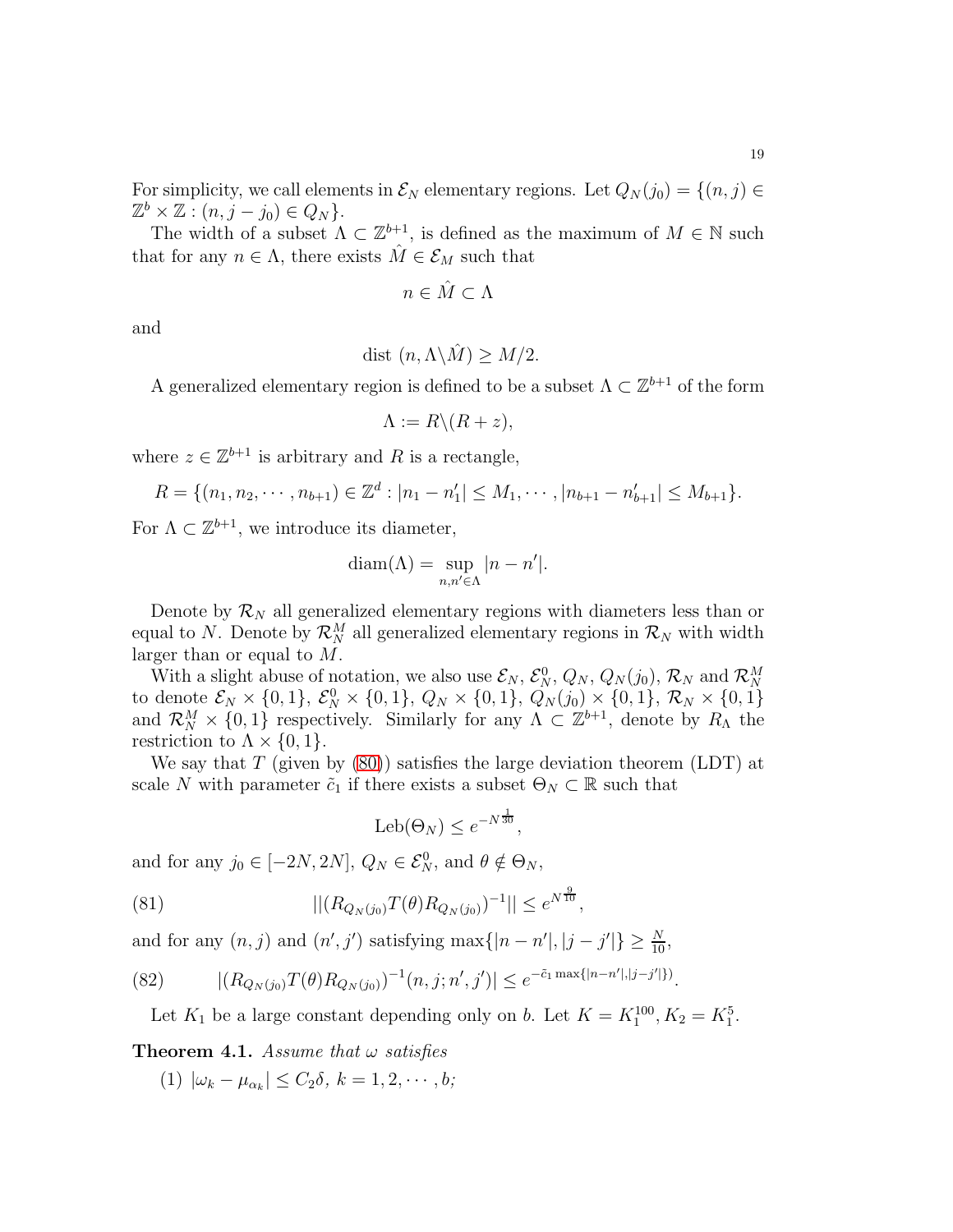For simplicity, we call elements in $\mathcal{E}_N$ elementary regions. Let $Q_N(j_0) = \{(n,j) \in \mathbb{Z}^b \times \mathbb{Z} : (n, j - j_0) \in Q_N\}$.

The width of a subset $\Lambda \subset \mathbb{Z}^{b+1}$, is defined as the maximum of $M \in \mathbb{N}$ such that for any $n \in \Lambda$, there exists $\hat{M} \in \mathcal{E}_M$ such that

$$n \in \hat{M} \subset \Lambda$$

and

$$\text{dist } (n, \Lambda \backslash \hat{M}) \geq M/2.$$

A generalized elementary region is defined to be a subset $\Lambda \subset \mathbb{Z}^{b+1}$ of the form

$$\Lambda := R \backslash (R + z),$$

where $z \in \mathbb{Z}^{b+1}$ is arbitrary and $R$ is a rectangle,

$$R = \{(n_1, n_2, \cdots, n_{b+1}) \in \mathbb{Z}^d : |n_1 - n_1'| \leq M_1, \cdots, |n_{b+1} - n_{b+1}'| \leq M_{b+1}\}.$$

For $\Lambda \subset \mathbb{Z}^{b+1}$, we introduce its diameter,

$$\text{diam}(\Lambda) = \sup_{n,n' \in \Lambda} |n - n'|.$$

Denote by $\mathcal{R}_N$ all generalized elementary regions with diameters less than or equal to $N$. Denote by $\mathcal{R}_N^M$ all generalized elementary regions in $\mathcal{R}_N$ with width larger than or equal to $M$.

With a slight abuse of notation, we also use $\mathcal{E}_N$, $\mathcal{E}_N^0$, $Q_N$, $Q_N(j_0)$, $\mathcal{R}_N$ and $\mathcal{R}_N^M$ to denote $\mathcal{E}_N \times \{0,1\}$, $\mathcal{E}_N^0 \times \{0,1\}$, $Q_N \times \{0,1\}$, $Q_N(j_0) \times \{0,1\}$, $\mathcal{R}_N \times \{0,1\}$ and $\mathcal{R}_N^M \times \{0,1\}$ respectively. Similarly for any $\Lambda \subset \mathbb{Z}^{b+1}$, denote by $R_\Lambda$ the restriction to $\Lambda \times \{0,1\}$.

We say that $T$ (given by (80)) satisfies the large deviation theorem (LDT) at scale $N$ with parameter $\tilde{c}_1$ if there exists a subset $\Theta_N \subset \mathbb{R}$ such that

$$\text{Leb}(\Theta_N) \leq e^{-N^{\frac{1}{30}}},$$

and for any $j_0 \in [-2N, 2N]$, $Q_N \in \mathcal{E}_N^0$, and $\theta \notin \Theta_N$,

$$||(R_{Q_N(j_0)} T(\theta) R_{Q_N(j_0)})^{-1}|| \leq e^{N^{\frac{9}{10}}}, \tag{81}$$

and for any $(n,j)$ and $(n',j')$ satisfying $\max\{|n - n'|, |j - j'|\} \geq \frac{N}{10}$,

$$|(R_{Q_N(j_0)} T(\theta) R_{Q_N(j_0)})^{-1}(n, j; n', j')| \leq e^{-\tilde{c}_1 \max\{|n-n'|, |j-j'|\})}. \tag{82}$$

Let $K_1$ be a large constant depending only on $b$. Let $K = K_1^{100}, K_2 = K_1^5$.

**Theorem 4.1.** *Assume that $\omega$ satisfies*

(1) $|\omega_k - \mu_{\alpha_k}| \leq C_2 \delta$, $k = 1, 2, \cdots, b$*;*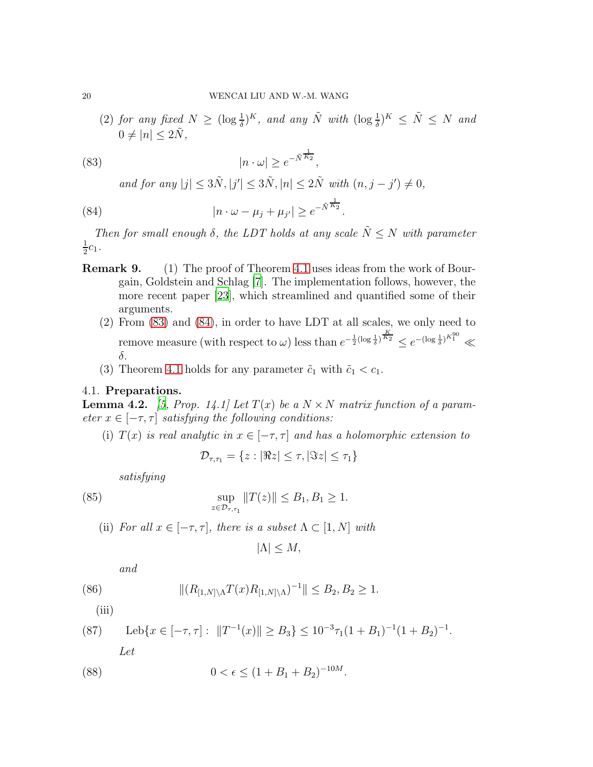(2) *for any fixed* $N \geq (\log \frac{1}{\delta})^K$, *and any* $\tilde{N}$ *with* $(\log \frac{1}{\delta})^K \leq \tilde{N} \leq N$ *and* $0 \neq |n| \leq 2\tilde{N}$,

$$|n \cdot \omega| \geq e^{-\tilde{N}^{\frac{1}{K_2}}}, \tag{83}$$

*and for any* $|j| \leq 3\tilde{N}, |j'| \leq 3\tilde{N}, |n| \leq 2\tilde{N}$ *with* $(n, j - j') \neq 0$,

$$|n \cdot \omega - \mu_j + \mu_{j'}| \geq e^{-\tilde{N}^{\frac{1}{K_2}}}. \tag{84}$$

*Then for small enough* $\delta$, *the LDT holds at any scale* $\tilde{N} \leq N$ *with parameter* $\frac{1}{2}c_1$.

**Remark 9.** (1) The proof of Theorem 4.1 uses ideas from the work of Bourgain, Goldstein and Schlag [7]. The implementation follows, however, the more recent paper [23], which streamlined and quantified some of their arguments.

(2) From (83) and (84), in order to have LDT at all scales, we only need to remove measure (with respect to $\omega$) less than $e^{-\frac{1}{2}(\log \frac{1}{\delta})^{\frac{K}{K_2}}} \leq e^{-(\log \frac{1}{\delta})^{K_1^{90}}} \ll \delta$.

(3) Theorem 4.1 holds for any parameter $\tilde{c}_1$ with $\tilde{c}_1 < c_1$.

### 4.1. Preparations.

**Lemma 4.2.** *[5, Prop. 14.1] Let* $T(x)$ *be a* $N \times N$ *matrix function of a parameter* $x \in [-\tau, \tau]$ *satisfying the following conditions:*

(i) $T(x)$ *is real analytic in* $x \in [-\tau, \tau]$ *and has a holomorphic extension to*

$$\mathcal{D}_{\tau,\tau_1} = \{z : |\Re z| \leq \tau, |\Im z| \leq \tau_1\}$$

*satisfying*

$$\sup_{z \in \mathcal{D}_{\tau,\tau_1}} \|T(z)\| \leq B_1, B_1 \geq 1. \tag{85}$$

(ii) *For all* $x \in [-\tau, \tau]$, *there is a subset* $\Lambda \subset [1, N]$ *with*

$$|\Lambda| \leq M,$$

*and*

$$\|(R_{[1,N]\setminus\Lambda} T(x) R_{[1,N]\setminus\Lambda})^{-1}\| \leq B_2, B_2 \geq 1. \tag{86}$$

(iii)

$$\text{Leb}\{x \in [-\tau, \tau] : \ \|T^{-1}(x)\| \geq B_3\} \leq 10^{-3}\tau_1(1 + B_1)^{-1}(1 + B_2)^{-1}. \tag{87}$$

*Let*

$$0 < \epsilon \leq (1 + B_1 + B_2)^{-10M}. \tag{88}$$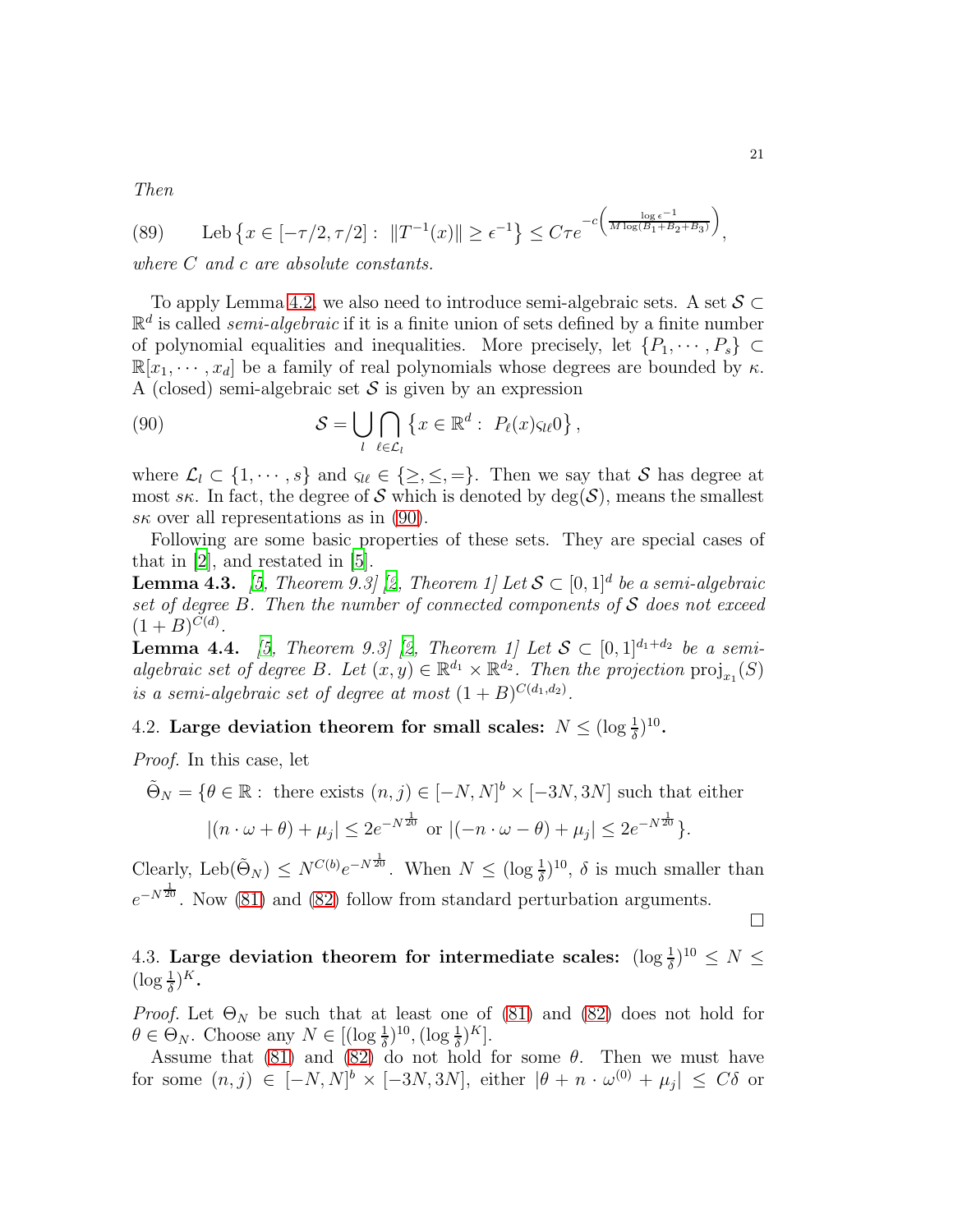*Then*

$$\text{Leb}\left\{x \in [-\tau/2, \tau/2] : \|T^{-1}(x)\| \geq \epsilon^{-1}\right\} \leq C\tau e^{-c\left(\frac{\log \epsilon^{-1}}{M\log(B_1+B_2+B_3)}\right)}, \tag{89}$$

*where $C$ and $c$ are absolute constants.*

To apply Lemma 4.2, we also need to introduce semi-algebraic sets. A set $\mathcal{S} \subset \mathbb{R}^d$ is called *semi-algebraic* if it is a finite union of sets defined by a finite number of polynomial equalities and inequalities. More precisely, let $\{P_1, \cdots, P_s\} \subset \mathbb{R}[x_1, \cdots, x_d]$ be a family of real polynomials whose degrees are bounded by $\kappa$. A (closed) semi-algebraic set $\mathcal{S}$ is given by an expression

$$\mathcal{S} = \bigcup_l \bigcap_{\ell \in \mathcal{L}_l} \left\{x \in \mathbb{R}^d : P_\ell(x) \varsigma_{l\ell} 0\right\}, \tag{90}$$

where $\mathcal{L}_l \subset \{1, \cdots, s\}$ and $\varsigma_{l\ell} \in \{\geq, \leq, =\}$. Then we say that $\mathcal{S}$ has degree at most $s\kappa$. In fact, the degree of $\mathcal{S}$ which is denoted by $\deg(\mathcal{S})$, means the smallest $s\kappa$ over all representations as in (90).

Following are some basic properties of these sets. They are special cases of that in [2], and restated in [5].

**Lemma 4.3.** *[5, Theorem 9.3] [2, Theorem 1] Let $\mathcal{S} \subset [0,1]^d$ be a semi-algebraic set of degree $B$. Then the number of connected components of $\mathcal{S}$ does not exceed $(1+B)^{C(d)}$.*

**Lemma 4.4.** *[5, Theorem 9.3] [2, Theorem 1] Let $\mathcal{S} \subset [0,1]^{d_1+d_2}$ be a semi-algebraic set of degree $B$. Let $(x,y) \in \mathbb{R}^{d_1} \times \mathbb{R}^{d_2}$. Then the projection $\text{proj}_{x_1}(S)$ is a semi-algebraic set of degree at most $(1+B)^{C(d_1,d_2)}$.*

### 4.2. Large deviation theorem for small scales: $N \leq (\log \frac{1}{\delta})^{10}$.

*Proof.* In this case, let

$$\tilde{\Theta}_N = \{\theta \in \mathbb{R} : \text{ there exists } (n,j) \in [-N,N]^b \times [-3N,3N] \text{ such that either}$$
$$|(n \cdot \omega + \theta) + \mu_j| \leq 2e^{-N^{\frac{1}{20}}} \text{ or } |(-n \cdot \omega - \theta) + \mu_j| \leq 2e^{-N^{\frac{1}{20}}}\}.$$

Clearly, $\text{Leb}(\tilde{\Theta}_N) \leq N^{C(b)} e^{-N^{\frac{1}{20}}}$. When $N \leq (\log \frac{1}{\delta})^{10}$, $\delta$ is much smaller than $e^{-N^{\frac{1}{20}}}$. Now (81) and (82) follow from standard perturbation arguments.

□

### 4.3. Large deviation theorem for intermediate scales: $(\log \frac{1}{\delta})^{10} \leq N \leq (\log \frac{1}{\delta})^K$.

*Proof.* Let $\Theta_N$ be such that at least one of (81) and (82) does not hold for $\theta \in \Theta_N$. Choose any $N \in [(\log \frac{1}{\delta})^{10}, (\log \frac{1}{\delta})^K]$.

Assume that (81) and (82) do not hold for some $\theta$. Then we must have for some $(n,j) \in [-N,N]^b \times [-3N,3N]$, either $|\theta + n \cdot \omega^{(0)} + \mu_j| \leq C\delta$ or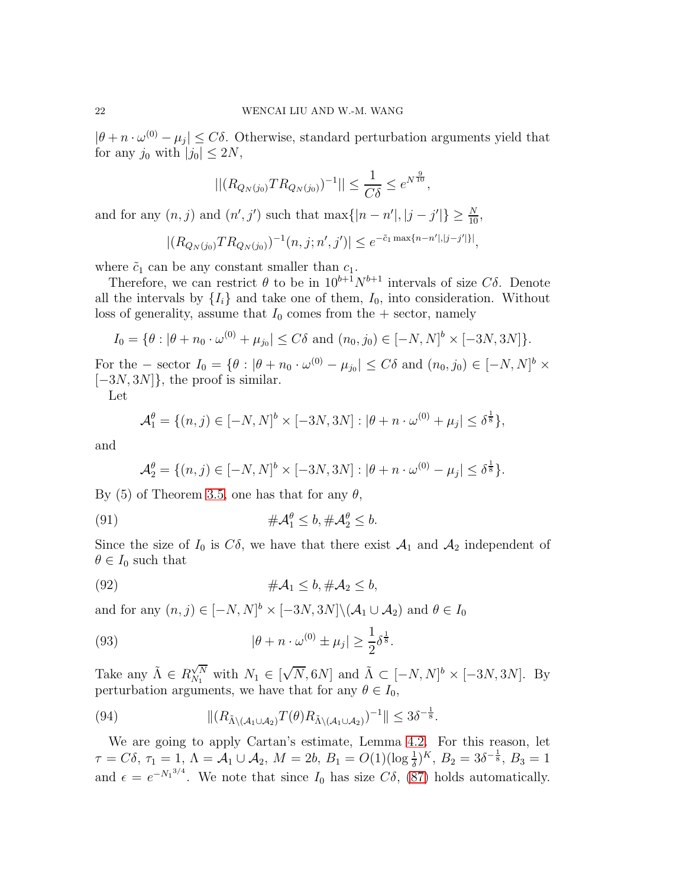$|\theta + n\cdot\omega^{(0)} - \mu_j| \leq C\delta$. Otherwise, standard perturbation arguments yield that for any $j_0$ with $|j_0| \leq 2N$,

$$||(R_{Q_N(j_0)}TR_{Q_N(j_0)})^{-1}|| \leq \frac{1}{C\delta} \leq e^{N^{\frac{9}{10}}},$$

and for any $(n,j)$ and $(n',j')$ such that $\max\{|n-n'|, |j-j'|\} \geq \frac{N}{10}$,

$$|(R_{Q_N(j_0)}TR_{Q_N(j_0)})^{-1}(n,j;n',j')| \leq e^{-\tilde{c}_1 \max\{n-n'|,|j-j'|\}|},$$

where $\tilde{c}_1$ can be any constant smaller than $c_1$.

Therefore, we can restrict $\theta$ to be in $10^{b+1}N^{b+1}$ intervals of size $C\delta$. Denote all the intervals by $\{I_i\}$ and take one of them, $I_0$, into consideration. Without loss of generality, assume that $I_0$ comes from the $+$ sector, namely

$$I_0 = \{\theta : |\theta + n_0\cdot\omega^{(0)} + \mu_{j_0}| \leq C\delta \text{ and } (n_0, j_0) \in [-N,N]^b \times [-3N, 3N]\}.$$

For the $-$ sector $I_0 = \{\theta : |\theta + n_0\cdot\omega^{(0)} - \mu_{j_0}| \leq C\delta$ and $(n_0,j_0) \in [-N,N]^b \times [-3N,3N]\}$, the proof is similar.

Let

$$\mathcal{A}_1^\theta = \{(n,j) \in [-N,N]^b \times [-3N,3N] : |\theta + n\cdot\omega^{(0)} + \mu_j| \leq \delta^{\frac{1}{8}}\},$$

and

$$\mathcal{A}_2^\theta = \{(n,j) \in [-N,N]^b \times [-3N,3N] : |\theta + n\cdot\omega^{(0)} - \mu_j| \leq \delta^{\frac{1}{8}}\}.$$

By (5) of Theorem 3.5, one has that for any $\theta$,

$$\#\mathcal{A}_1^\theta \leq b, \#\mathcal{A}_2^\theta \leq b. \tag{91}$$

Since the size of $I_0$ is $C\delta$, we have that there exist $\mathcal{A}_1$ and $\mathcal{A}_2$ independent of $\theta \in I_0$ such that

$$\#\mathcal{A}_1 \leq b, \#\mathcal{A}_2 \leq b, \tag{92}$$

and for any $(n,j) \in [-N,N]^b \times [-3N,3N] \backslash (\mathcal{A}_1 \cup \mathcal{A}_2)$ and $\theta \in I_0$

$$|\theta + n\cdot\omega^{(0)} \pm \mu_j| \geq \frac{1}{2}\delta^{\frac{1}{8}}. \tag{93}$$

Take any $\tilde{\Lambda} \in R_{N_1}^{\sqrt{N}}$ with $N_1 \in [\sqrt{N}, 6N]$ and $\tilde{\Lambda} \subset [-N,N]^b \times [-3N,3N]$. By perturbation arguments, we have that for any $\theta \in I_0$,

$$\|(R_{\tilde{\Lambda}\backslash(\mathcal{A}_1\cup\mathcal{A}_2)}T(\theta)R_{\tilde{\Lambda}\backslash(\mathcal{A}_1\cup\mathcal{A}_2)})^{-1}\| \leq 3\delta^{-\frac{1}{8}}. \tag{94}$$

We are going to apply Cartan's estimate, Lemma 4.2. For this reason, let $\tau = C\delta$, $\tau_1 = 1$, $\Lambda = \mathcal{A}_1 \cup \mathcal{A}_2$, $M = 2b$, $B_1 = O(1)(\log\frac{1}{\delta})^K$, $B_2 = 3\delta^{-\frac{1}{8}}$, $B_3 = 1$ and $\epsilon = e^{-N_1{}^{3/4}}$. We note that since $I_0$ has size $C\delta$, (87) holds automatically.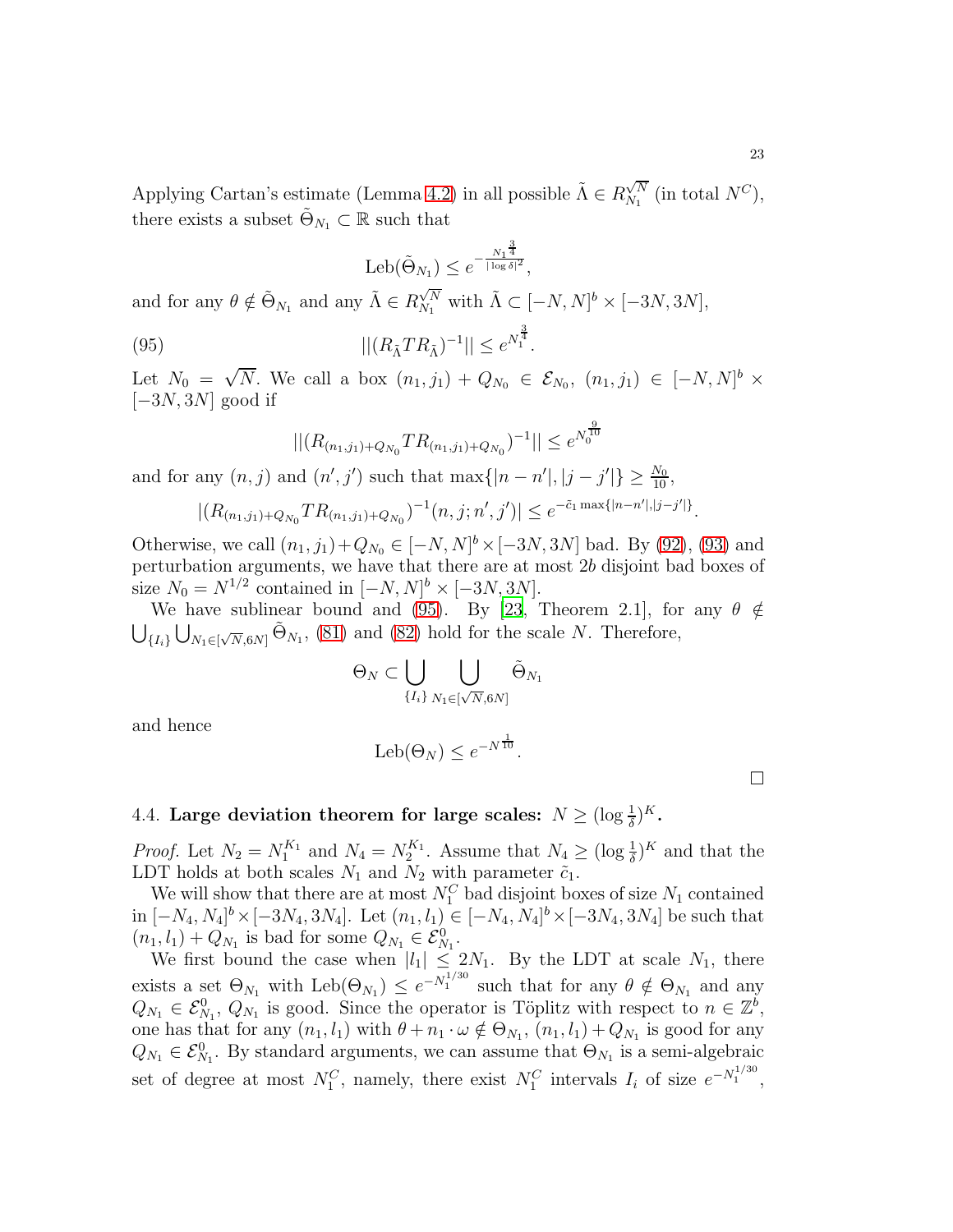Applying Cartan's estimate (Lemma 4.2) in all possible $\tilde{\Lambda} \in R_{N_1}^{\sqrt{N}}$ (in total $N^C$), there exists a subset $\tilde{\Theta}_{N_1} \subset \mathbb{R}$ such that

$$\mathrm{Leb}(\tilde{\Theta}_{N_1}) \leq e^{-\frac{N_1^{\frac{3}{4}}}{|\log \delta|^2}},$$

and for any $\theta \notin \tilde{\Theta}_{N_1}$ and any $\tilde{\Lambda} \in R_{N_1}^{\sqrt{N}}$ with $\tilde{\Lambda} \subset [-N, N]^b \times [-3N, 3N]$,

$$||(R_{\tilde{\Lambda}} T R_{\tilde{\Lambda}})^{-1}|| \leq e^{N_1^{\frac{3}{4}}}. \tag{95}$$

Let $N_0 = \sqrt{N}$. We call a box $(n_1, j_1) + Q_{N_0} \in \mathcal{E}_{N_0}$, $(n_1, j_1) \in [-N, N]^b \times [-3N, 3N]$ good if

$$||(R_{(n_1,j_1)+Q_{N_0}} T R_{(n_1,j_1)+Q_{N_0}})^{-1}|| \leq e^{N_0^{\frac{9}{10}}}$$

and for any $(n, j)$ and $(n', j')$ such that $\max\{|n - n'|, |j - j'|\} \geq \frac{N_0}{10}$,

$$|(R_{(n_1,j_1)+Q_{N_0}} T R_{(n_1,j_1)+Q_{N_0}})^{-1}(n, j; n', j')| \leq e^{-\tilde{c}_1 \max\{|n-n'|,|j-j'|\}}.$$

Otherwise, we call $(n_1, j_1) + Q_{N_0} \in [-N, N]^b \times [-3N, 3N]$ bad. By (92), (93) and perturbation arguments, we have that there are at most $2b$ disjoint bad boxes of size $N_0 = N^{1/2}$ contained in $[-N, N]^b \times [-3N, 3N]$.

We have sublinear bound and (95). By [23, Theorem 2.1], for any $\theta \notin \bigcup_{\{I_i\}} \bigcup_{N_1 \in [\sqrt{N}, 6N]} \tilde{\Theta}_{N_1}$, (81) and (82) hold for the scale $N$. Therefore,

$$\Theta_N \subset \bigcup_{\{I_i\}} \bigcup_{N_1 \in [\sqrt{N}, 6N]} \tilde{\Theta}_{N_1}$$

and hence

$$\mathrm{Leb}(\Theta_N) \leq e^{-N^{\frac{1}{10}}}.$$

□

## 4.4. Large deviation theorem for large scales: $N \geq (\log \frac{1}{\delta})^K$.

*Proof.* Let $N_2 = N_1^{K_1}$ and $N_4 = N_2^{K_1}$. Assume that $N_4 \geq (\log \frac{1}{\delta})^K$ and that the LDT holds at both scales $N_1$ and $N_2$ with parameter $\tilde{c}_1$.

We will show that there are at most $N_1^C$ bad disjoint boxes of size $N_1$ contained in $[-N_4, N_4]^b \times [-3N_4, 3N_4]$. Let $(n_1, l_1) \in [-N_4, N_4]^b \times [-3N_4, 3N_4]$ be such that $(n_1, l_1) + Q_{N_1}$ is bad for some $Q_{N_1} \in \mathcal{E}_{N_1}^0$.

We first bound the case when $|l_1| \leq 2N_1$. By the LDT at scale $N_1$, there exists a set $\Theta_{N_1}$ with $\mathrm{Leb}(\Theta_{N_1}) \leq e^{-N_1^{1/30}}$ such that for any $\theta \notin \Theta_{N_1}$ and any $Q_{N_1} \in \mathcal{E}_{N_1}^0$, $Q_{N_1}$ is good. Since the operator is Töplitz with respect to $n \in \mathbb{Z}^b$, one has that for any $(n_1, l_1)$ with $\theta + n_1 \cdot \omega \notin \Theta_{N_1}$, $(n_1, l_1) + Q_{N_1}$ is good for any $Q_{N_1} \in \mathcal{E}_{N_1}^0$. By standard arguments, we can assume that $\Theta_{N_1}$ is a semi-algebraic set of degree at most $N_1^C$, namely, there exist $N_1^C$ intervals $I_i$ of size $e^{-N_1^{1/30}}$,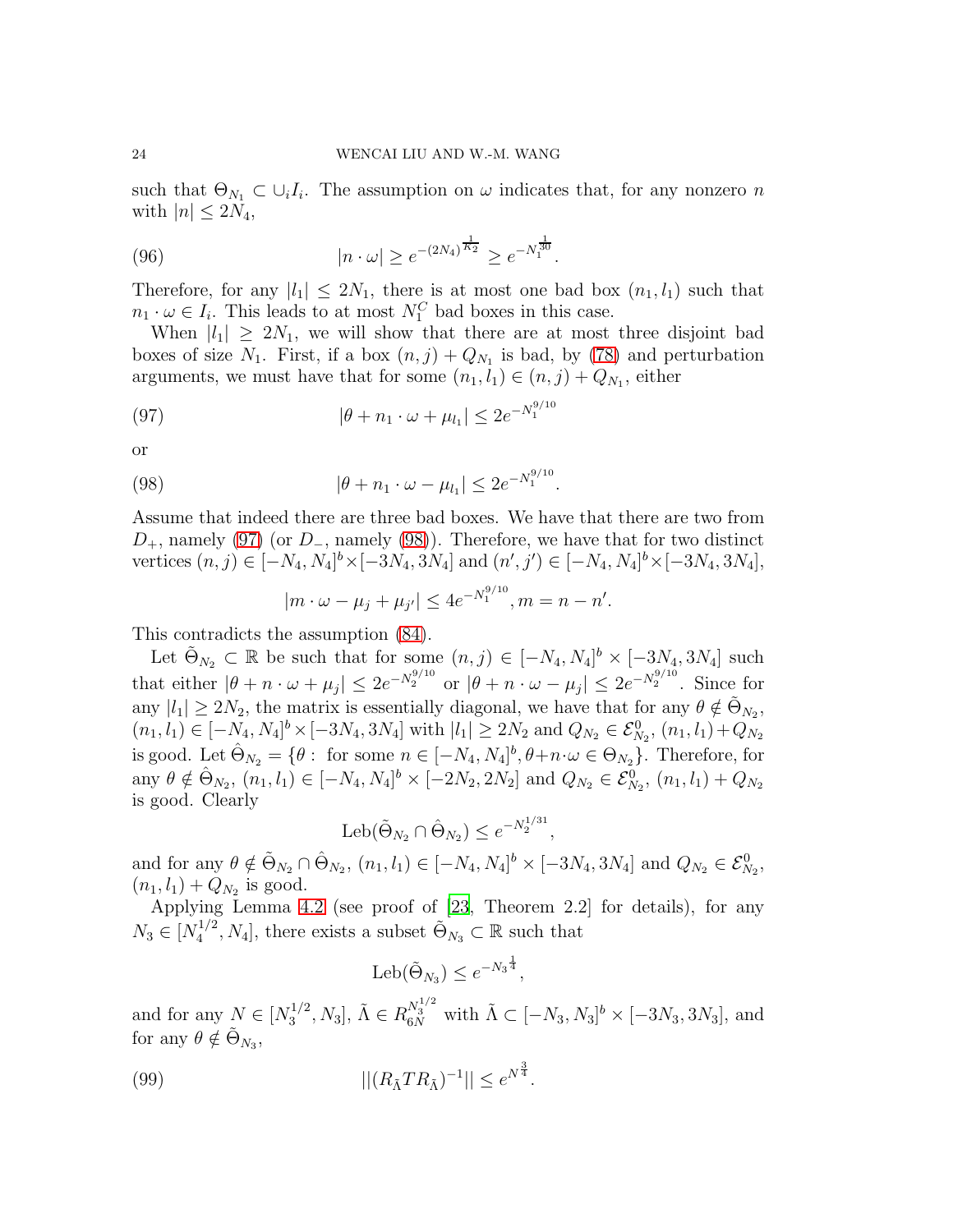such that $\Theta_{N_1} \subset \cup_i I_i$. The assumption on $\omega$ indicates that, for any nonzero $n$ with $|n| \le 2N_4$,

$$|n \cdot \omega| \ge e^{-(2N_4)^{\frac{1}{K_2}}} \ge e^{-N_1^{\frac{1}{30}}}. \tag{96}$$

Therefore, for any $|l_1| \le 2N_1$, there is at most one bad box $(n_1, l_1)$ such that $n_1 \cdot \omega \in I_i$. This leads to at most $N_1^C$ bad boxes in this case.

When $|l_1| \ge 2N_1$, we will show that there are at most three disjoint bad boxes of size $N_1$. First, if a box $(n, j) + Q_{N_1}$ is bad, by (78) and perturbation arguments, we must have that for some $(n_1, l_1) \in (n, j) + Q_{N_1}$, either

$$|\theta + n_1 \cdot \omega + \mu_{l_1}| \le 2e^{-N_1^{9/10}} \tag{97}$$

or

$$|\theta + n_1 \cdot \omega - \mu_{l_1}| \le 2e^{-N_1^{9/10}}. \tag{98}$$

Assume that indeed there are three bad boxes. We have that there are two from $D_+$, namely (97) (or $D_-$, namely (98)). Therefore, we have that for two distinct vertices $(n, j) \in [-N_4, N_4]^b \times [-3N_4, 3N_4]$ and $(n', j') \in [-N_4, N_4]^b \times [-3N_4, 3N_4]$,

$$|m \cdot \omega - \mu_j + \mu_{j'}| \le 4e^{-N_1^{9/10}}, m = n - n'.$$

This contradicts the assumption (84).

Let $\tilde{\Theta}_{N_2} \subset \mathbb{R}$ be such that for some $(n, j) \in [-N_4, N_4]^b \times [-3N_4, 3N_4]$ such that either $|\theta + n \cdot \omega + \mu_j| \le 2e^{-N_2^{9/10}}$ or $|\theta + n \cdot \omega - \mu_j| \le 2e^{-N_2^{9/10}}$. Since for any $|l_1| \ge 2N_2$, the matrix is essentially diagonal, we have that for any $\theta \notin \tilde{\Theta}_{N_2}$, $(n_1, l_1) \in [-N_4, N_4]^b \times [-3N_4, 3N_4]$ with $|l_1| \ge 2N_2$ and $Q_{N_2} \in \mathcal{E}^0_{N_2}$, $(n_1, l_1) + Q_{N_2}$ is good. Let $\hat{\Theta}_{N_2} = \{\theta : \text{ for some } n \in [-N_4, N_4]^b, \theta + n \cdot \omega \in \Theta_{N_2}\}$. Therefore, for any $\theta \notin \hat{\Theta}_{N_2}$, $(n_1, l_1) \in [-N_4, N_4]^b \times [-2N_2, 2N_2]$ and $Q_{N_2} \in \mathcal{E}^0_{N_2}$, $(n_1, l_1) + Q_{N_2}$ is good. Clearly

$$\text{Leb}(\tilde{\Theta}_{N_2} \cap \hat{\Theta}_{N_2}) \le e^{-N_2^{1/31}},$$

and for any $\theta \notin \tilde{\Theta}_{N_2} \cap \hat{\Theta}_{N_2}$, $(n_1, l_1) \in [-N_4, N_4]^b \times [-3N_4, 3N_4]$ and $Q_{N_2} \in \mathcal{E}^0_{N_2}$, $(n_1, l_1) + Q_{N_2}$ is good.

Applying Lemma 4.2 (see proof of [23, Theorem 2.2] for details), for any $N_3 \in [N_4^{1/2}, N_4]$, there exists a subset $\tilde{\Theta}_{N_3} \subset \mathbb{R}$ such that

$$\text{Leb}(\tilde{\Theta}_{N_3}) \le e^{-N_3^{\frac{1}{4}}},$$

and for any $N \in [N_3^{1/2}, N_3]$, $\tilde{\Lambda} \in R_{6N}^{N_3^{1/2}}$ with $\tilde{\Lambda} \subset [-N_3, N_3]^b \times [-3N_3, 3N_3]$, and for any $\theta \notin \tilde{\Theta}_{N_3}$,

$$||(R_{\tilde{\Lambda}} T R_{\tilde{\Lambda}})^{-1}|| \le e^{N^{\frac{3}{4}}}. \tag{99}$$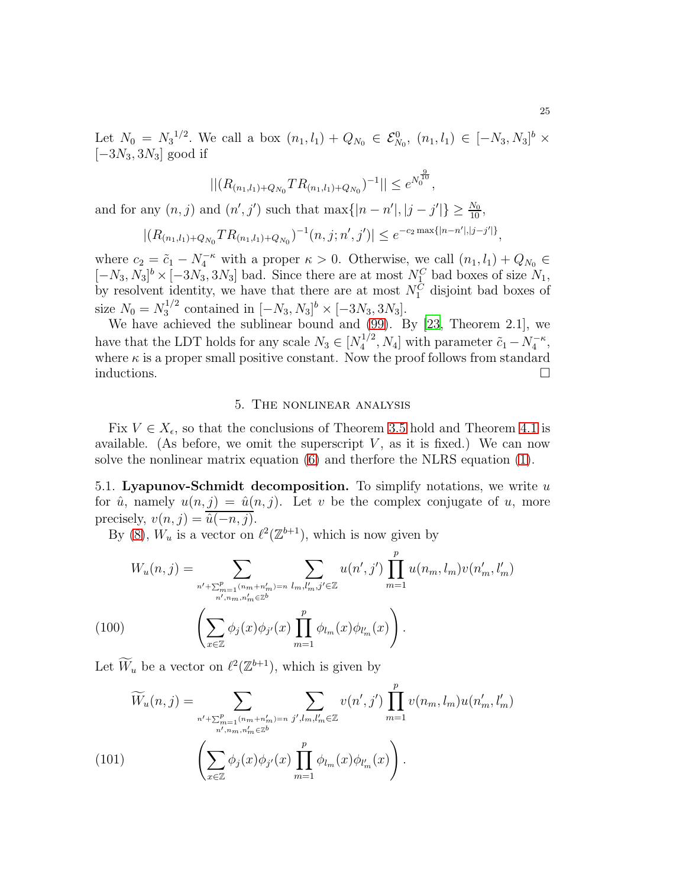Let $N_0 = {N_3}^{1/2}$. We call a box $(n_1, l_1) + Q_{N_0} \in \mathcal{E}^0_{N_0}$, $(n_1, l_1) \in [-N_3, N_3]^b \times [-3N_3, 3N_3]$ good if

$$||(R_{(n_1,l_1)+Q_{N_0}} T R_{(n_1,l_1)+Q_{N_0}})^{-1}|| \leq e^{N_0^{\frac{9}{10}}},$$

and for any $(n, j)$ and $(n', j')$ such that $\max\{|n - n'|, |j - j'|\} \geq \frac{N_0}{10}$,

$$|(R_{(n_1,l_1)+Q_{N_0}} T R_{(n_1,l_1)+Q_{N_0}})^{-1}(n, j; n', j')| \leq e^{-c_2 \max\{|n-n'|,|j-j'|\}},$$

where $c_2 = \tilde{c}_1 - N_4^{-\kappa}$ with a proper $\kappa > 0$. Otherwise, we call $(n_1, l_1) + Q_{N_0} \in [-N_3, N_3]^b \times [-3N_3, 3N_3]$ bad. Since there are at most $N_1^C$ bad boxes of size $N_1$, by resolvent identity, we have that there are at most $N_1^C$ disjoint bad boxes of size $N_0 = N_3^{1/2}$ contained in $[-N_3, N_3]^b \times [-3N_3, 3N_3]$.

We have achieved the sublinear bound and (99). By [23, Theorem 2.1], we have that the LDT holds for any scale $N_3 \in [N_4^{1/2}, N_4]$ with parameter $\tilde{c}_1 - N_4^{-\kappa}$, where $\kappa$ is a proper small positive constant. Now the proof follows from standard inductions. $\square$

## 5. The nonlinear analysis

Fix $V \in X_\epsilon$, so that the conclusions of Theorem 3.5 hold and Theorem 4.1 is available. (As before, we omit the superscript $V$, as it is fixed.) We can now solve the nonlinear matrix equation (6) and therfore the NLRS equation (1).

### 5.1. Lyapunov-Schmidt decomposition.

To simplify notations, we write $u$ for $\hat{u}$, namely $u(n, j) = \hat{u}(n, j)$. Let $v$ be the complex conjugate of $u$, more precisely, $v(n, j) = \overline{\hat{u}(-n, j)}$.

By (8), $W_u$ is a vector on $\ell^2(\mathbb{Z}^{b+1})$, which is now given by

$$W_u(n, j) = \sum_{\substack{n' + \sum_{m=1}^{p}(n_m + n'_m) = n \\ n', n_m, n'_m \in \mathbb{Z}^b}} \sum_{l_m, l'_m, j' \in \mathbb{Z}} u(n', j') \prod_{m=1}^{p} u(n_m, l_m) v(n'_m, l'_m)$$

$$\left( \sum_{x \in \mathbb{Z}} \phi_j(x) \phi_{j'}(x) \prod_{m=1}^{p} \phi_{l_m}(x) \phi_{l'_m}(x) \right). \tag{100}$$

Let $\widetilde{W}_u$ be a vector on $\ell^2(\mathbb{Z}^{b+1})$, which is given by

$$\widetilde{W}_u(n, j) = \sum_{\substack{n' + \sum_{m=1}^{p}(n_m + n'_m) = n \\ n', n_m, n'_m \in \mathbb{Z}^b}} \sum_{j', l_m, l'_m \in \mathbb{Z}} v(n', j') \prod_{m=1}^{p} v(n_m, l_m) u(n'_m, l'_m)$$

$$\left( \sum_{x \in \mathbb{Z}} \phi_j(x) \phi_{j'}(x) \prod_{m=1}^{p} \phi_{l_m}(x) \phi_{l'_m}(x) \right). \tag{101}$$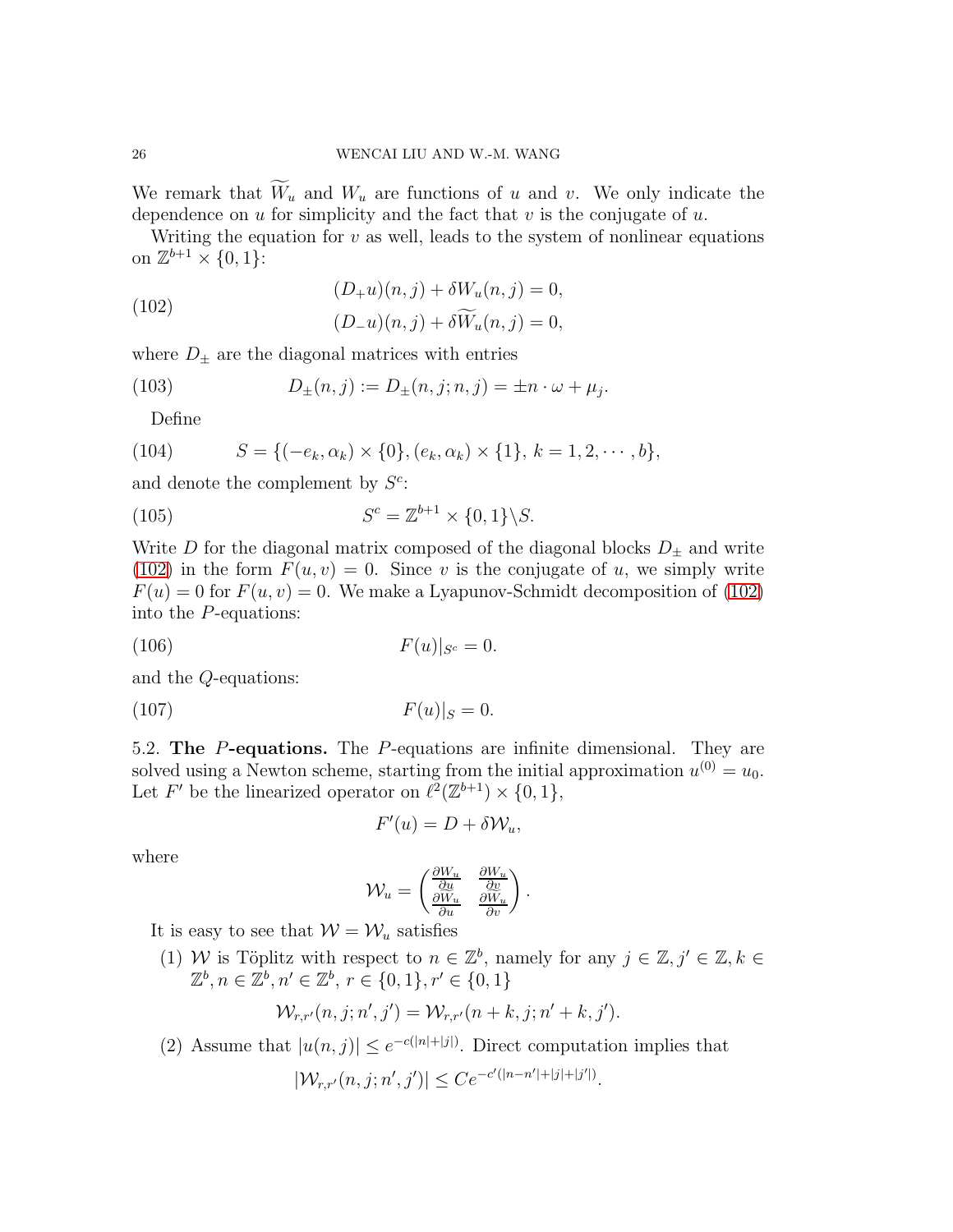We remark that $\widetilde{W}_u$ and $W_u$ are functions of $u$ and $v$. We only indicate the dependence on $u$ for simplicity and the fact that $v$ is the conjugate of $u$.

Writing the equation for $v$ as well, leads to the system of nonlinear equations on $\mathbb{Z}^{b+1} \times \{0, 1\}$:

$$
\begin{aligned}
&(D_+u)(n, j) + \delta W_u(n, j) = 0, \\
&(D_-u)(n, j) + \delta \widetilde{W}_u(n, j) = 0,
\end{aligned}
\tag{102}
$$

where $D_\pm$ are the diagonal matrices with entries

$$
D_\pm(n, j) := D_\pm(n, j; n, j) = \pm n \cdot \omega + \mu_j. \tag{103}
$$

Define

$$
S = \{(-e_k, \alpha_k) \times \{0\}, (e_k, \alpha_k) \times \{1\}, \, k = 1, 2, \cdots, b\}, \tag{104}
$$

and denote the complement by $S^c$:

$$
S^c = \mathbb{Z}^{b+1} \times \{0, 1\} \backslash S. \tag{105}
$$

Write $D$ for the diagonal matrix composed of the diagonal blocks $D_\pm$ and write (102) in the form $F(u, v) = 0$. Since $v$ is the conjugate of $u$, we simply write $F(u) = 0$ for $F(u, v) = 0$. We make a Lyapunov-Schmidt decomposition of (102) into the $P$-equations:

$$
F(u)|_{S^c} = 0. \tag{106}
$$

and the $Q$-equations:

$$
F(u)|_S = 0. \tag{107}
$$

5.2. **The $P$-equations.** The $P$-equations are infinite dimensional. They are solved using a Newton scheme, starting from the initial approximation $u^{(0)} = u_0$. Let $F'$ be the linearized operator on $\ell^2(\mathbb{Z}^{b+1}) \times \{0, 1\}$,

$$
F'(u) = D + \delta \mathcal{W}_u,
$$

where

$$
\mathcal{W}_u = \begin{pmatrix} \frac{\partial W_u}{\partial u} & \frac{\partial W_u}{\partial v} \\ \frac{\partial \widetilde{W}_u}{\partial u} & \frac{\partial \widetilde{W}_u}{\partial v} \end{pmatrix}.
$$

It is easy to see that $\mathcal{W} = \mathcal{W}_u$ satisfies

(1) $\mathcal{W}$ is Töplitz with respect to $n \in \mathbb{Z}^b$, namely for any $j \in \mathbb{Z}, j' \in \mathbb{Z}, k \in \mathbb{Z}^b, n \in \mathbb{Z}^b, n' \in \mathbb{Z}^b, \, r \in \{0, 1\}, r' \in \{0, 1\}$

$$
\mathcal{W}_{r,r'}(n, j; n', j') = \mathcal{W}_{r,r'}(n + k, j; n' + k, j').
$$

(2) Assume that $|u(n, j)| \leq e^{-c(|n|+|j|)}$. Direct computation implies that

$$
|\mathcal{W}_{r,r'}(n, j; n', j')| \leq Ce^{-c'(|n-n'|+|j|+|j'|)}.
$$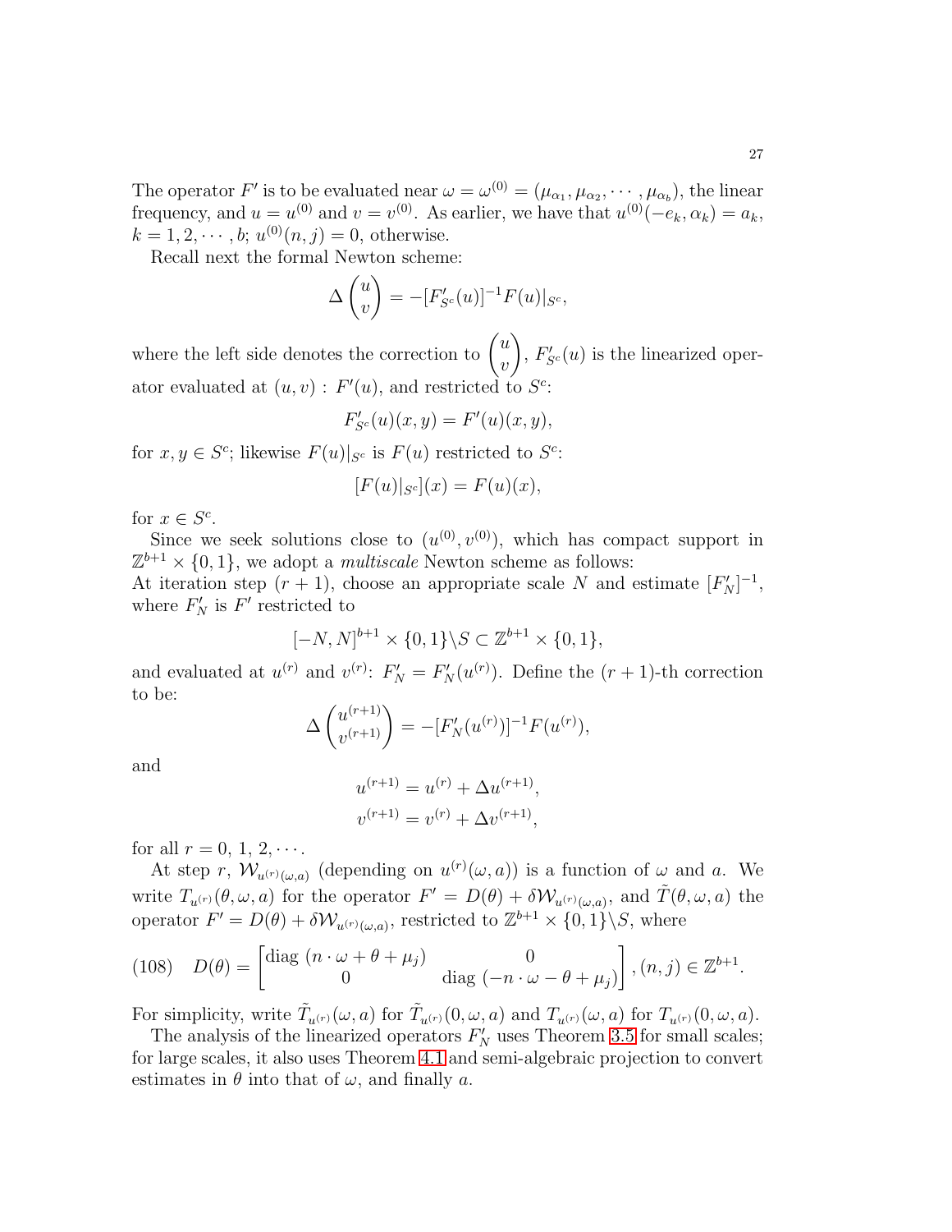The operator $F'$ is to be evaluated near $\omega = \omega^{(0)} = (\mu_{\alpha_1}, \mu_{\alpha_2}, \cdots, \mu_{\alpha_b})$, the linear frequency, and $u = u^{(0)}$ and $v = v^{(0)}$. As earlier, we have that $u^{(0)}(-e_k, \alpha_k) = a_k$, $k = 1, 2, \cdots, b$; $u^{(0)}(n, j) = 0$, otherwise.

Recall next the formal Newton scheme:

$$\Delta \begin{pmatrix} u \\ v \end{pmatrix} = -[F'_{S^c}(u)]^{-1} F(u)|_{S^c},$$

where the left side denotes the correction to $\begin{pmatrix} u \\ v \end{pmatrix}$, $F'_{S^c}(u)$ is the linearized operator evaluated at $(u, v)$ : $F'(u)$, and restricted to $S^c$:

$$F'_{S^c}(u)(x, y) = F'(u)(x, y),$$

for $x, y \in S^c$; likewise $F(u)|_{S^c}$ is $F(u)$ restricted to $S^c$:

$$[F(u)|_{S^c}](x) = F(u)(x),$$

for $x \in S^c$.

Since we seek solutions close to $(u^{(0)}, v^{(0)})$, which has compact support in $\mathbb{Z}^{b+1} \times \{0, 1\}$, we adopt a *multiscale* Newton scheme as follows:
At iteration step $(r+1)$, choose an appropriate scale $N$ and estimate $[F'_N]^{-1}$, where $F'_N$ is $F'$ restricted to

$$[-N, N]^{b+1} \times \{0, 1\} \backslash S \subset \mathbb{Z}^{b+1} \times \{0, 1\},$$

and evaluated at $u^{(r)}$ and $v^{(r)}$: $F'_N = F'_N(u^{(r)})$. Define the $(r+1)$-th correction to be:

$$\Delta \begin{pmatrix} u^{(r+1)} \\ v^{(r+1)} \end{pmatrix} = -[F'_N(u^{(r)})]^{-1} F(u^{(r)}),$$

and

$$u^{(r+1)} = u^{(r)} + \Delta u^{(r+1)},$$
$$v^{(r+1)} = v^{(r)} + \Delta v^{(r+1)},$$

for all $r = 0, 1, 2, \cdots$.

At step $r$, $\mathcal{W}_{u^{(r)}(\omega,a)}$ (depending on $u^{(r)}(\omega, a)$) is a function of $\omega$ and $a$. We write $T_{u^{(r)}}(\theta, \omega, a)$ for the operator $F' = D(\theta) + \delta \mathcal{W}_{u^{(r)}(\omega,a)}$, and $\tilde{T}(\theta, \omega, a)$ the operator $F' = D(\theta) + \delta \mathcal{W}_{u^{(r)}(\omega,a)}$, restricted to $\mathbb{Z}^{b+1} \times \{0, 1\} \backslash S$, where

$$D(\theta) = \begin{bmatrix} \text{diag } (n \cdot \omega + \theta + \mu_j) & 0 \\ 0 & \text{diag } (-n \cdot \omega - \theta + \mu_j) \end{bmatrix}, (n, j) \in \mathbb{Z}^{b+1}. \tag{108}$$

For simplicity, write $\tilde{T}_{u^{(r)}}(\omega, a)$ for $\tilde{T}_{u^{(r)}}(0, \omega, a)$ and $T_{u^{(r)}}(\omega, a)$ for $T_{u^{(r)}}(0, \omega, a)$.

The analysis of the linearized operators $F'_N$ uses Theorem 3.5 for small scales; for large scales, it also uses Theorem 4.1 and semi-algebraic projection to convert estimates in $\theta$ into that of $\omega$, and finally $a$.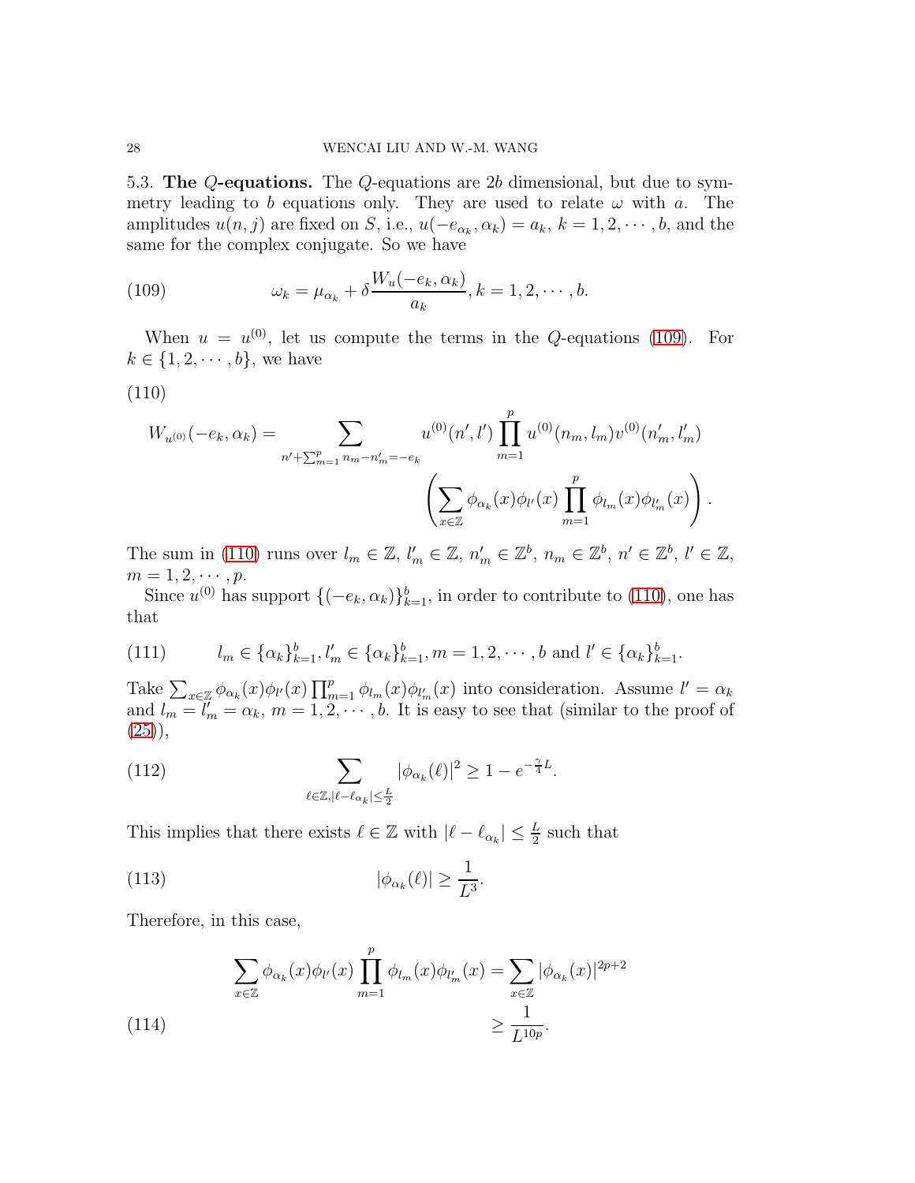5.3. **The $Q$-equations.** The $Q$-equations are $2b$ dimensional, but due to symmetry leading to $b$ equations only. They are used to relate $\omega$ with $a$. The amplitudes $u(n,j)$ are fixed on $S$, i.e., $u(-e_{\alpha_k}, \alpha_k) = a_k$, $k = 1, 2, \cdots, b$, and the same for the complex conjugate. So we have

$$\omega_k = \mu_{\alpha_k} + \delta \frac{W_u(-e_k, \alpha_k)}{a_k}, k = 1, 2, \cdots, b. \tag{109}$$

When $u = u^{(0)}$, let us compute the terms in the $Q$-equations (109). For $k \in \{1, 2, \cdots, b\}$, we have

$$W_{u^{(0)}}(-e_k, \alpha_k) = \sum_{n' + \sum_{m=1}^{p} n_m - n'_m = -e_k} u^{(0)}(n', l') \prod_{m=1}^{p} u^{(0)}(n_m, l_m) v^{(0)}(n'_m, l'_m) \left( \sum_{x \in \mathbb{Z}} \phi_{\alpha_k}(x) \phi_{l'}(x) \prod_{m=1}^{p} \phi_{l_m}(x) \phi_{l'_m}(x) \right). \tag{110}$$

The sum in (110) runs over $l_m \in \mathbb{Z}$, $l'_m \in \mathbb{Z}$, $n'_m \in \mathbb{Z}^b$, $n_m \in \mathbb{Z}^b$, $n' \in \mathbb{Z}^b$, $l' \in \mathbb{Z}$, $m = 1, 2, \cdots, p$.

Since $u^{(0)}$ has support $\{(-e_k, \alpha_k)\}_{k=1}^{b}$, in order to contribute to (110), one has that

$$l_m \in \{\alpha_k\}_{k=1}^{b}, l'_m \in \{\alpha_k\}_{k=1}^{b}, m = 1, 2, \cdots, b \text{ and } l' \in \{\alpha_k\}_{k=1}^{b}. \tag{111}$$

Take $\sum_{x \in \mathbb{Z}} \phi_{\alpha_k}(x) \phi_{l'}(x) \prod_{m=1}^{p} \phi_{l_m}(x) \phi_{l'_m}(x)$ into consideration. Assume $l' = \alpha_k$ and $l_m = l'_m = \alpha_k$, $m = 1, 2, \cdots, b$. It is easy to see that (similar to the proof of (25)),

$$\sum_{\ell \in \mathbb{Z}, |\ell - \ell_{\alpha_k}| \leq \frac{L}{2}} |\phi_{\alpha_k}(\ell)|^2 \geq 1 - e^{-\frac{\gamma}{4} L}. \tag{112}$$

This implies that there exists $\ell \in \mathbb{Z}$ with $|\ell - \ell_{\alpha_k}| \leq \frac{L}{2}$ such that

$$|\phi_{\alpha_k}(\ell)| \geq \frac{1}{L^3}. \tag{113}$$

Therefore, in this case,

$$\sum_{x \in \mathbb{Z}} \phi_{\alpha_k}(x) \phi_{l'}(x) \prod_{m=1}^{p} \phi_{l_m}(x) \phi_{l'_m}(x) = \sum_{x \in \mathbb{Z}} |\phi_{\alpha_k}(x)|^{2p+2} \geq \frac{1}{L^{10p}}. \tag{114}$$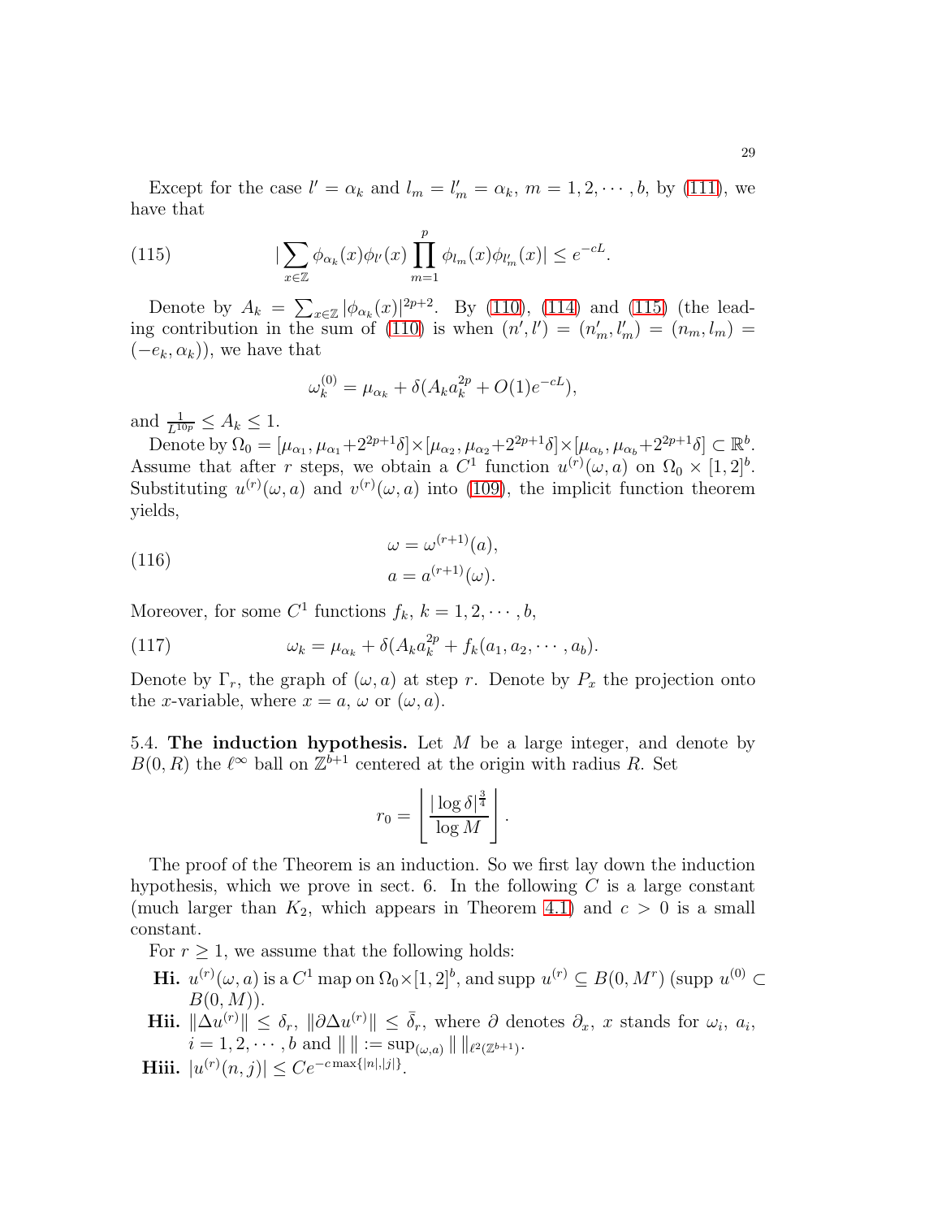Except for the case $l' = \alpha_k$ and $l_m = l'_m = \alpha_k$, $m = 1, 2, \cdots, b$, by (111), we have that

$$
\Big|\sum_{x\in\mathbb{Z}} \phi_{\alpha_k}(x)\phi_{l'}(x)\prod_{m=1}^{p}\phi_{l_m}(x)\phi_{l'_m}(x)\Big| \leq e^{-cL}. \tag{115}
$$

Denote by $A_k = \sum_{x\in\mathbb{Z}} |\phi_{\alpha_k}(x)|^{2p+2}$. By (110), (114) and (115) (the leading contribution in the sum of (110) is when $(n', l') = (n'_m, l'_m) = (n_m, l_m) = (-e_k, \alpha_k)$), we have that

$$
\omega_k^{(0)} = \mu_{\alpha_k} + \delta(A_k a_k^{2p} + O(1)e^{-cL}),
$$

and $\frac{1}{L^{10p}} \leq A_k \leq 1$.

Denote by $\Omega_0 = [\mu_{\alpha_1}, \mu_{\alpha_1} + 2^{2p+1}\delta] \times [\mu_{\alpha_2}, \mu_{\alpha_2} + 2^{2p+1}\delta] \times [\mu_{\alpha_b}, \mu_{\alpha_b} + 2^{2p+1}\delta] \subset \mathbb{R}^b$. Assume that after $r$ steps, we obtain a $C^1$ function $u^{(r)}(\omega, a)$ on $\Omega_0 \times [1, 2]^b$. Substituting $u^{(r)}(\omega, a)$ and $v^{(r)}(\omega, a)$ into (109), the implicit function theorem yields,

$$
\begin{aligned}
&\omega = \omega^{(r+1)}(a), \\
&a = a^{(r+1)}(\omega).
\end{aligned} \tag{116}
$$

Moreover, for some $C^1$ functions $f_k$, $k = 1, 2, \cdots, b$,

$$
\omega_k = \mu_{\alpha_k} + \delta(A_k a_k^{2p} + f_k(a_1, a_2, \cdots, a_b)). \tag{117}
$$

Denote by $\Gamma_r$, the graph of $(\omega, a)$ at step $r$. Denote by $P_x$ the projection onto the $x$-variable, where $x = a$, $\omega$ or $(\omega, a)$.

5.4. **The induction hypothesis.** Let $M$ be a large integer, and denote by $B(0, R)$ the $\ell^\infty$ ball on $\mathbb{Z}^{b+1}$ centered at the origin with radius $R$. Set

$$
r_0 = \left\lfloor \frac{|\log \delta|^{\frac{3}{4}}}{\log M} \right\rfloor .
$$

The proof of the Theorem is an induction. So we first lay down the induction hypothesis, which we prove in sect. 6. In the following $C$ is a large constant (much larger than $K_2$, which appears in Theorem 4.1) and $c > 0$ is a small constant.

For $r \geq 1$, we assume that the following holds:

- **Hi.** $u^{(r)}(\omega, a)$ is a $C^1$ map on $\Omega_0 \times [1, 2]^b$, and supp $u^{(r)} \subseteq B(0, M^r)$ (supp $u^{(0)} \subset B(0, M)$).
- **Hii.** $\|\Delta u^{(r)}\| \leq \delta_r$, $\|\partial \Delta u^{(r)}\| \leq \bar{\delta}_r$, where $\partial$ denotes $\partial_x$, $x$ stands for $\omega_i$, $a_i$, $i = 1, 2, \cdots, b$ and $\|\ \| := \sup_{(\omega, a)} \|\ \|_{\ell^2(\mathbb{Z}^{b+1})}$.
- **Hiii.** $|u^{(r)}(n, j)| \leq Ce^{-c\max\{|n|, |j|\}}$.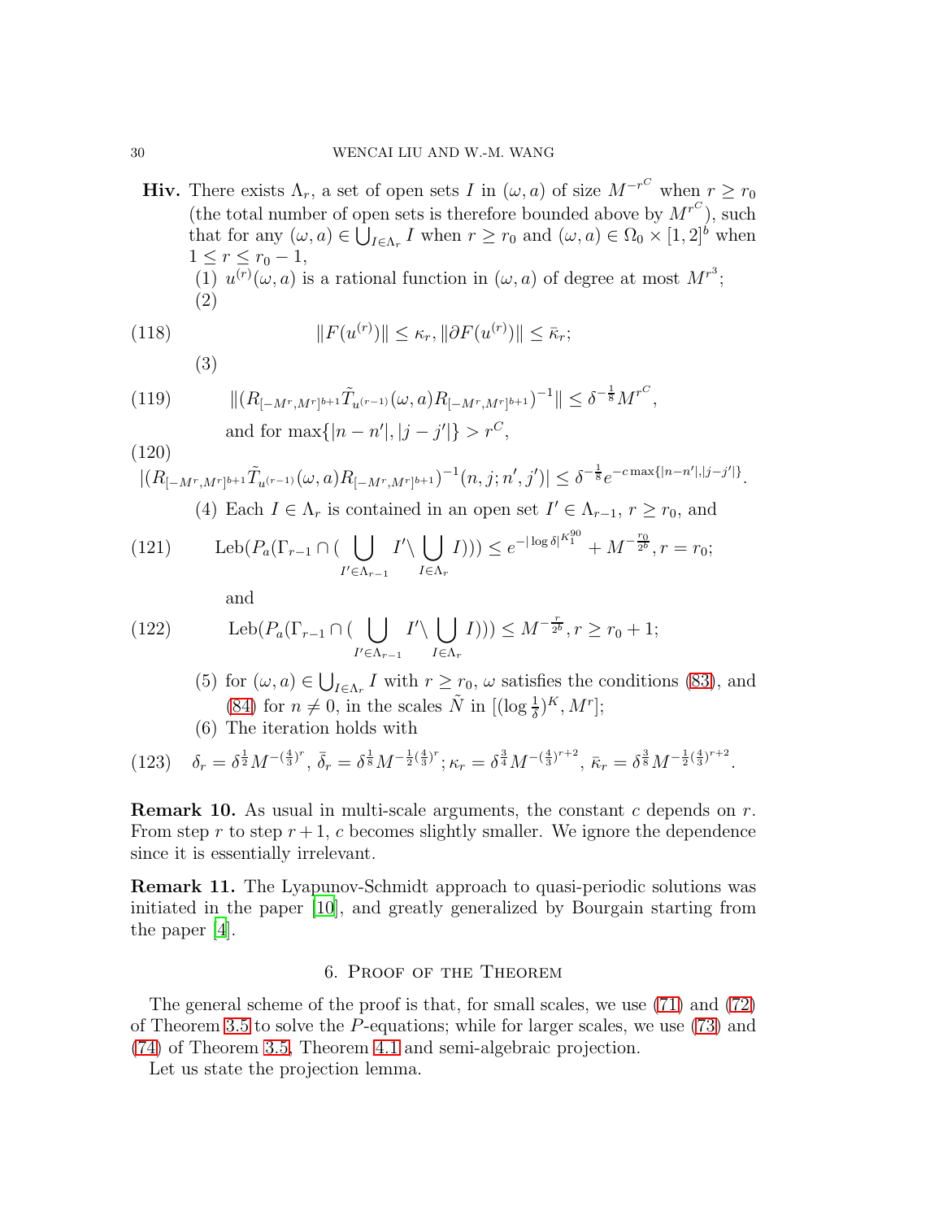**Hiv.** There exists $\Lambda_r$, a set of open sets $I$ in $(\omega, a)$ of size $M^{-r^C}$ when $r \geq r_0$ (the total number of open sets is therefore bounded above by $M^{r^C}$), such that for any $(\omega, a) \in \bigcup_{I \in \Lambda_r} I$ when $r \geq r_0$ and $(\omega, a) \in \Omega_0 \times [1,2]^b$ when $1 \leq r \leq r_0 - 1$,

(1) $u^{(r)}(\omega, a)$ is a rational function in $(\omega, a)$ of degree at most $M^{r^3}$;

(2)

$$\|F(u^{(r)})\| \leq \kappa_r, \|\partial F(u^{(r)})\| \leq \bar{\kappa}_r; \tag{118}$$

(3)

$$\|(R_{[-M^r, M^r]^{b+1}} \tilde{T}_{u^{(r-1)}}(\omega, a) R_{[-M^r, M^r]^{b+1}})^{-1}\| \leq \delta^{-\frac{1}{8}} M^{r^C}, \tag{119}$$

and for $\max\{|n-n'|, |j-j'|\} > r^C$,

$$|(R_{[-M^r, M^r]^{b+1}} \tilde{T}_{u^{(r-1)}}(\omega, a) R_{[-M^r, M^r]^{b+1}})^{-1}(n, j; n', j')| \leq \delta^{-\frac{1}{8}} e^{-c \max\{|n-n'|, |j-j'|\}}. \tag{120}$$

(4) Each $I \in \Lambda_r$ is contained in an open set $I' \in \Lambda_{r-1}$, $r \geq r_0$, and

$$\text{Leb}(P_a(\Gamma_{r-1} \cap (\bigcup_{I' \in \Lambda_{r-1}} I' \backslash \bigcup_{I \in \Lambda_r} I))) \leq e^{-|\log \delta|^{K_1^{90}}} + M^{-\frac{r_0}{2^b}}, r = r_0; \tag{121}$$

and

$$\text{Leb}(P_a(\Gamma_{r-1} \cap (\bigcup_{I' \in \Lambda_{r-1}} I' \backslash \bigcup_{I \in \Lambda_r} I))) \leq M^{-\frac{r}{2^b}}, r \geq r_0 + 1; \tag{122}$$

(5) for $(\omega, a) \in \bigcup_{I \in \Lambda_r} I$ with $r \geq r_0$, $\omega$ satisfies the conditions (83), and (84) for $n \neq 0$, in the scales $\tilde{N}$ in $[(\log \frac{1}{\delta})^K, M^r]$;

(6) The iteration holds with

$$\delta_r = \delta^{\frac{1}{2}} M^{-(\frac{4}{3})^r}, \ \bar{\delta}_r = \delta^{\frac{1}{8}} M^{-\frac{1}{2}(\frac{4}{3})^r}; \kappa_r = \delta^{\frac{3}{4}} M^{-(\frac{4}{3})^{r+2}}, \ \bar{\kappa}_r = \delta^{\frac{3}{8}} M^{-\frac{1}{2}(\frac{4}{3})^{r+2}}. \tag{123}$$

**Remark 10.** As usual in multi-scale arguments, the constant $c$ depends on $r$. From step $r$ to step $r+1$, $c$ becomes slightly smaller. We ignore the dependence since it is essentially irrelevant.

**Remark 11.** The Lyapunov-Schmidt approach to quasi-periodic solutions was initiated in the paper [10], and greatly generalized by Bourgain starting from the paper [4].

## 6. Proof of the Theorem

The general scheme of the proof is that, for small scales, we use (71) and (72) of Theorem 3.5 to solve the $P$-equations; while for larger scales, we use (73) and (74) of Theorem 3.5, Theorem 4.1 and semi-algebraic projection.

Let us state the projection lemma.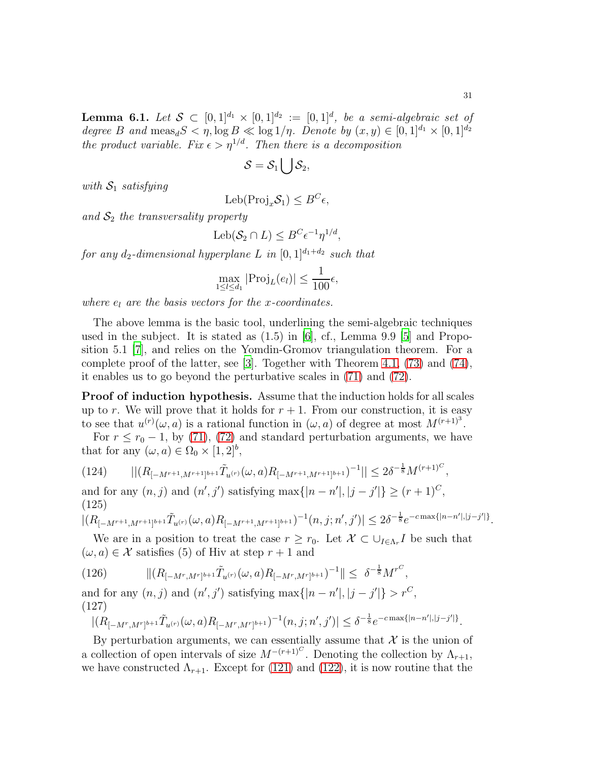**Lemma 6.1.** *Let $\mathcal{S} \subset [0,1]^{d_1} \times [0,1]^{d_2} := [0,1]^d$, be a semi-algebraic set of degree $B$ and $\text{meas}_d S < \eta, \log B \ll \log 1/\eta$. Denote by $(x,y) \in [0,1]^{d_1} \times [0,1]^{d_2}$ the product variable. Fix $\epsilon > \eta^{1/d}$. Then there is a decomposition*

$$\mathcal{S} = \mathcal{S}_1 \bigcup \mathcal{S}_2,$$

*with $\mathcal{S}_1$ satisfying*

$$\text{Leb}(\text{Proj}_x \mathcal{S}_1) \leq B^C \epsilon,$$

*and $\mathcal{S}_2$ the transversality property*

$$\text{Leb}(\mathcal{S}_2 \cap L) \leq B^C \epsilon^{-1} \eta^{1/d},$$

*for any $d_2$-dimensional hyperplane $L$ in $[0,1]^{d_1+d_2}$ such that*

$$\max_{1 \leq l \leq d_1} |\text{Proj}_L(e_l)| \leq \frac{1}{100}\epsilon,$$

*where $e_l$ are the basis vectors for the $x$-coordinates.*

The above lemma is the basic tool, underlining the semi-algebraic techniques used in the subject. It is stated as (1.5) in [6], cf., Lemma 9.9 [5] and Proposition 5.1 [7], and relies on the Yomdin-Gromov triangulation theorem. For a complete proof of the latter, see [3]. Together with Theorem 4.1, (73) and (74), it enables us to go beyond the perturbative scales in (71) and (72).

**Proof of induction hypothesis.** Assume that the induction holds for all scales up to $r$. We will prove that it holds for $r+1$. From our construction, it is easy to see that $u^{(r)}(\omega, a)$ is a rational function in $(\omega, a)$ of degree at most $M^{(r+1)^3}$.

For $r \leq r_0 - 1$, by (71), (72) and standard perturbation arguments, we have that for any $(\omega, a) \in \Omega_0 \times [1,2]^b$,

$$||(R_{[-M^{r+1}, M^{r+1}]^{b+1}} \tilde{T}_{u^{(r)}}(\omega, a) R_{[-M^{r+1}, M^{r+1}]^{b+1}})^{-1}|| \leq 2\delta^{-\frac{1}{8}} M^{(r+1)^C}, \tag{124}$$

and for any $(n,j)$ and $(n',j')$ satisfying $\max\{|n-n'|, |j-j'|\} \geq (r+1)^C$,

$$|(R_{[-M^{r+1}, M^{r+1}]^{b+1}} \tilde{T}_{u^{(r)}}(\omega, a) R_{[-M^{r+1}, M^{r+1}]^{b+1}})^{-1}(n,j;n',j')| \leq 2\delta^{-\frac{1}{8}} e^{-c\max\{|n-n'|, |j-j'|\}}. \tag{125}$$

We are in a position to treat the case $r \geq r_0$. Let $\mathcal{X} \subset \cup_{I \in \Lambda_r} I$ be such that $(\omega, a) \in \mathcal{X}$ satisfies (5) of Hiv at step $r+1$ and

$$\|(R_{[-M^r, M^r]^{b+1}} \tilde{T}_{u^{(r)}}(\omega, a) R_{[-M^r, M^r]^{b+1}})^{-1}\| \leq \ \delta^{-\frac{1}{8}} M^{r^C}, \tag{126}$$

and for any $(n,j)$ and $(n',j')$ satisfying $\max\{|n-n'|, |j-j'|\} > r^C$,

$$|(R_{[-M^r, M^r]^{b+1}} \tilde{T}_{u^{(r)}}(\omega, a) R_{[-M^r, M^r]^{b+1}})^{-1}(n,j;n',j')| \leq \delta^{-\frac{1}{8}} e^{-c\max\{|n-n'|, |j-j'|\}}. \tag{127}$$

By perturbation arguments, we can essentially assume that $\mathcal{X}$ is the union of a collection of open intervals of size $M^{-(r+1)^C}$. Denoting the collection by $\Lambda_{r+1}$, we have constructed $\Lambda_{r+1}$. Except for (121) and (122), it is now routine that the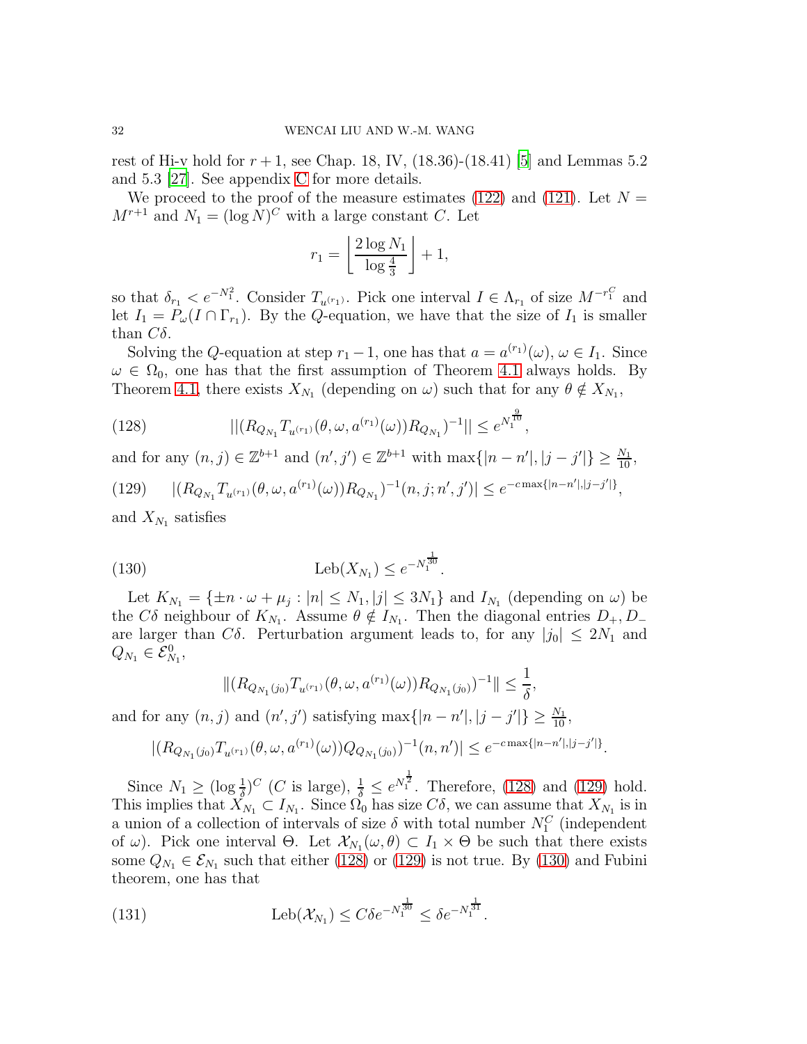rest of Hi-v hold for $r+1$, see Chap. 18, IV, (18.36)-(18.41) [5] and Lemmas 5.2 and 5.3 [27]. See appendix C for more details.

We proceed to the proof of the measure estimates (122) and (121). Let $N = M^{r+1}$ and $N_1 = (\log N)^C$ with a large constant $C$. Let

$$r_1 = \left\lfloor \frac{2\log N_1}{\log \frac{4}{3}} \right\rfloor + 1,$$

so that $\delta_{r_1} < e^{-N_1^2}$. Consider $T_{u^{(r_1)}}$. Pick one interval $I \in \Lambda_{r_1}$ of size $M^{-r_1^C}$ and let $I_1 = P_\omega(I \cap \Gamma_{r_1})$. By the $Q$-equation, we have that the size of $I_1$ is smaller than $C\delta$.

Solving the $Q$-equation at step $r_1 - 1$, one has that $a = a^{(r_1)}(\omega)$, $\omega \in I_1$. Since $\omega \in \Omega_0$, one has that the first assumption of Theorem 4.1 always holds. By Theorem 4.1, there exists $X_{N_1}$ (depending on $\omega$) such that for any $\theta \notin X_{N_1}$,

$$||(R_{Q_{N_1}} T_{u^{(r_1)}}(\theta, \omega, a^{(r_1)}(\omega)) R_{Q_{N_1}})^{-1}|| \leq e^{N_1^{\frac{9}{10}}}, \tag{128}$$

and for any $(n,j) \in \mathbb{Z}^{b+1}$ and $(n',j') \in \mathbb{Z}^{b+1}$ with $\max\{|n-n'|, |j-j'|\} \geq \frac{N_1}{10}$,

$$|(R_{Q_{N_1}} T_{u^{(r_1)}}(\theta, \omega, a^{(r_1)}(\omega)) R_{Q_{N_1}})^{-1}(n,j;n',j')| \leq e^{-c\max\{|n-n'|,|j-j'|\}}, \tag{129}$$

and $X_{N_1}$ satisfies

$$\mathrm{Leb}(X_{N_1}) \leq e^{-N_1^{\frac{1}{30}}}. \tag{130}$$

Let $K_{N_1} = \{\pm n \cdot \omega + \mu_j : |n| \leq N_1, |j| \leq 3N_1\}$ and $I_{N_1}$ (depending on $\omega$) be the $C\delta$ neighbour of $K_{N_1}$. Assume $\theta \notin I_{N_1}$. Then the diagonal entries $D_+, D_-$ are larger than $C\delta$. Perturbation argument leads to, for any $|j_0| \leq 2N_1$ and $Q_{N_1} \in \mathcal{E}^0_{N_1}$,

$$\|(R_{Q_{N_1}(j_0)} T_{u^{(r_1)}}(\theta, \omega, a^{(r_1)}(\omega)) R_{Q_{N_1}(j_0)})^{-1}\| \leq \frac{1}{\delta},$$

and for any $(n,j)$ and $(n',j')$ satisfying $\max\{|n-n'|, |j-j'|\} \geq \frac{N_1}{10}$,

$$|(R_{Q_{N_1}(j_0)} T_{u^{(r_1)}}(\theta, \omega, a^{(r_1)}(\omega)) Q_{Q_{N_1}(j_0)})^{-1}(n,n')| \leq e^{-c\max\{|n-n'|,|j-j'|\}}.$$

Since $N_1 \geq (\log \frac{1}{\delta})^C$ ($C$ is large), $\frac{1}{\delta} \leq e^{N_1^{\frac{1}{2}}}$. Therefore, (128) and (129) hold. This implies that $X_{N_1} \subset I_{N_1}$. Since $\Omega_0$ has size $C\delta$, we can assume that $X_{N_1}$ is in a union of a collection of intervals of size $\delta$ with total number $N_1^C$ (independent of $\omega$). Pick one interval $\Theta$. Let $\mathcal{X}_{N_1}(\omega, \theta) \subset I_1 \times \Theta$ be such that there exists some $Q_{N_1} \in \mathcal{E}_{N_1}$ such that either (128) or (129) is not true. By (130) and Fubini theorem, one has that

$$\mathrm{Leb}(\mathcal{X}_{N_1}) \leq C\delta e^{-N_1^{\frac{1}{30}}} \leq \delta e^{-N_1^{\frac{1}{31}}}. \tag{131}$$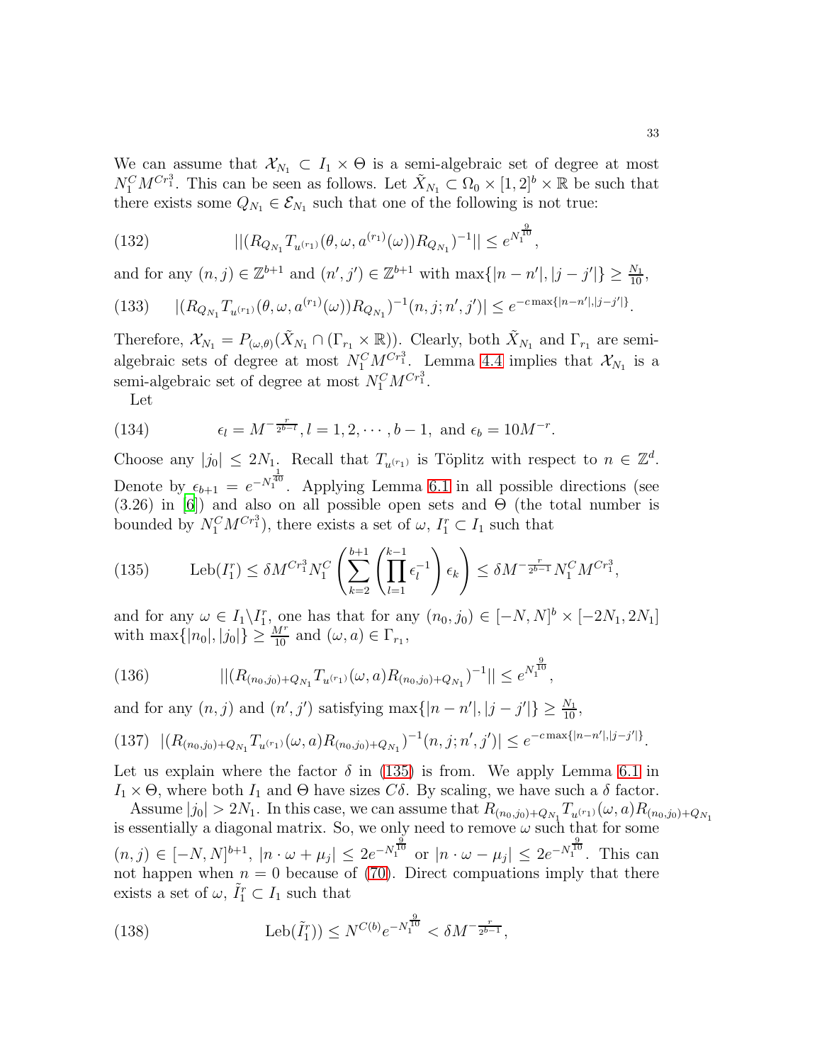We can assume that $\mathcal{X}_{N_1} \subset I_1 \times \Theta$ is a semi-algebraic set of degree at most $N_1^C M^{Cr_1^3}$. This can be seen as follows. Let $\tilde{X}_{N_1} \subset \Omega_0 \times [1,2]^b \times \mathbb{R}$ be such that there exists some $Q_{N_1} \in \mathcal{E}_{N_1}$ such that one of the following is not true:

$$||(R_{Q_{N_1}} T_{u^{(r_1)}}(\theta, \omega, a^{(r_1)}(\omega)) R_{Q_{N_1}})^{-1}|| \leq e^{N_1^{\frac{9}{10}}}, \tag{132}$$

and for any $(n,j) \in \mathbb{Z}^{b+1}$ and $(n',j') \in \mathbb{Z}^{b+1}$ with $\max\{|n-n'|, |j-j'|\} \geq \frac{N_1}{10}$,

$$|(R_{Q_{N_1}} T_{u^{(r_1)}}(\theta, \omega, a^{(r_1)}(\omega)) R_{Q_{N_1}})^{-1}(n,j;n',j')| \leq e^{-c\max\{|n-n'|,|j-j'|\}}. \tag{133}$$

Therefore, $\mathcal{X}_{N_1} = P_{(\omega,\theta)}(\tilde{X}_{N_1} \cap (\Gamma_{r_1} \times \mathbb{R}))$. Clearly, both $\tilde{X}_{N_1}$ and $\Gamma_{r_1}$ are semi-algebraic sets of degree at most $N_1^C M^{Cr_1^3}$. Lemma 4.4 implies that $\mathcal{X}_{N_1}$ is a semi-algebraic set of degree at most $N_1^C M^{Cr_1^3}$.

Let

$$\epsilon_l = M^{-\frac{r}{2^{b-l}}}, l = 1, 2, \cdots, b-1, \text{ and } \epsilon_b = 10M^{-r}. \tag{134}$$

Choose any $|j_0| \leq 2N_1$. Recall that $T_{u^{(r_1)}}$ is Töplitz with respect to $n \in \mathbb{Z}^d$. Denote by $\epsilon_{b+1} = e^{-N_1^{\frac{1}{40}}}$. Applying Lemma 6.1 in all possible directions (see (3.26) in [6]) and also on all possible open sets and $\Theta$ (the total number is bounded by $N_1^C M^{Cr_1^3}$), there exists a set of $\omega$, $I_1^r \subset I_1$ such that

$$\text{Leb}(I_1^r) \leq \delta M^{Cr_1^3} N_1^C \left( \sum_{k=2}^{b+1} \left( \prod_{l=1}^{k-1} \epsilon_l^{-1} \right) \epsilon_k \right) \leq \delta M^{-\frac{r}{2^{b-1}}} N_1^C M^{Cr_1^3}, \tag{135}$$

and for any $\omega \in I_1 \backslash I_1^r$, one has that for any $(n_0, j_0) \in [-N,N]^b \times [-2N_1, 2N_1]$ with $\max\{|n_0|, |j_0|\} \geq \frac{M^r}{10}$ and $(\omega, a) \in \Gamma_{r_1}$,

$$||(R_{(n_0,j_0)+Q_{N_1}} T_{u^{(r_1)}}(\omega, a) R_{(n_0,j_0)+Q_{N_1}})^{-1}|| \leq e^{N_1^{\frac{9}{10}}}, \tag{136}$$

and for any $(n,j)$ and $(n',j')$ satisfying $\max\{|n-n'|, |j-j'|\} \geq \frac{N_1}{10}$,

$$|(R_{(n_0,j_0)+Q_{N_1}} T_{u^{(r_1)}}(\omega, a) R_{(n_0,j_0)+Q_{N_1}})^{-1}(n,j;n',j')| \leq e^{-c\max\{|n-n'|,|j-j'|\}}. \tag{137}$$

Let us explain where the factor $\delta$ in (135) is from. We apply Lemma 6.1 in $I_1 \times \Theta$, where both $I_1$ and $\Theta$ have sizes $C\delta$. By scaling, we have such a $\delta$ factor.

Assume $|j_0| > 2N_1$. In this case, we can assume that $R_{(n_0,j_0)+Q_{N_1}} T_{u^{(r_1)}}(\omega, a) R_{(n_0,j_0)+Q_{N_1}}$ is essentially a diagonal matrix. So, we only need to remove $\omega$ such that for some $(n,j) \in [-N,N]^{b+1}$, $|n \cdot \omega + \mu_j| \leq 2e^{-N_1^{\frac{9}{10}}}$ or $|n \cdot \omega - \mu_j| \leq 2e^{-N_1^{\frac{9}{10}}}$. This can not happen when $n = 0$ because of (70). Direct compuations imply that there exists a set of $\omega$, $\tilde{I}_1^r \subset I_1$ such that

$$\text{Leb}(\tilde{I}_1^r)) \leq N^{C(b)} e^{-N_1^{\frac{9}{10}}} < \delta M^{-\frac{r}{2^{b-1}}}, \tag{138}$$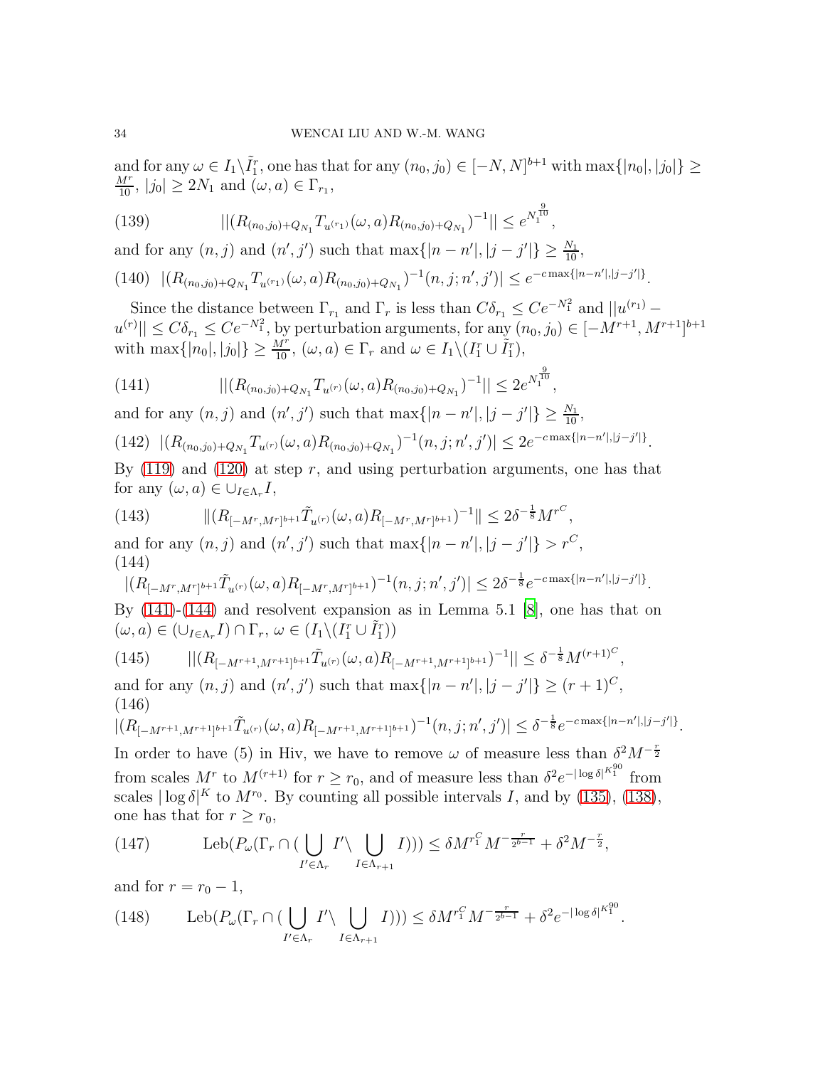and for any $\omega \in I_1 \backslash \tilde{I}_1^r$, one has that for any $(n_0, j_0) \in [-N, N]^{b+1}$ with $\max\{|n_0|, |j_0|\} \geq \frac{M^r}{10}$, $|j_0| \geq 2N_1$ and $(\omega, a) \in \Gamma_{r_1}$,

$$||(R_{(n_0,j_0)+Q_{N_1}} T_{u^{(r_1)}}(\omega, a) R_{(n_0,j_0)+Q_{N_1}})^{-1}|| \leq e^{N_1^{\frac{9}{10}}}, \tag{139}$$

and for any $(n, j)$ and $(n', j')$ such that $\max\{|n - n'|, |j - j'|\} \geq \frac{N_1}{10}$,

$$|(R_{(n_0,j_0)+Q_{N_1}} T_{u^{(r_1)}}(\omega, a) R_{(n_0,j_0)+Q_{N_1}})^{-1}(n, j; n', j')| \leq e^{-c \max\{|n-n'|,|j-j'|\}}. \tag{140}$$

Since the distance between $\Gamma_{r_1}$ and $\Gamma_r$ is less than $C\delta_{r_1} \leq Ce^{-N_1^2}$ and $||u^{(r_1)} - u^{(r)}|| \leq C\delta_{r_1} \leq Ce^{-N_1^2}$, by perturbation arguments, for any $(n_0, j_0) \in [-M^{r+1}, M^{r+1}]^{b+1}$ with $\max\{|n_0|, |j_0|\} \geq \frac{M^r}{10}$, $(\omega, a) \in \Gamma_r$ and $\omega \in I_1 \backslash (I_1^r \cup \tilde{I}_1^r)$,

$$||(R_{(n_0,j_0)+Q_{N_1}} T_{u^{(r)}}(\omega, a) R_{(n_0,j_0)+Q_{N_1}})^{-1}|| \leq 2e^{N_1^{\frac{9}{10}}}, \tag{141}$$

and for any $(n, j)$ and $(n', j')$ such that $\max\{|n - n'|, |j - j'|\} \geq \frac{N_1}{10}$,

$$|(R_{(n_0,j_0)+Q_{N_1}} T_{u^{(r)}}(\omega, a) R_{(n_0,j_0)+Q_{N_1}})^{-1}(n, j; n', j')| \leq 2e^{-c \max\{|n-n'|,|j-j'|\}}. \tag{142}$$

By (119) and (120) at step $r$, and using perturbation arguments, one has that for any $(\omega, a) \in \cup_{I \in \Lambda_r} I$,

$$\|(R_{[-M^r,M^r]^{b+1}} \tilde{T}_{u^{(r)}}(\omega, a) R_{[-M^r,M^r]^{b+1}})^{-1}\| \leq 2\delta^{-\frac{1}{8}} M^{r^C}, \tag{143}$$

and for any $(n, j)$ and $(n', j')$ such that $\max\{|n - n'|, |j - j'|\} > r^C$,

$$|(R_{[-M^r,M^r]^{b+1}} \tilde{T}_{u^{(r)}}(\omega, a) R_{[-M^r,M^r]^{b+1}})^{-1}(n, j; n', j')| \leq 2\delta^{-\frac{1}{8}} e^{-c \max\{|n-n'|,|j-j'|\}}. \tag{144}$$

By (141)-(144) and resolvent expansion as in Lemma 5.1 [8], one has that on $(\omega, a) \in (\cup_{I \in \Lambda_r} I) \cap \Gamma_r$, $\omega \in (I_1 \backslash (I_1^r \cup \tilde{I}_1^r))$

$$||(R_{[-M^{r+1},M^{r+1}]^{b+1}} \tilde{T}_{u^{(r)}}(\omega, a) R_{[-M^{r+1},M^{r+1}]^{b+1}})^{-1}|| \leq \delta^{-\frac{1}{8}} M^{(r+1)^C}, \tag{145}$$

and for any $(n, j)$ and $(n', j')$ such that $\max\{|n - n'|, |j - j'|\} \geq (r + 1)^C$,

$$|(R_{[-M^{r+1},M^{r+1}]^{b+1}} \tilde{T}_{u^{(r)}}(\omega, a) R_{[-M^{r+1},M^{r+1}]^{b+1}})^{-1}(n, j; n', j')| \leq \delta^{-\frac{1}{8}} e^{-c \max\{|n-n'|,|j-j'|\}}. \tag{146}$$

In order to have (5) in Hiv, we have to remove $\omega$ of measure less than $\delta^2 M^{-\frac{r}{2}}$ from scales $M^r$ to $M^{(r+1)}$ for $r \geq r_0$, and of measure less than $\delta^2 e^{-|\log \delta|^{K_1^{90}}}$ from scales $|\log \delta|^K$ to $M^{r_0}$. By counting all possible intervals $I$, and by (135), (138), one has that for $r \geq r_0$,

$$\text{Leb}(P_\omega(\Gamma_r \cap (\bigcup_{I' \in \Lambda_r} I' \backslash \bigcup_{I \in \Lambda_{r+1}} I))) \leq \delta M^{r_1^C} M^{-\frac{r}{2^{b-1}}} + \delta^2 M^{-\frac{r}{2}}, \tag{147}$$

and for $r = r_0 - 1$,

$$\text{Leb}(P_\omega(\Gamma_r \cap (\bigcup_{I' \in \Lambda_r} I' \backslash \bigcup_{I \in \Lambda_{r+1}} I))) \leq \delta M^{r_1^C} M^{-\frac{r}{2^{b-1}}} + \delta^2 e^{-|\log \delta|^{K_1^{90}}}. \tag{148}$$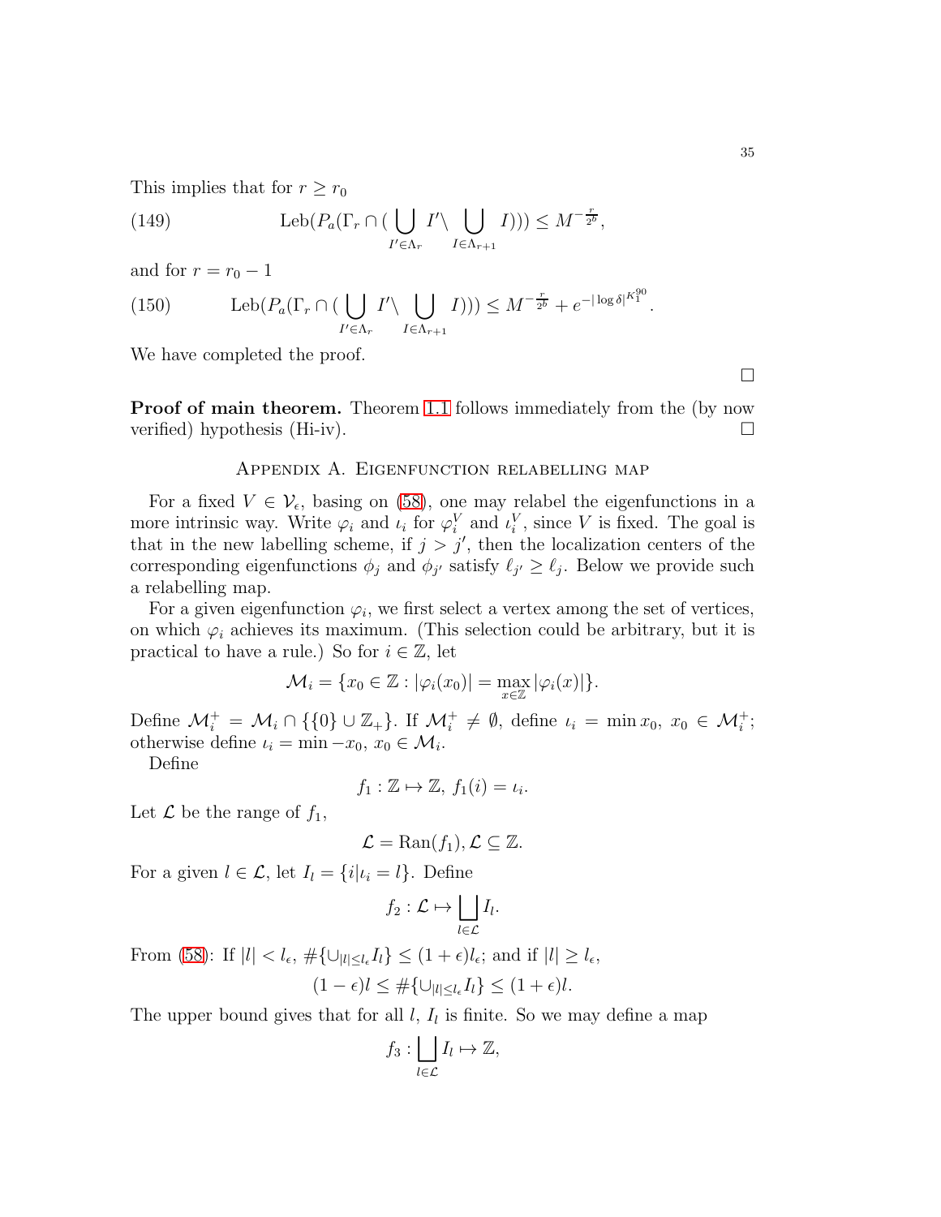This implies that for $r \geq r_0$

$$\text{Leb}(P_a(\Gamma_r \cap (\bigcup_{I' \in \Lambda_r} I' \backslash \bigcup_{I \in \Lambda_{r+1}} I))) \leq M^{-\frac{r}{2^b}}, \tag{149}$$

and for $r = r_0 - 1$

$$\text{Leb}(P_a(\Gamma_r \cap (\bigcup_{I' \in \Lambda_r} I' \backslash \bigcup_{I \in \Lambda_{r+1}} I))) \leq M^{-\frac{r}{2^b}} + e^{-|\log \delta|^{K_1^{90}}}. \tag{150}$$

We have completed the proof.

□

**Proof of main theorem.** Theorem 1.1 follows immediately from the (by now verified) hypothesis (Hi-iv). □

## Appendix A. Eigenfunction relabelling map

For a fixed $V \in \mathcal{V}_\epsilon$, basing on (58), one may relabel the eigenfunctions in a more intrinsic way. Write $\varphi_i$ and $\iota_i$ for $\varphi_i^V$ and $\iota_i^V$, since $V$ is fixed. The goal is that in the new labelling scheme, if $j > j'$, then the localization centers of the corresponding eigenfunctions $\phi_j$ and $\phi_{j'}$ satisfy $\ell_{j'} \geq \ell_j$. Below we provide such a relabelling map.

For a given eigenfunction $\varphi_i$, we first select a vertex among the set of vertices, on which $\varphi_i$ achieves its maximum. (This selection could be arbitrary, but it is practical to have a rule.) So for $i \in \mathbb{Z}$, let

$$\mathcal{M}_i = \{x_0 \in \mathbb{Z} : |\varphi_i(x_0)| = \max_{x \in \mathbb{Z}} |\varphi_i(x)|\}.$$

Define $\mathcal{M}_i^+ = \mathcal{M}_i \cap \{\{0\} \cup \mathbb{Z}_+\}$. If $\mathcal{M}_i^+ \neq \emptyset$, define $\iota_i = \min x_0$, $x_0 \in \mathcal{M}_i^+$; otherwise define $\iota_i = \min -x_0$, $x_0 \in \mathcal{M}_i$.

Define

$$f_1 : \mathbb{Z} \mapsto \mathbb{Z},\ f_1(i) = \iota_i.$$

Let $\mathcal{L}$ be the range of $f_1$,

$$\mathcal{L} = \text{Ran}(f_1), \mathcal{L} \subseteq \mathbb{Z}.$$

For a given $l \in \mathcal{L}$, let $I_l = \{i | \iota_i = l\}$. Define

$$f_2 : \mathcal{L} \mapsto \bigsqcup_{l \in \mathcal{L}} I_l.$$

From (58): If $|l| < l_\epsilon$, $\#\{\cup_{|l| \leq l_\epsilon} I_l\} \leq (1 + \epsilon) l_\epsilon$; and if $|l| \geq l_\epsilon$,

$$(1 - \epsilon) l \leq \#\{\cup_{|l| \leq l_\epsilon} I_l\} \leq (1 + \epsilon) l.$$

The upper bound gives that for all $l$, $I_l$ is finite. So we may define a map

$$f_3 : \bigsqcup_{l \in \mathcal{L}} I_l \mapsto \mathbb{Z},$$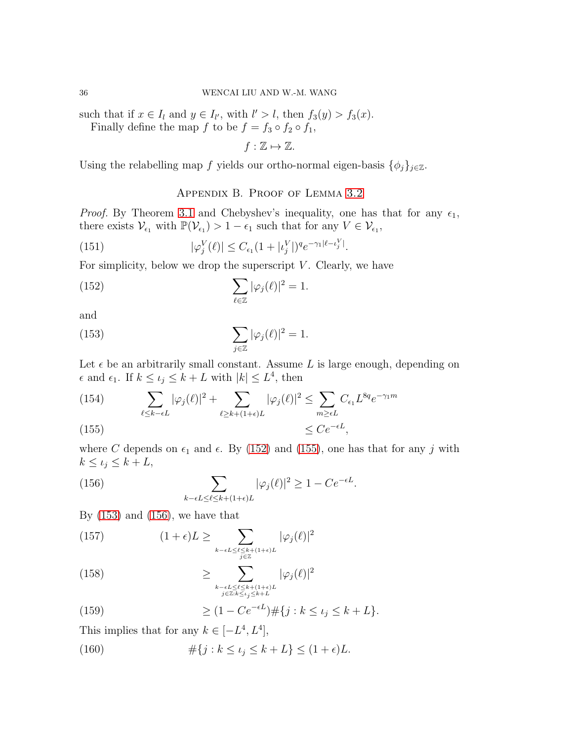such that if $x \in I_l$ and $y \in I_{l'}$, with $l' > l$, then $f_3(y) > f_3(x)$.

Finally define the map $f$ to be $f = f_3 \circ f_2 \circ f_1$,

$$f : \mathbb{Z} \mapsto \mathbb{Z}.$$

Using the relabelling map $f$ yields our ortho-normal eigen-basis $\{\phi_j\}_{j \in \mathbb{Z}}$.

## Appendix B. Proof of Lemma 3.2

*Proof.* By Theorem 3.1 and Chebyshev's inequality, one has that for any $\epsilon_1$, there exists $\mathcal{V}_{\epsilon_1}$ with $\mathbb{P}(\mathcal{V}_{\epsilon_1}) > 1 - \epsilon_1$ such that for any $V \in \mathcal{V}_{\epsilon_1}$,

$$|\varphi_j^V(\ell)| \leq C_{\epsilon_1}(1 + |\iota_j^V|)^q e^{-\gamma_1 |\ell - \iota_j^V|}. \tag{151}$$

For simplicity, below we drop the superscript $V$. Clearly, we have

$$\sum_{\ell \in \mathbb{Z}} |\varphi_j(\ell)|^2 = 1. \tag{152}$$

and

$$\sum_{j \in \mathbb{Z}} |\varphi_j(\ell)|^2 = 1. \tag{153}$$

Let $\epsilon$ be an arbitrarily small constant. Assume $L$ is large enough, depending on $\epsilon$ and $\epsilon_1$. If $k \leq \iota_j \leq k + L$ with $|k| \leq L^4$, then

$$\sum_{\ell \leq k - \epsilon L} |\varphi_j(\ell)|^2 + \sum_{\ell \geq k + (1+\epsilon)L} |\varphi_j(\ell)|^2 \leq \sum_{m \geq \epsilon L} C_{\epsilon_1} L^{8q} e^{-\gamma_1 m} \tag{154}$$

$$\leq C e^{-\epsilon L}, \tag{155}$$

where $C$ depends on $\epsilon_1$ and $\epsilon$. By (152) and (155), one has that for any $j$ with $k \leq \iota_j \leq k + L$,

$$\sum_{k - \epsilon L \leq \ell \leq k + (1+\epsilon)L} |\varphi_j(\ell)|^2 \geq 1 - C e^{-\epsilon L}. \tag{156}$$

By (153) and (156), we have that

$$(1+\epsilon)L \geq \sum_{\substack{k - \epsilon L \leq \ell \leq k + (1+\epsilon)L \\ j \in \mathbb{Z}}} |\varphi_j(\ell)|^2 \tag{157}$$

$$\geq \sum_{\substack{k - \epsilon L \leq \ell \leq k + (1+\epsilon)L \\ j \in \mathbb{Z}: k \leq \iota_j \leq k + L}} |\varphi_j(\ell)|^2 \tag{158}$$

$$\geq (1 - C e^{-\epsilon L}) \#\{j : k \leq \iota_j \leq k + L\}. \tag{159}$$

This implies that for any $k \in [-L^4, L^4]$,

$$\#\{j : k \leq \iota_j \leq k + L\} \leq (1+\epsilon)L. \tag{160}$$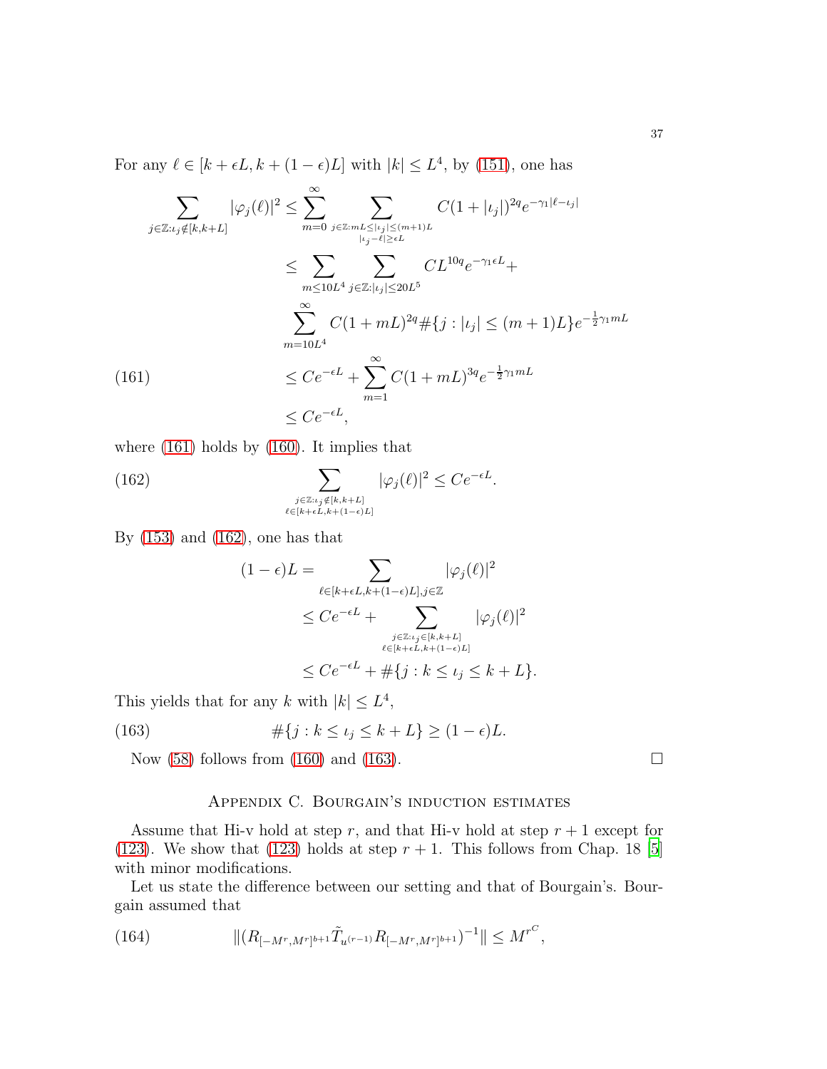For any $\ell \in [k + \epsilon L, k + (1-\epsilon)L]$ with $|k| \le L^4$, by (151), one has

$$
\begin{aligned}
\sum_{j\in\mathbb{Z}:\iota_j\notin[k,k+L]} |\varphi_j(\ell)|^2 &\le \sum_{m=0}^{\infty} \sum_{\substack{j\in\mathbb{Z}:mL\le|\iota_j|\le(m+1)L\\ |\iota_j-\ell|\ge\epsilon L}} C(1+|\iota_j|)^{2q} e^{-\gamma_1|\ell-\iota_j|} \\
&\le \sum_{m\le 10L^4} \sum_{j\in\mathbb{Z}:|\iota_j|\le 20L^5} CL^{10q} e^{-\gamma_1 \epsilon L} + \\
&\quad \sum_{m=10L^4}^{\infty} C(1+mL)^{2q} \#\{j : |\iota_j| \le (m+1)L\} e^{-\frac{1}{2}\gamma_1 mL} \\
&\le Ce^{-\epsilon L} + \sum_{m=1}^{\infty} C(1+mL)^{3q} e^{-\frac{1}{2}\gamma_1 mL} \qquad (161)\\
&\le Ce^{-\epsilon L},
\end{aligned}
$$

where (161) holds by (160). It implies that

$$
\sum_{\substack{j\in\mathbb{Z}:\iota_j\notin[k,k+L]\\ \ell\in[k+\epsilon L,k+(1-\epsilon)L]}} |\varphi_j(\ell)|^2 \le Ce^{-\epsilon L}. \tag{162}
$$

By (153) and (162), one has that

$$
\begin{aligned}
(1-\epsilon)L &= \sum_{\ell\in[k+\epsilon L,k+(1-\epsilon)L],j\in\mathbb{Z}} |\varphi_j(\ell)|^2 \\
&\le Ce^{-\epsilon L} + \sum_{\substack{j\in\mathbb{Z}:\iota_j\in[k,k+L]\\ \ell\in[k+\epsilon L,k+(1-\epsilon)L]}} |\varphi_j(\ell)|^2 \\
&\le Ce^{-\epsilon L} + \#\{j : k \le \iota_j \le k+L\}.
\end{aligned}
$$

This yields that for any $k$ with $|k| \le L^4$,

$$
\#\{j : k \le \iota_j \le k+L\} \ge (1-\epsilon)L. \tag{163}
$$

Now (58) follows from (160) and (163). $\square$

## Appendix C. Bourgain's induction estimates

Assume that Hi-v hold at step $r$, and that Hi-v hold at step $r+1$ except for (123). We show that (123) holds at step $r+1$. This follows from Chap. 18 [5] with minor modifications.

Let us state the difference between our setting and that of Bourgain's. Bourgain assumed that

$$
\|(R_{[-M^r,M^r]^{b+1}} \tilde{T}_{u^{(r-1)}} R_{[-M^r,M^r]^{b+1}})^{-1}\| \le M^{r^C}, \tag{164}
$$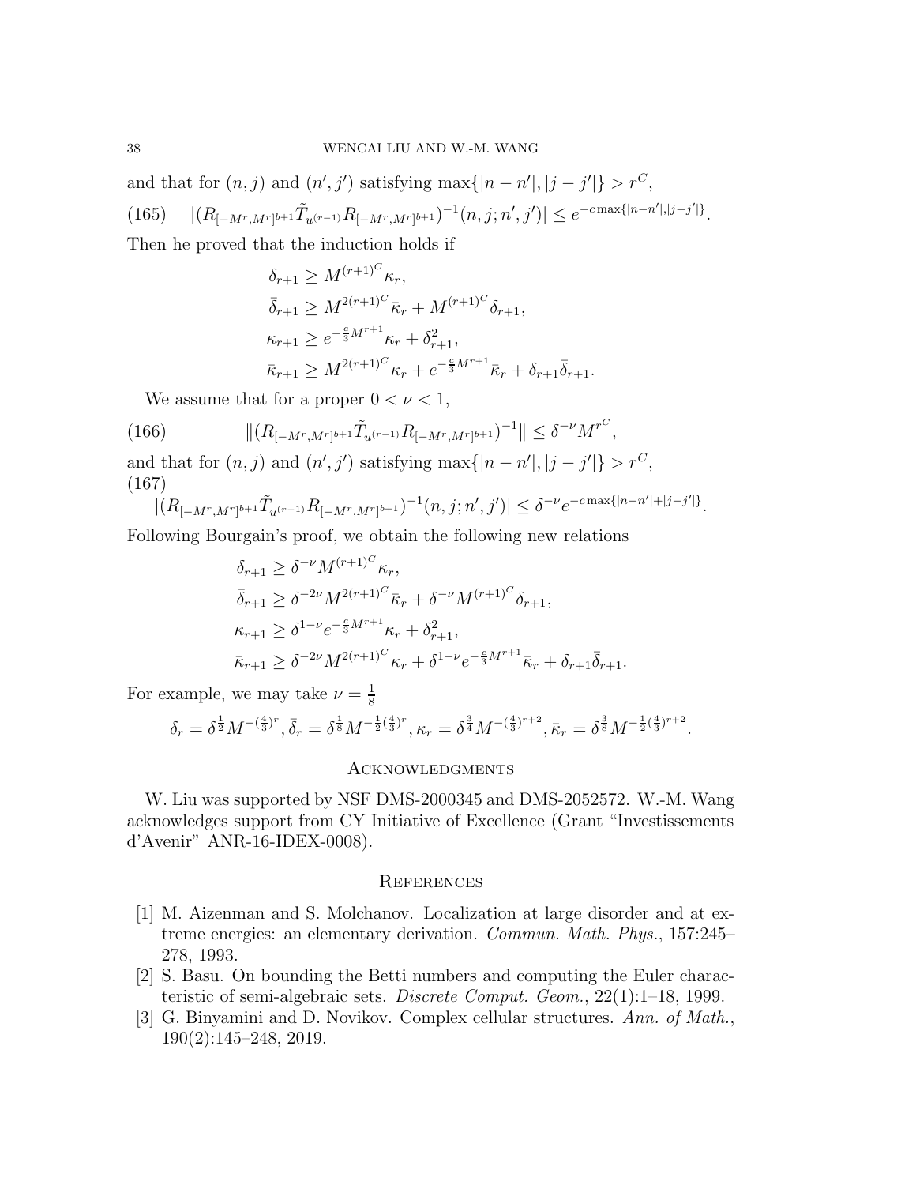and that for $(n, j)$ and $(n', j')$ satisfying $\max\{|n-n'|, |j-j'|\} > r^C$,

$$|(R_{[-M^r, M^r]^{b+1}} \tilde{T}_{u^{(r-1)}} R_{[-M^r, M^r]^{b+1}})^{-1}(n, j; n', j')| \leq e^{-c\max\{|n-n'|,|j-j'|\}}. \tag{165}$$

Then he proved that the induction holds if

$$\begin{aligned}
\delta_{r+1} &\geq M^{(r+1)^C} \kappa_r, \\
\bar{\delta}_{r+1} &\geq M^{2(r+1)^C} \bar{\kappa}_r + M^{(r+1)^C} \delta_{r+1}, \\
\kappa_{r+1} &\geq e^{-\frac{c}{3}M^{r+1}} \kappa_r + \delta_{r+1}^2, \\
\bar{\kappa}_{r+1} &\geq M^{2(r+1)^C} \kappa_r + e^{-\frac{c}{3}M^{r+1}} \bar{\kappa}_r + \delta_{r+1} \bar{\delta}_{r+1}.
\end{aligned}$$

We assume that for a proper $0 < \nu < 1$,

$$\|(R_{[-M^r, M^r]^{b+1}} \tilde{T}_{u^{(r-1)}} R_{[-M^r, M^r]^{b+1}})^{-1}\| \leq \delta^{-\nu} M^{r^C}, \tag{166}$$

and that for $(n, j)$ and $(n', j')$ satisfying $\max\{|n-n'|, |j-j'|\} > r^C$,

$$|(R_{[-M^r, M^r]^{b+1}} \tilde{T}_{u^{(r-1)}} R_{[-M^r, M^r]^{b+1}})^{-1}(n, j; n', j')| \leq \delta^{-\nu} e^{-c\max\{|n-n'|+|j-j'|\}}. \tag{167}$$

Following Bourgain's proof, we obtain the following new relations

$$\begin{aligned}
\delta_{r+1} &\geq \delta^{-\nu} M^{(r+1)^C} \kappa_r, \\
\bar{\delta}_{r+1} &\geq \delta^{-2\nu} M^{2(r+1)^C} \bar{\kappa}_r + \delta^{-\nu} M^{(r+1)^C} \delta_{r+1}, \\
\kappa_{r+1} &\geq \delta^{1-\nu} e^{-\frac{c}{3}M^{r+1}} \kappa_r + \delta_{r+1}^2, \\
\bar{\kappa}_{r+1} &\geq \delta^{-2\nu} M^{2(r+1)^C} \kappa_r + \delta^{1-\nu} e^{-\frac{c}{3}M^{r+1}} \bar{\kappa}_r + \delta_{r+1} \bar{\delta}_{r+1}.
\end{aligned}$$

For example, we may take $\nu = \frac{1}{8}$

$$\delta_r = \delta^{\frac{1}{2}} M^{-(\frac{4}{3})^r}, \bar{\delta}_r = \delta^{\frac{1}{8}} M^{-\frac{1}{2}(\frac{4}{3})^r}, \kappa_r = \delta^{\frac{3}{4}} M^{-(\frac{4}{3})^{r+2}}, \bar{\kappa}_r = \delta^{\frac{3}{8}} M^{-\frac{1}{2}(\frac{4}{3})^{r+2}}.$$

## Acknowledgments

W. Liu was supported by NSF DMS-2000345 and DMS-2052572. W.-M. Wang acknowledges support from CY Initiative of Excellence (Grant "Investissements d'Avenir" ANR-16-IDEX-0008).

## References

[1] M. Aizenman and S. Molchanov. Localization at large disorder and at extreme energies: an elementary derivation. *Commun. Math. Phys.*, 157:245–278, 1993.

[2] S. Basu. On bounding the Betti numbers and computing the Euler characteristic of semi-algebraic sets. *Discrete Comput. Geom.*, 22(1):1–18, 1999.

[3] G. Binyamini and D. Novikov. Complex cellular structures. *Ann. of Math.*, 190(2):145–248, 2019.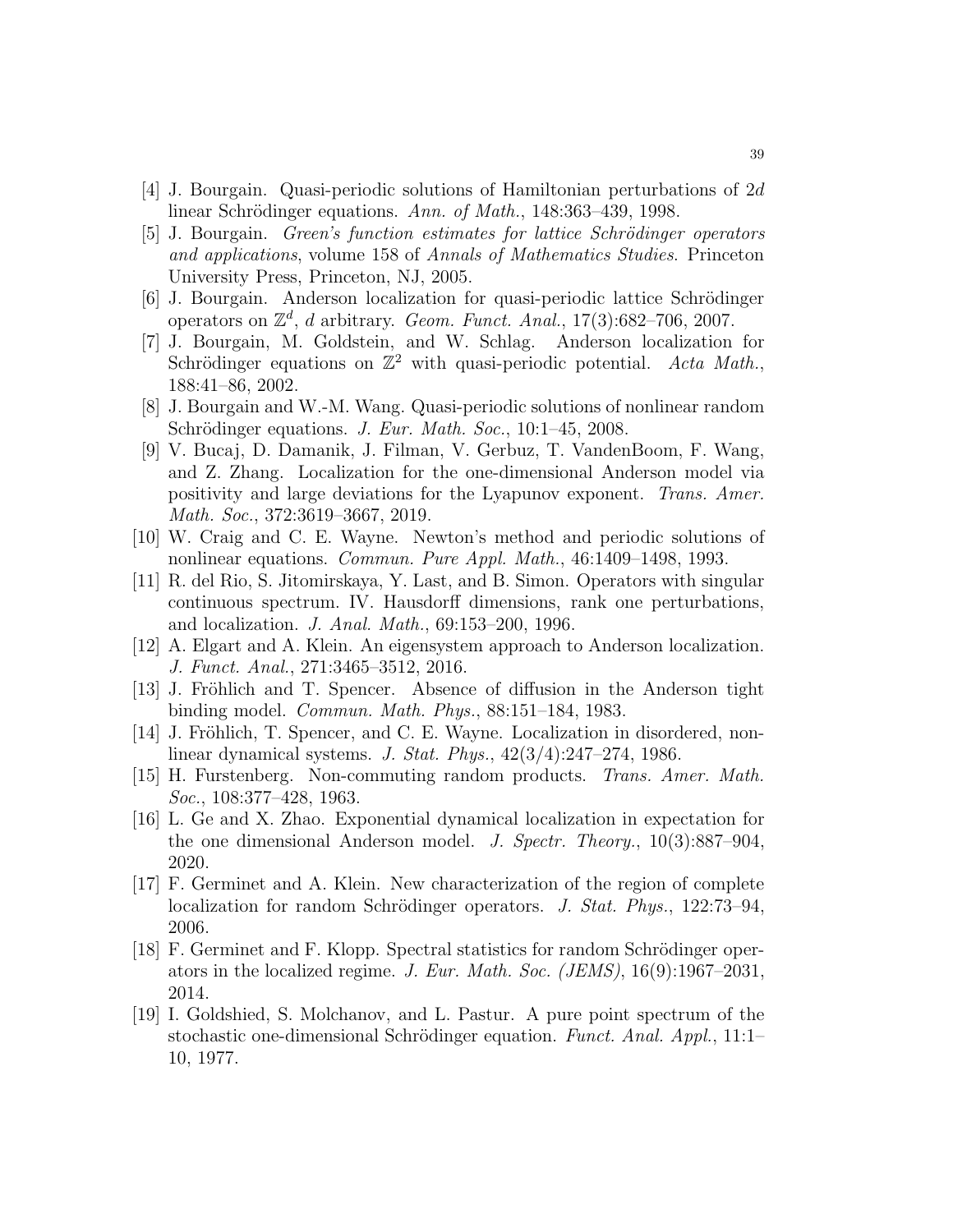[4] J. Bourgain. Quasi-periodic solutions of Hamiltonian perturbations of 2$d$ linear Schrödinger equations. *Ann. of Math.*, 148:363–439, 1998.

[5] J. Bourgain. *Green's function estimates for lattice Schrödinger operators and applications*, volume 158 of *Annals of Mathematics Studies*. Princeton University Press, Princeton, NJ, 2005.

[6] J. Bourgain. Anderson localization for quasi-periodic lattice Schrödinger operators on $\mathbb{Z}^d$, $d$ arbitrary. *Geom. Funct. Anal.*, 17(3):682–706, 2007.

[7] J. Bourgain, M. Goldstein, and W. Schlag. Anderson localization for Schrödinger equations on $\mathbb{Z}^2$ with quasi-periodic potential. *Acta Math.*, 188:41–86, 2002.

[8] J. Bourgain and W.-M. Wang. Quasi-periodic solutions of nonlinear random Schrödinger equations. *J. Eur. Math. Soc.*, 10:1–45, 2008.

[9] V. Bucaj, D. Damanik, J. Filman, V. Gerbuz, T. VandenBoom, F. Wang, and Z. Zhang. Localization for the one-dimensional Anderson model via positivity and large deviations for the Lyapunov exponent. *Trans. Amer. Math. Soc.*, 372:3619–3667, 2019.

[10] W. Craig and C. E. Wayne. Newton's method and periodic solutions of nonlinear equations. *Commun. Pure Appl. Math.*, 46:1409–1498, 1993.

[11] R. del Rio, S. Jitomirskaya, Y. Last, and B. Simon. Operators with singular continuous spectrum. IV. Hausdorff dimensions, rank one perturbations, and localization. *J. Anal. Math.*, 69:153–200, 1996.

[12] A. Elgart and A. Klein. An eigensystem approach to Anderson localization. *J. Funct. Anal.*, 271:3465–3512, 2016.

[13] J. Fröhlich and T. Spencer. Absence of diffusion in the Anderson tight binding model. *Commun. Math. Phys.*, 88:151–184, 1983.

[14] J. Fröhlich, T. Spencer, and C. E. Wayne. Localization in disordered, nonlinear dynamical systems. *J. Stat. Phys.*, 42(3/4):247–274, 1986.

[15] H. Furstenberg. Non-commuting random products. *Trans. Amer. Math. Soc.*, 108:377–428, 1963.

[16] L. Ge and X. Zhao. Exponential dynamical localization in expectation for the one dimensional Anderson model. *J. Spectr. Theory.*, 10(3):887–904, 2020.

[17] F. Germinet and A. Klein. New characterization of the region of complete localization for random Schrödinger operators. *J. Stat. Phys.*, 122:73–94, 2006.

[18] F. Germinet and F. Klopp. Spectral statistics for random Schrödinger operators in the localized regime. *J. Eur. Math. Soc. (JEMS)*, 16(9):1967–2031, 2014.

[19] I. Goldshied, S. Molchanov, and L. Pastur. A pure point spectrum of the stochastic one-dimensional Schrödinger equation. *Funct. Anal. Appl.*, 11:1–10, 1977.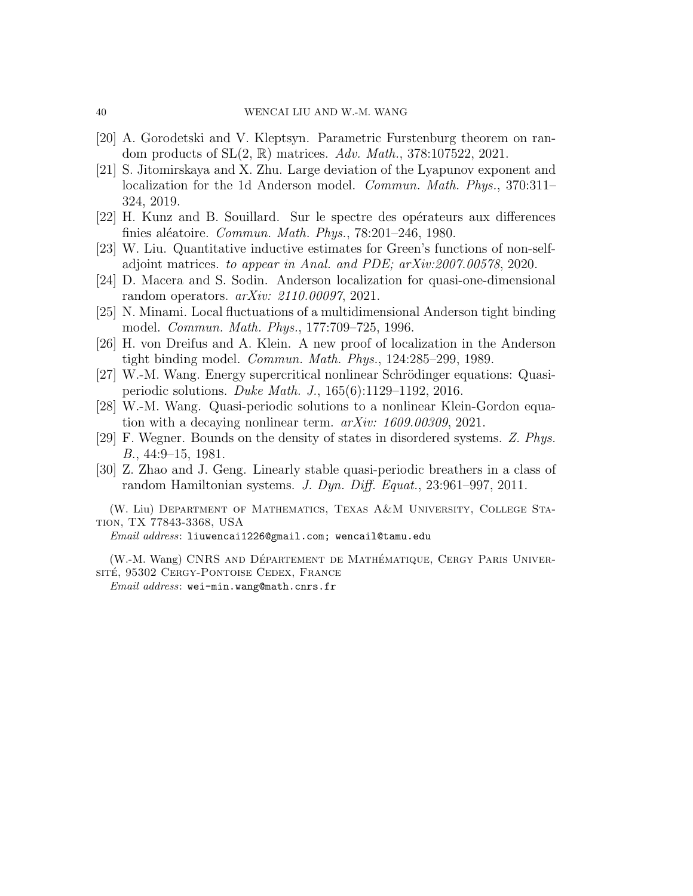[20] A. Gorodetski and V. Kleptsyn. Parametric Furstenberg theorem on random products of $\mathrm{SL}(2, \mathbb{R})$ matrices. *Adv. Math.*, 378:107522, 2021.

[21] S. Jitomirskaya and X. Zhu. Large deviation of the Lyapunov exponent and localization for the 1d Anderson model. *Commun. Math. Phys.*, 370:311–324, 2019.

[22] H. Kunz and B. Souillard. Sur le spectre des opérateurs aux differences finies aléatoire. *Commun. Math. Phys.*, 78:201–246, 1980.

[23] W. Liu. Quantitative inductive estimates for Green's functions of non-self-adjoint matrices. *to appear in Anal. and PDE; arXiv:2007.00578*, 2020.

[24] D. Macera and S. Sodin. Anderson localization for quasi-one-dimensional random operators. *arXiv: 2110.00097*, 2021.

[25] N. Minami. Local fluctuations of a multidimensional Anderson tight binding model. *Commun. Math. Phys.*, 177:709–725, 1996.

[26] H. von Dreifus and A. Klein. A new proof of localization in the Anderson tight binding model. *Commun. Math. Phys.*, 124:285–299, 1989.

[27] W.-M. Wang. Energy supercritical nonlinear Schrödinger equations: Quasi-periodic solutions. *Duke Math. J.*, 165(6):1129–1192, 2016.

[28] W.-M. Wang. Quasi-periodic solutions to a nonlinear Klein-Gordon equation with a decaying nonlinear term. *arXiv: 1609.00309*, 2021.

[29] F. Wegner. Bounds on the density of states in disordered systems. *Z. Phys. B.*, 44:9–15, 1981.

[30] Z. Zhao and J. Geng. Linearly stable quasi-periodic breathers in a class of random Hamiltonian systems. *J. Dyn. Diff. Equat.*, 23:961–997, 2011.

(W. Liu) Department of Mathematics, Texas A&M University, College Station, TX 77843-3368, USA

*Email address*: liuwencai1226@gmail.com; wencail@tamu.edu

(W.-M. Wang) CNRS and Département de Mathématique, Cergy Paris Université, 95302 Cergy-Pontoise Cedex, France

*Email address*: wei-min.wang@math.cnrs.fr